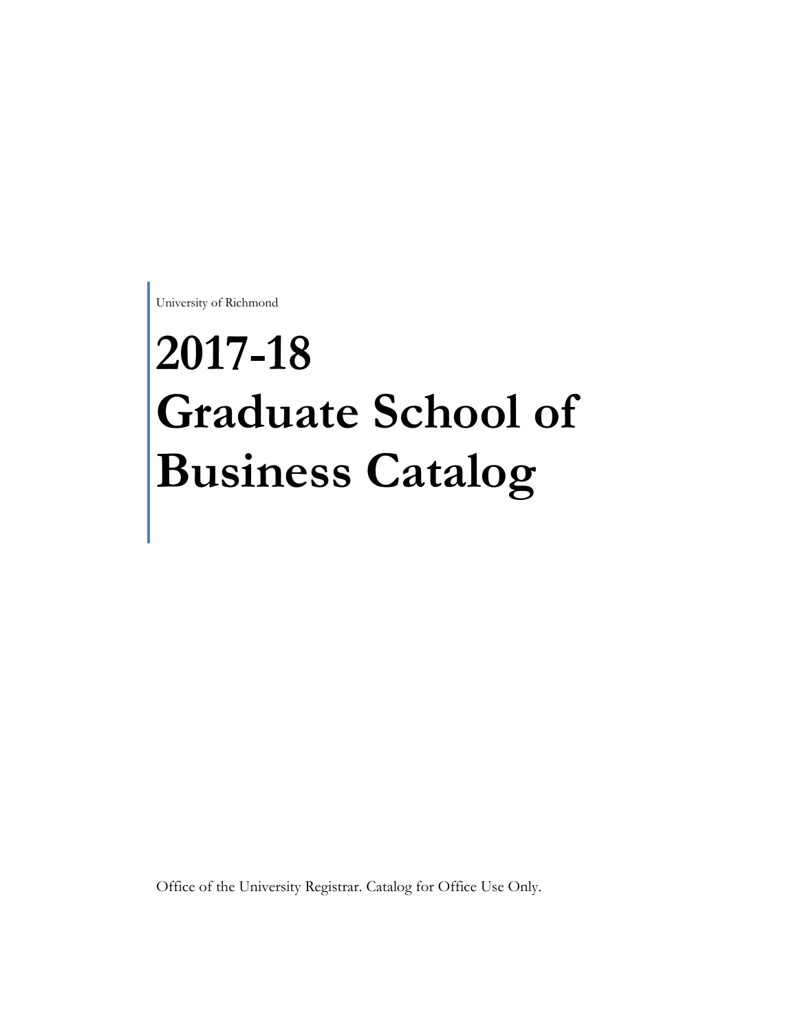University of Richmond

# 2017-18 Graduate School of Business Catalog

Office of the University Registrar. Catalog for Office Use Only.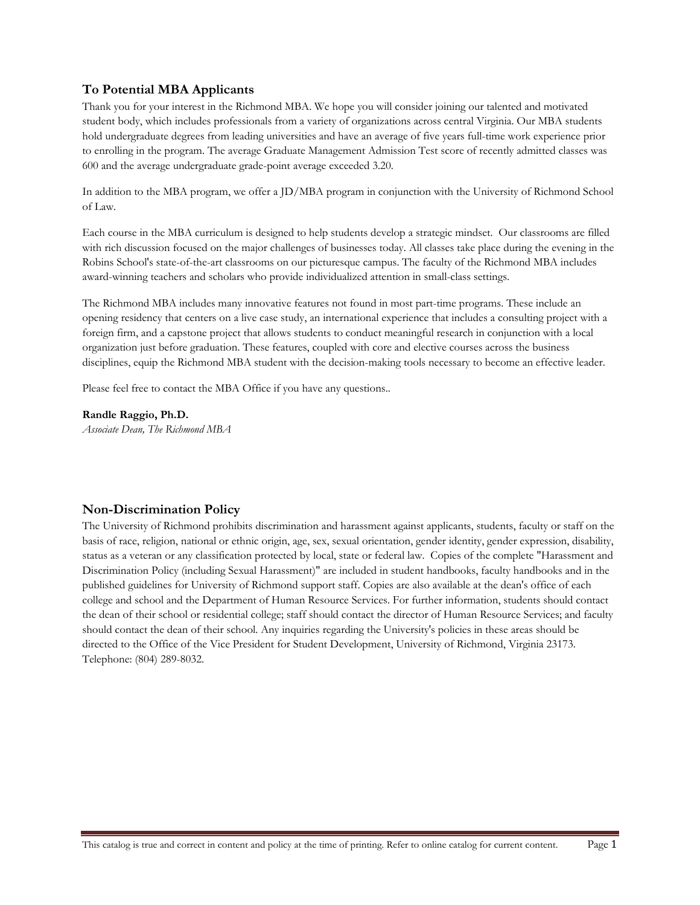## To Potential MBA Applicants

Thank you for your interest in the Richmond MBA. We hope you will consider joining our talented and motivated student body, which includes professionals from a variety of organizations across central Virginia. Our MBA students hold undergraduate degrees from leading universities and have an average of five years full-time work experience prior to enrolling in the program. The average Graduate Management Admission Test score of recently admitted classes was 600 and the average undergraduate grade-point average exceeded 3.20.

In addition to the MBA program, we offer a JD/MBA program in conjunction with the University of Richmond School of Law.

Each course in the MBA curriculum is designed to help students develop a strategic mindset. Our classrooms are filled with rich discussion focused on the major challenges of businesses today. All classes take place during the evening in the Robins School's state-of-the-art classrooms on our picturesque campus. The faculty of the Richmond MBA includes award-winning teachers and scholars who provide individualized attention in small-class settings.

The Richmond MBA includes many innovative features not found in most part-time programs. These include an opening residency that centers on a live case study, an international experience that includes a consulting project with a foreign firm, and a capstone project that allows students to conduct meaningful research in conjunction with a local organization just before graduation. These features, coupled with core and elective courses across the business disciplines, equip the Richmond MBA student with the decision-making tools necessary to become an effective leader.

Please feel free to contact the MBA Office if you have any questions..

**Randle Raggio, Ph.D.**
*Associate Dean, The Richmond MBA*

## Non-Discrimination Policy

The University of Richmond prohibits discrimination and harassment against applicants, students, faculty or staff on the basis of race, religion, national or ethnic origin, age, sex, sexual orientation, gender identity, gender expression, disability, status as a veteran or any classification protected by local, state or federal law. Copies of the complete "Harassment and Discrimination Policy (including Sexual Harassment)" are included in student handbooks, faculty handbooks and in the published guidelines for University of Richmond support staff. Copies are also available at the dean's office of each college and school and the Department of Human Resource Services. For further information, students should contact the dean of their school or residential college; staff should contact the director of Human Resource Services; and faculty should contact the dean of their school. Any inquiries regarding the University's policies in these areas should be directed to the Office of the Vice President for Student Development, University of Richmond, Virginia 23173. Telephone: (804) 289-8032.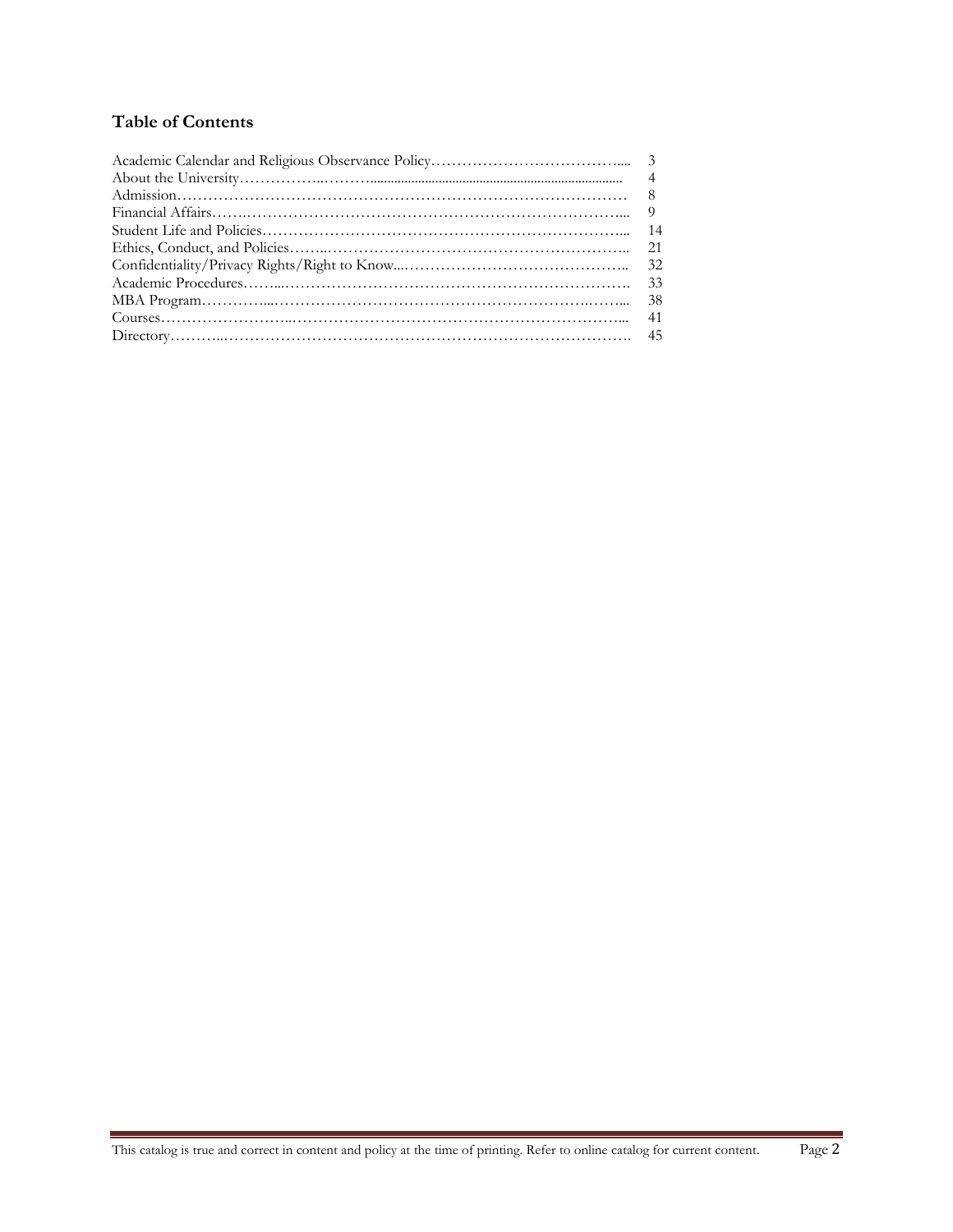### Table of Contents

| | |
|---|---|
| Academic Calendar and Religious Observance Policy | 3 |
| About the University | 4 |
| Admission | 8 |
| Financial Affairs | 9 |
| Student Life and Policies | 14 |
| Ethics, Conduct, and Policies | 21 |
| Confidentiality/Privacy Rights/Right to Know | 32 |
| Academic Procedures | 33 |
| MBA Program | 38 |
| Courses | 41 |
| Directory | 45 |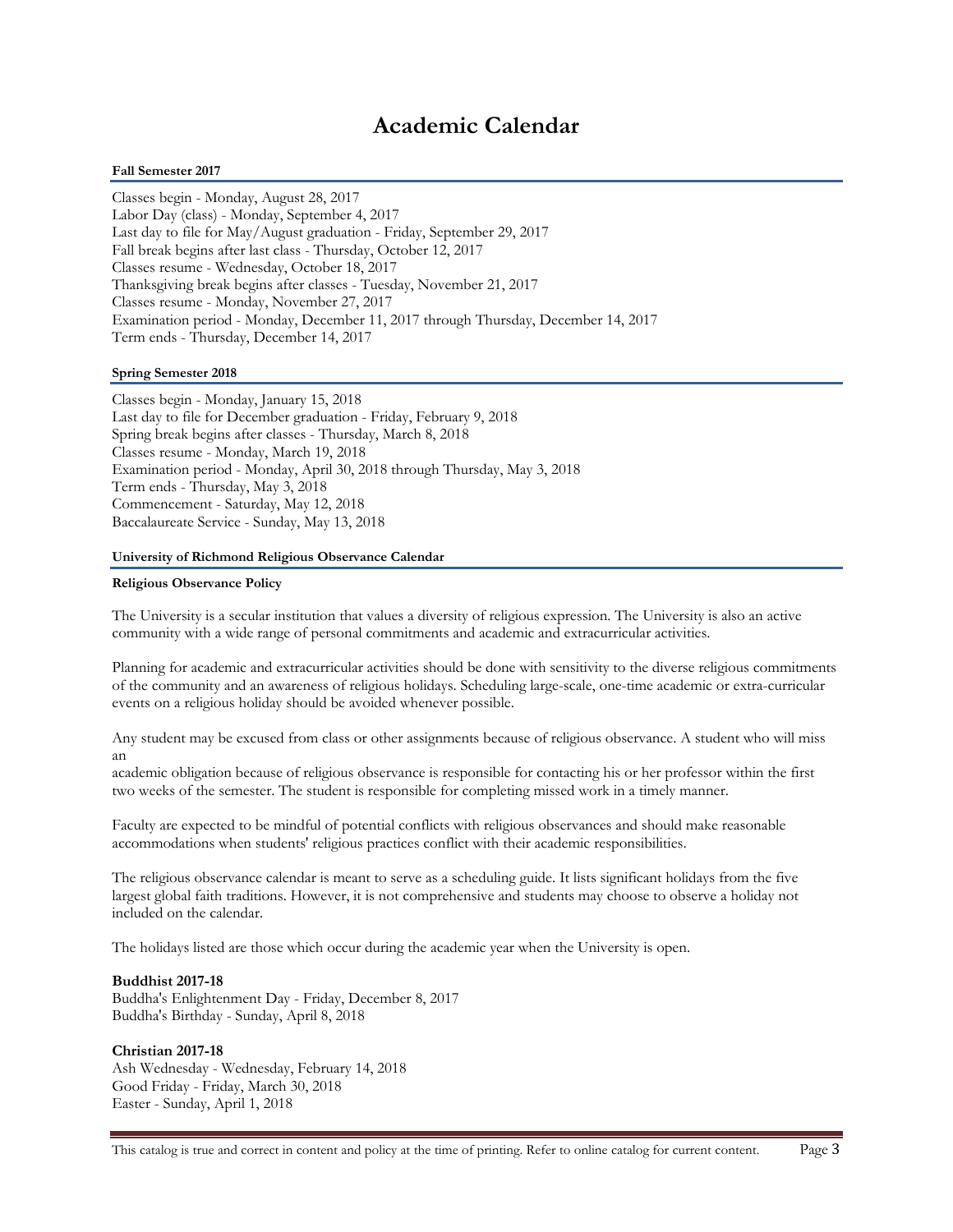# Academic Calendar

### Fall Semester 2017

Classes begin - Monday, August 28, 2017
Labor Day (class) - Monday, September 4, 2017
Last day to file for May/August graduation - Friday, September 29, 2017
Fall break begins after last class - Thursday, October 12, 2017
Classes resume - Wednesday, October 18, 2017
Thanksgiving break begins after classes - Tuesday, November 21, 2017
Classes resume - Monday, November 27, 2017
Examination period - Monday, December 11, 2017 through Thursday, December 14, 2017
Term ends - Thursday, December 14, 2017

### Spring Semester 2018

Classes begin - Monday, January 15, 2018
Last day to file for December graduation - Friday, February 9, 2018
Spring break begins after classes - Thursday, March 8, 2018
Classes resume - Monday, March 19, 2018
Examination period - Monday, April 30, 2018 through Thursday, May 3, 2018
Term ends - Thursday, May 3, 2018
Commencement - Saturday, May 12, 2018
Baccalaureate Service - Sunday, May 13, 2018

### University of Richmond Religious Observance Calendar

**Religious Observance Policy**

The University is a secular institution that values a diversity of religious expression. The University is also an active community with a wide range of personal commitments and academic and extracurricular activities.

Planning for academic and extracurricular activities should be done with sensitivity to the diverse religious commitments of the community and an awareness of religious holidays. Scheduling large-scale, one-time academic or extra-curricular events on a religious holiday should be avoided whenever possible.

Any student may be excused from class or other assignments because of religious observance. A student who will miss an academic obligation because of religious observance is responsible for contacting his or her professor within the first two weeks of the semester. The student is responsible for completing missed work in a timely manner.

Faculty are expected to be mindful of potential conflicts with religious observances and should make reasonable accommodations when students' religious practices conflict with their academic responsibilities.

The religious observance calendar is meant to serve as a scheduling guide. It lists significant holidays from the five largest global faith traditions. However, it is not comprehensive and students may choose to observe a holiday not included on the calendar.

The holidays listed are those which occur during the academic year when the University is open.

**Buddhist 2017-18**
Buddha's Enlightenment Day - Friday, December 8, 2017
Buddha's Birthday - Sunday, April 8, 2018

**Christian 2017-18**
Ash Wednesday - Wednesday, February 14, 2018
Good Friday - Friday, March 30, 2018
Easter - Sunday, April 1, 2018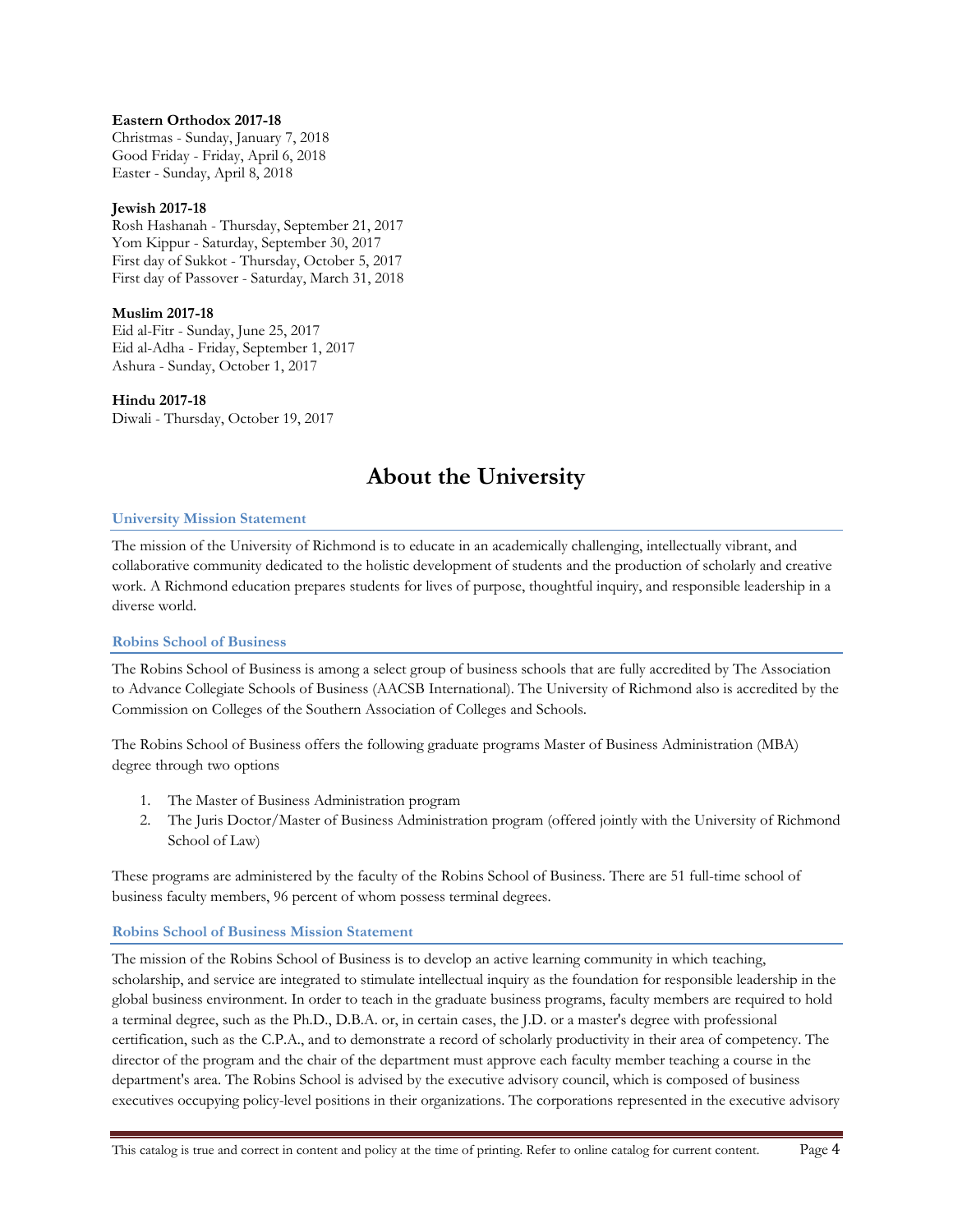**Eastern Orthodox 2017-18**
Christmas - Sunday, January 7, 2018
Good Friday - Friday, April 6, 2018
Easter - Sunday, April 8, 2018

**Jewish 2017-18**
Rosh Hashanah - Thursday, September 21, 2017
Yom Kippur - Saturday, September 30, 2017
First day of Sukkot - Thursday, October 5, 2017
First day of Passover - Saturday, March 31, 2018

**Muslim 2017-18**
Eid al-Fitr - Sunday, June 25, 2017
Eid al-Adha - Friday, September 1, 2017
Ashura - Sunday, October 1, 2017

**Hindu 2017-18**
Diwali - Thursday, October 19, 2017

# About the University

### University Mission Statement

The mission of the University of Richmond is to educate in an academically challenging, intellectually vibrant, and collaborative community dedicated to the holistic development of students and the production of scholarly and creative work. A Richmond education prepares students for lives of purpose, thoughtful inquiry, and responsible leadership in a diverse world.

### Robins School of Business

The Robins School of Business is among a select group of business schools that are fully accredited by The Association to Advance Collegiate Schools of Business (AACSB International). The University of Richmond also is accredited by the Commission on Colleges of the Southern Association of Colleges and Schools.

The Robins School of Business offers the following graduate programs Master of Business Administration (MBA) degree through two options

1. The Master of Business Administration program
2. The Juris Doctor/Master of Business Administration program (offered jointly with the University of Richmond School of Law)

These programs are administered by the faculty of the Robins School of Business. There are 51 full-time school of business faculty members, 96 percent of whom possess terminal degrees.

### Robins School of Business Mission Statement

The mission of the Robins School of Business is to develop an active learning community in which teaching, scholarship, and service are integrated to stimulate intellectual inquiry as the foundation for responsible leadership in the global business environment. In order to teach in the graduate business programs, faculty members are required to hold a terminal degree, such as the Ph.D., D.B.A. or, in certain cases, the J.D. or a master's degree with professional certification, such as the C.P.A., and to demonstrate a record of scholarly productivity in their area of competency. The director of the program and the chair of the department must approve each faculty member teaching a course in the department's area. The Robins School is advised by the executive advisory council, which is composed of business executives occupying policy-level positions in their organizations. The corporations represented in the executive advisory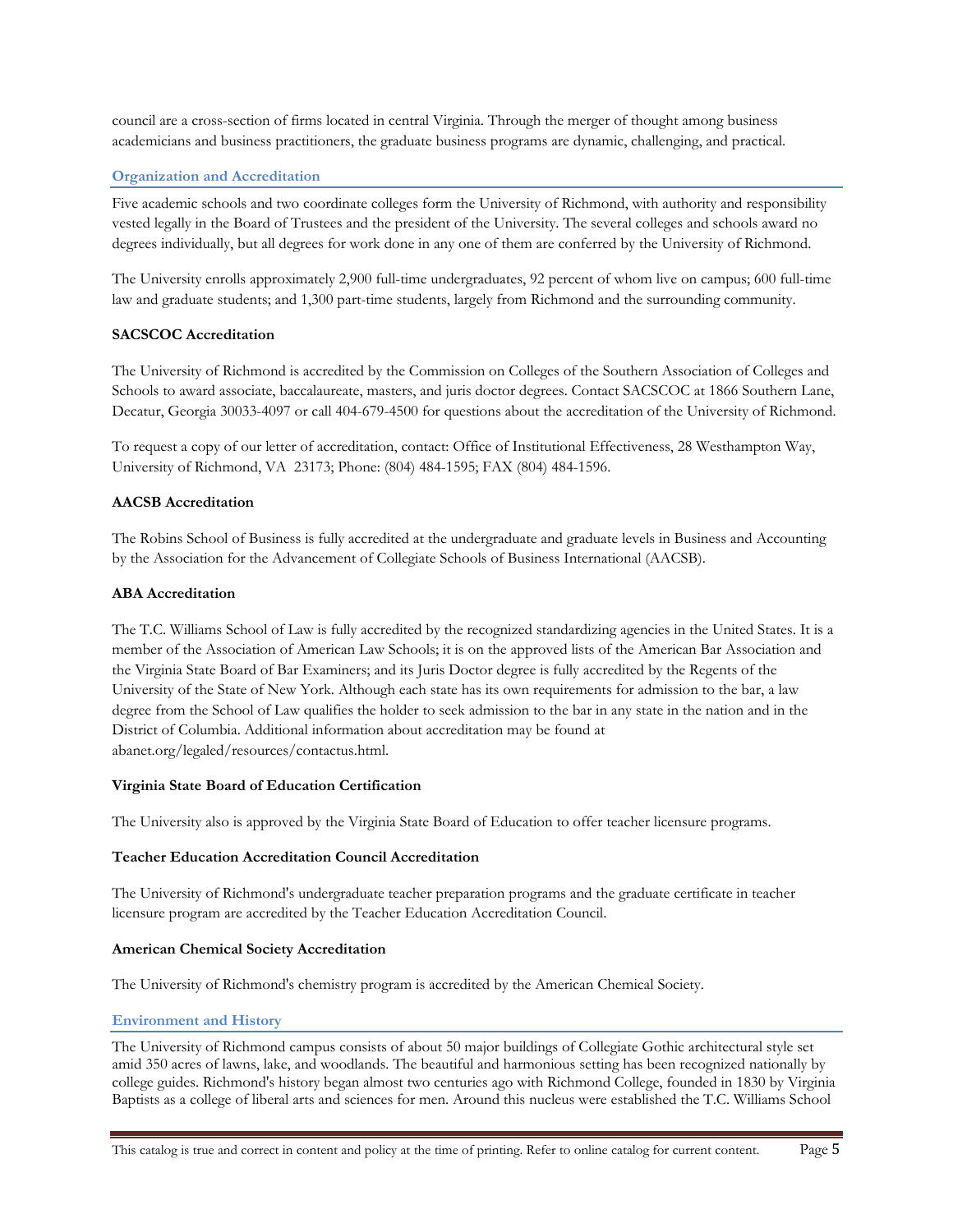council are a cross-section of firms located in central Virginia. Through the merger of thought among business academicians and business practitioners, the graduate business programs are dynamic, challenging, and practical.

## Organization and Accreditation

Five academic schools and two coordinate colleges form the University of Richmond, with authority and responsibility vested legally in the Board of Trustees and the president of the University. The several colleges and schools award no degrees individually, but all degrees for work done in any one of them are conferred by the University of Richmond.

The University enrolls approximately 2,900 full-time undergraduates, 92 percent of whom live on campus; 600 full-time law and graduate students; and 1,300 part-time students, largely from Richmond and the surrounding community.

### SACSCOC Accreditation

The University of Richmond is accredited by the Commission on Colleges of the Southern Association of Colleges and Schools to award associate, baccalaureate, masters, and juris doctor degrees. Contact SACSCOC at 1866 Southern Lane, Decatur, Georgia 30033-4097 or call 404-679-4500 for questions about the accreditation of the University of Richmond.

To request a copy of our letter of accreditation, contact: Office of Institutional Effectiveness, 28 Westhampton Way, University of Richmond, VA 23173; Phone: (804) 484-1595; FAX (804) 484-1596.

### AACSB Accreditation

The Robins School of Business is fully accredited at the undergraduate and graduate levels in Business and Accounting by the Association for the Advancement of Collegiate Schools of Business International (AACSB).

### ABA Accreditation

The T.C. Williams School of Law is fully accredited by the recognized standardizing agencies in the United States. It is a member of the Association of American Law Schools; it is on the approved lists of the American Bar Association and the Virginia State Board of Bar Examiners; and its Juris Doctor degree is fully accredited by the Regents of the University of the State of New York. Although each state has its own requirements for admission to the bar, a law degree from the School of Law qualifies the holder to seek admission to the bar in any state in the nation and in the District of Columbia. Additional information about accreditation may be found at abanet.org/legaled/resources/contactus.html.

### Virginia State Board of Education Certification

The University also is approved by the Virginia State Board of Education to offer teacher licensure programs.

### Teacher Education Accreditation Council Accreditation

The University of Richmond's undergraduate teacher preparation programs and the graduate certificate in teacher licensure program are accredited by the Teacher Education Accreditation Council.

### American Chemical Society Accreditation

The University of Richmond's chemistry program is accredited by the American Chemical Society.

## Environment and History

The University of Richmond campus consists of about 50 major buildings of Collegiate Gothic architectural style set amid 350 acres of lawns, lake, and woodlands. The beautiful and harmonious setting has been recognized nationally by college guides. Richmond's history began almost two centuries ago with Richmond College, founded in 1830 by Virginia Baptists as a college of liberal arts and sciences for men. Around this nucleus were established the T.C. Williams School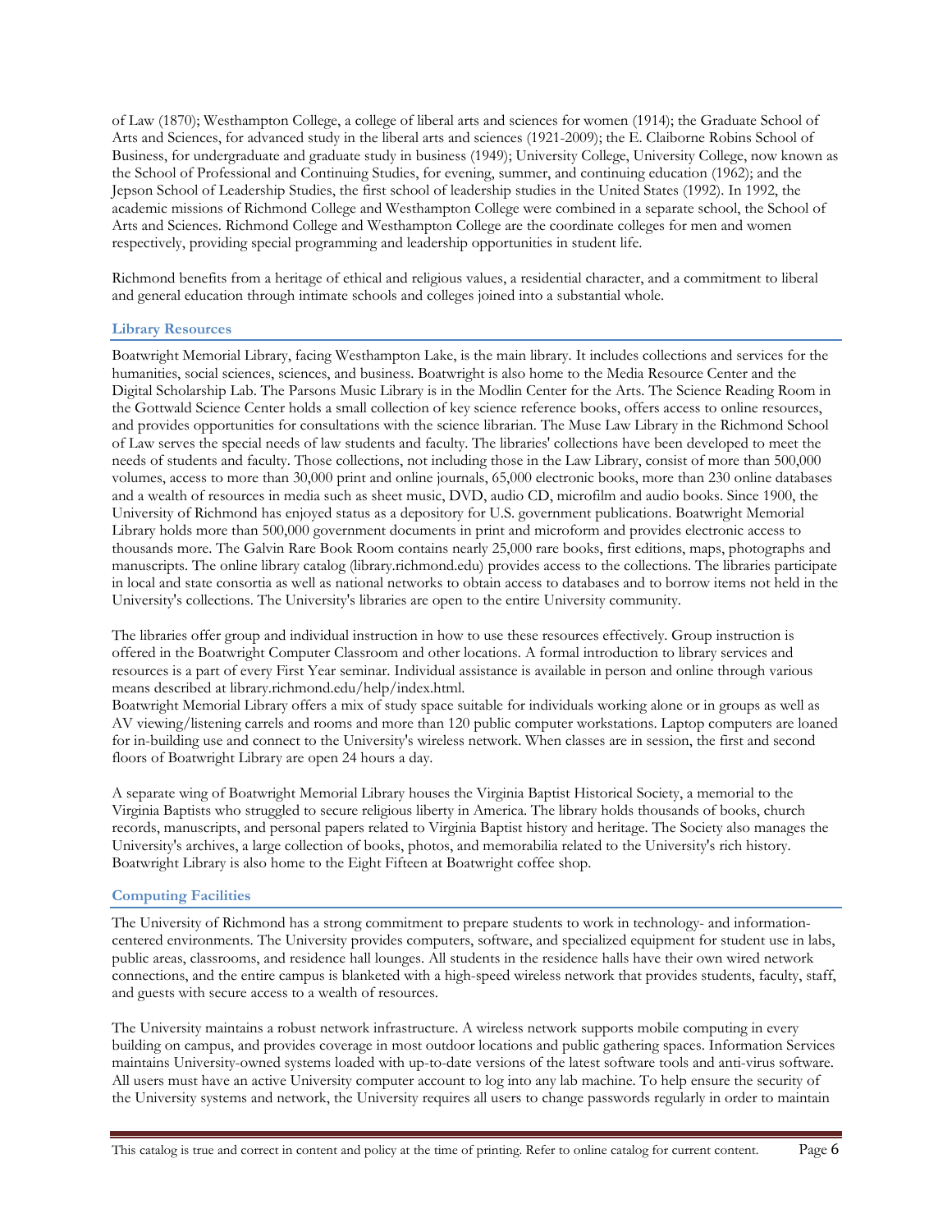of Law (1870); Westhampton College, a college of liberal arts and sciences for women (1914); the Graduate School of Arts and Sciences, for advanced study in the liberal arts and sciences (1921-2009); the E. Claiborne Robins School of Business, for undergraduate and graduate study in business (1949); University College, University College, now known as the School of Professional and Continuing Studies, for evening, summer, and continuing education (1962); and the Jepson School of Leadership Studies, the first school of leadership studies in the United States (1992). In 1992, the academic missions of Richmond College and Westhampton College were combined in a separate school, the School of Arts and Sciences. Richmond College and Westhampton College are the coordinate colleges for men and women respectively, providing special programming and leadership opportunities in student life.

Richmond benefits from a heritage of ethical and religious values, a residential character, and a commitment to liberal and general education through intimate schools and colleges joined into a substantial whole.

## Library Resources

Boatwright Memorial Library, facing Westhampton Lake, is the main library. It includes collections and services for the humanities, social sciences, sciences, and business. Boatwright is also home to the Media Resource Center and the Digital Scholarship Lab. The Parsons Music Library is in the Modlin Center for the Arts. The Science Reading Room in the Gottwald Science Center holds a small collection of key science reference books, offers access to online resources, and provides opportunities for consultations with the science librarian. The Muse Law Library in the Richmond School of Law serves the special needs of law students and faculty. The libraries' collections have been developed to meet the needs of students and faculty. Those collections, not including those in the Law Library, consist of more than 500,000 volumes, access to more than 30,000 print and online journals, 65,000 electronic books, more than 230 online databases and a wealth of resources in media such as sheet music, DVD, audio CD, microfilm and audio books. Since 1900, the University of Richmond has enjoyed status as a depository for U.S. government publications. Boatwright Memorial Library holds more than 500,000 government documents in print and microform and provides electronic access to thousands more. The Galvin Rare Book Room contains nearly 25,000 rare books, first editions, maps, photographs and manuscripts. The online library catalog (library.richmond.edu) provides access to the collections. The libraries participate in local and state consortia as well as national networks to obtain access to databases and to borrow items not held in the University's collections. The University's libraries are open to the entire University community.

The libraries offer group and individual instruction in how to use these resources effectively. Group instruction is offered in the Boatwright Computer Classroom and other locations. A formal introduction to library services and resources is a part of every First Year seminar. Individual assistance is available in person and online through various means described at library.richmond.edu/help/index.html.
Boatwright Memorial Library offers a mix of study space suitable for individuals working alone or in groups as well as AV viewing/listening carrels and rooms and more than 120 public computer workstations. Laptop computers are loaned for in-building use and connect to the University's wireless network. When classes are in session, the first and second floors of Boatwright Library are open 24 hours a day.

A separate wing of Boatwright Memorial Library houses the Virginia Baptist Historical Society, a memorial to the Virginia Baptists who struggled to secure religious liberty in America. The library holds thousands of books, church records, manuscripts, and personal papers related to Virginia Baptist history and heritage. The Society also manages the University's archives, a large collection of books, photos, and memorabilia related to the University's rich history. Boatwright Library is also home to the Eight Fifteen at Boatwright coffee shop.

## Computing Facilities

The University of Richmond has a strong commitment to prepare students to work in technology- and information-centered environments. The University provides computers, software, and specialized equipment for student use in labs, public areas, classrooms, and residence hall lounges. All students in the residence halls have their own wired network connections, and the entire campus is blanketed with a high-speed wireless network that provides students, faculty, staff, and guests with secure access to a wealth of resources.

The University maintains a robust network infrastructure. A wireless network supports mobile computing in every building on campus, and provides coverage in most outdoor locations and public gathering spaces. Information Services maintains University-owned systems loaded with up-to-date versions of the latest software tools and anti-virus software. All users must have an active University computer account to log into any lab machine. To help ensure the security of the University systems and network, the University requires all users to change passwords regularly in order to maintain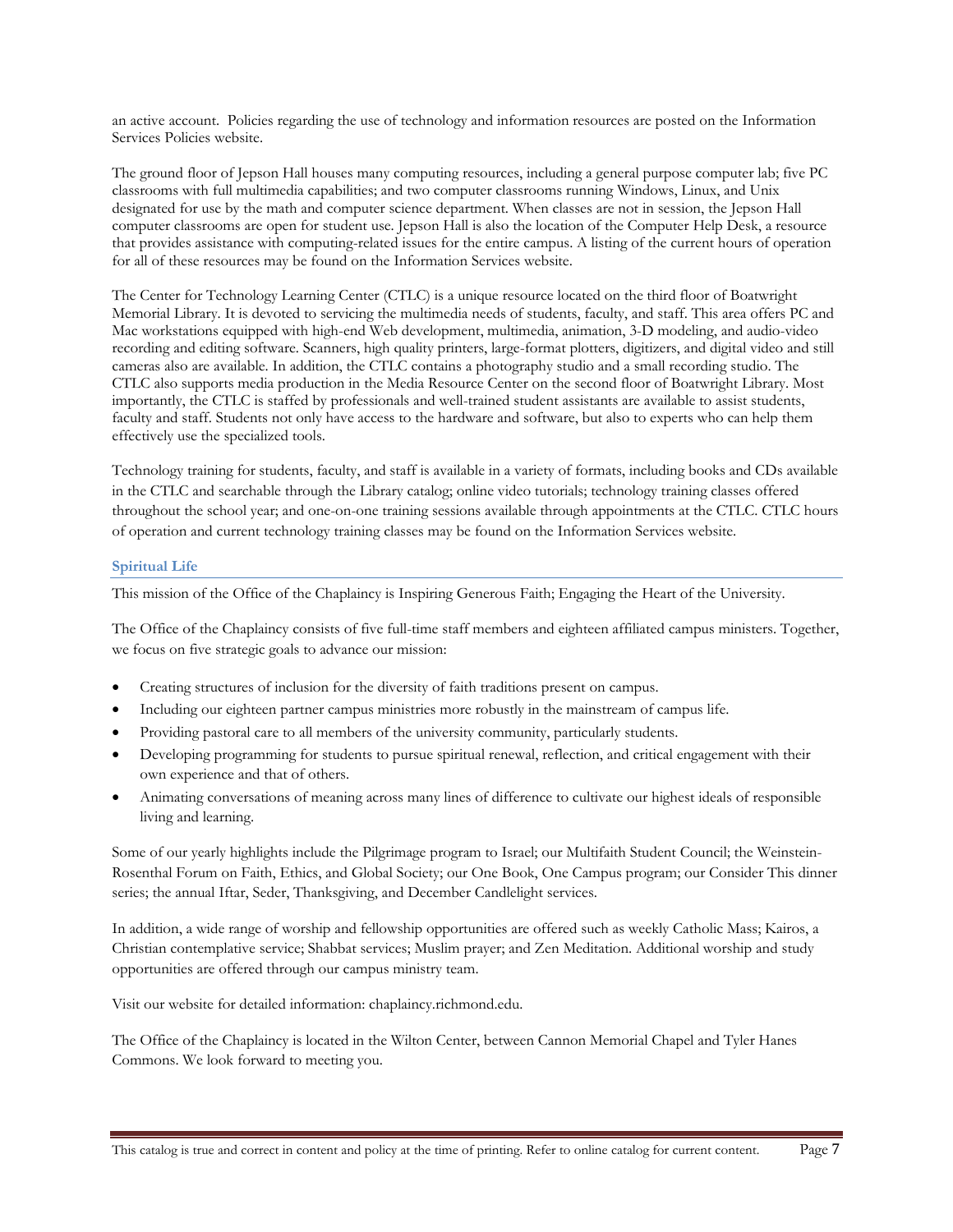an active account. Policies regarding the use of technology and information resources are posted on the Information Services Policies website.

The ground floor of Jepson Hall houses many computing resources, including a general purpose computer lab; five PC classrooms with full multimedia capabilities; and two computer classrooms running Windows, Linux, and Unix designated for use by the math and computer science department. When classes are not in session, the Jepson Hall computer classrooms are open for student use. Jepson Hall is also the location of the Computer Help Desk, a resource that provides assistance with computing-related issues for the entire campus. A listing of the current hours of operation for all of these resources may be found on the Information Services website.

The Center for Technology Learning Center (CTLC) is a unique resource located on the third floor of Boatwright Memorial Library. It is devoted to servicing the multimedia needs of students, faculty, and staff. This area offers PC and Mac workstations equipped with high-end Web development, multimedia, animation, 3-D modeling, and audio-video recording and editing software. Scanners, high quality printers, large-format plotters, digitizers, and digital video and still cameras also are available. In addition, the CTLC contains a photography studio and a small recording studio. The CTLC also supports media production in the Media Resource Center on the second floor of Boatwright Library. Most importantly, the CTLC is staffed by professionals and well-trained student assistants are available to assist students, faculty and staff. Students not only have access to the hardware and software, but also to experts who can help them effectively use the specialized tools.

Technology training for students, faculty, and staff is available in a variety of formats, including books and CDs available in the CTLC and searchable through the Library catalog; online video tutorials; technology training classes offered throughout the school year; and one-on-one training sessions available through appointments at the CTLC. CTLC hours of operation and current technology training classes may be found on the Information Services website.

## Spiritual Life

This mission of the Office of the Chaplaincy is Inspiring Generous Faith; Engaging the Heart of the University.

The Office of the Chaplaincy consists of five full-time staff members and eighteen affiliated campus ministers. Together, we focus on five strategic goals to advance our mission:

- Creating structures of inclusion for the diversity of faith traditions present on campus.
- Including our eighteen partner campus ministries more robustly in the mainstream of campus life.
- Providing pastoral care to all members of the university community, particularly students.
- Developing programming for students to pursue spiritual renewal, reflection, and critical engagement with their own experience and that of others.
- Animating conversations of meaning across many lines of difference to cultivate our highest ideals of responsible living and learning.

Some of our yearly highlights include the Pilgrimage program to Israel; our Multifaith Student Council; the Weinstein-Rosenthal Forum on Faith, Ethics, and Global Society; our One Book, One Campus program; our Consider This dinner series; the annual Iftar, Seder, Thanksgiving, and December Candlelight services.

In addition, a wide range of worship and fellowship opportunities are offered such as weekly Catholic Mass; Kairos, a Christian contemplative service; Shabbat services; Muslim prayer; and Zen Meditation. Additional worship and study opportunities are offered through our campus ministry team.

Visit our website for detailed information: chaplaincy.richmond.edu.

The Office of the Chaplaincy is located in the Wilton Center, between Cannon Memorial Chapel and Tyler Hanes Commons. We look forward to meeting you.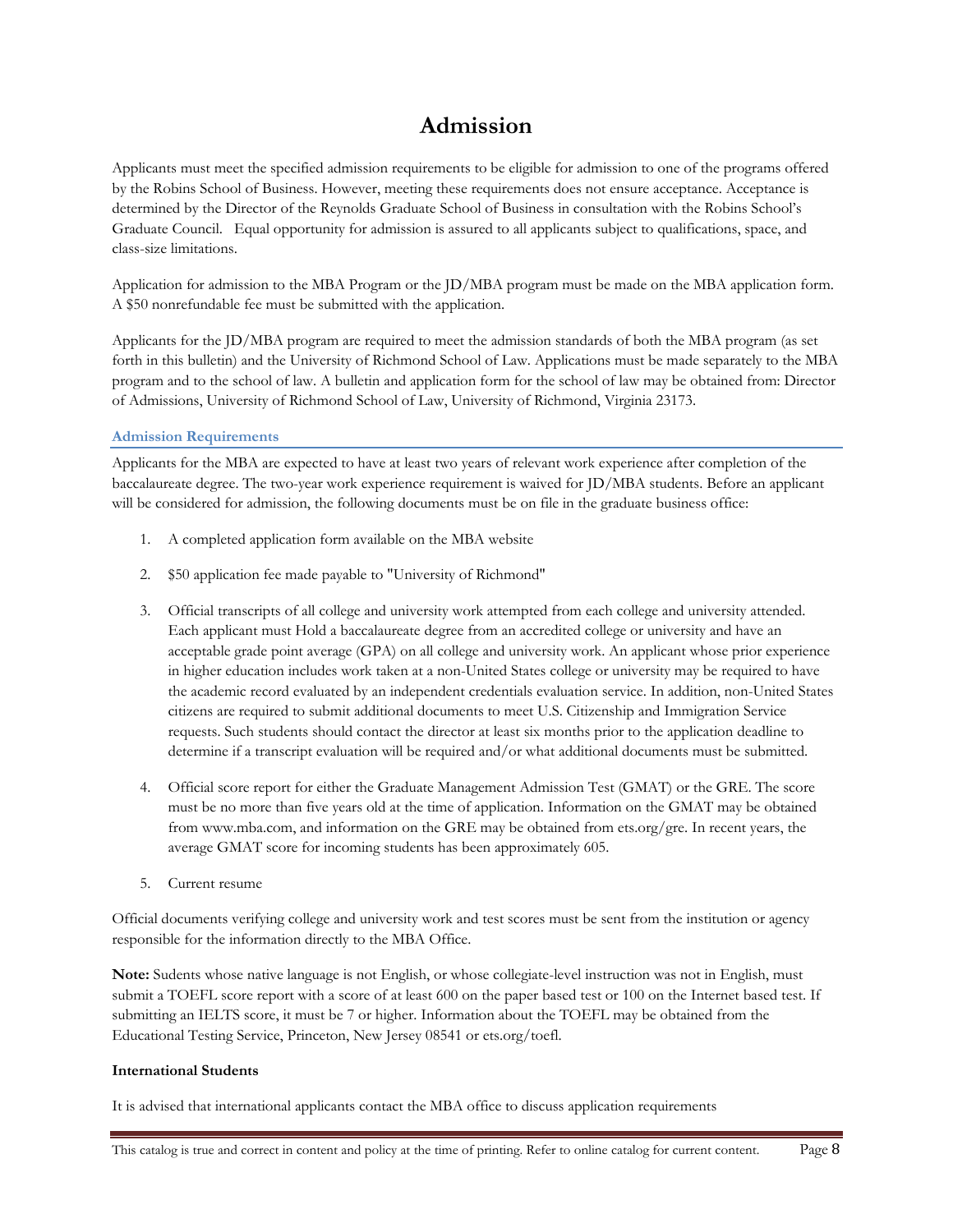# Admission

Applicants must meet the specified admission requirements to be eligible for admission to one of the programs offered by the Robins School of Business. However, meeting these requirements does not ensure acceptance. Acceptance is determined by the Director of the Reynolds Graduate School of Business in consultation with the Robins School's Graduate Council. Equal opportunity for admission is assured to all applicants subject to qualifications, space, and class-size limitations.

Application for admission to the MBA Program or the JD/MBA program must be made on the MBA application form. A $50 nonrefundable fee must be submitted with the application.

Applicants for the JD/MBA program are required to meet the admission standards of both the MBA program (as set forth in this bulletin) and the University of Richmond School of Law. Applications must be made separately to the MBA program and to the school of law. A bulletin and application form for the school of law may be obtained from: Director of Admissions, University of Richmond School of Law, University of Richmond, Virginia 23173.

## Admission Requirements

Applicants for the MBA are expected to have at least two years of relevant work experience after completion of the baccalaureate degree. The two-year work experience requirement is waived for JD/MBA students. Before an applicant will be considered for admission, the following documents must be on file in the graduate business office:

1. A completed application form available on the MBA website
2. $50 application fee made payable to "University of Richmond"
3. Official transcripts of all college and university work attempted from each college and university attended. Each applicant must Hold a baccalaureate degree from an accredited college or university and have an acceptable grade point average (GPA) on all college and university work. An applicant whose prior experience in higher education includes work taken at a non-United States college or university may be required to have the academic record evaluated by an independent credentials evaluation service. In addition, non-United States citizens are required to submit additional documents to meet U.S. Citizenship and Immigration Service requests. Such students should contact the director at least six months prior to the application deadline to determine if a transcript evaluation will be required and/or what additional documents must be submitted.
4. Official score report for either the Graduate Management Admission Test (GMAT) or the GRE. The score must be no more than five years old at the time of application. Information on the GMAT may be obtained from www.mba.com, and information on the GRE may be obtained from ets.org/gre. In recent years, the average GMAT score for incoming students has been approximately 605.
5. Current resume

Official documents verifying college and university work and test scores must be sent from the institution or agency responsible for the information directly to the MBA Office.

**Note:** Sudents whose native language is not English, or whose collegiate-level instruction was not in English, must submit a TOEFL score report with a score of at least 600 on the paper based test or 100 on the Internet based test. If submitting an IELTS score, it must be 7 or higher. Information about the TOEFL may be obtained from the Educational Testing Service, Princeton, New Jersey 08541 or ets.org/toefl.

**International Students**

It is advised that international applicants contact the MBA office to discuss application requirements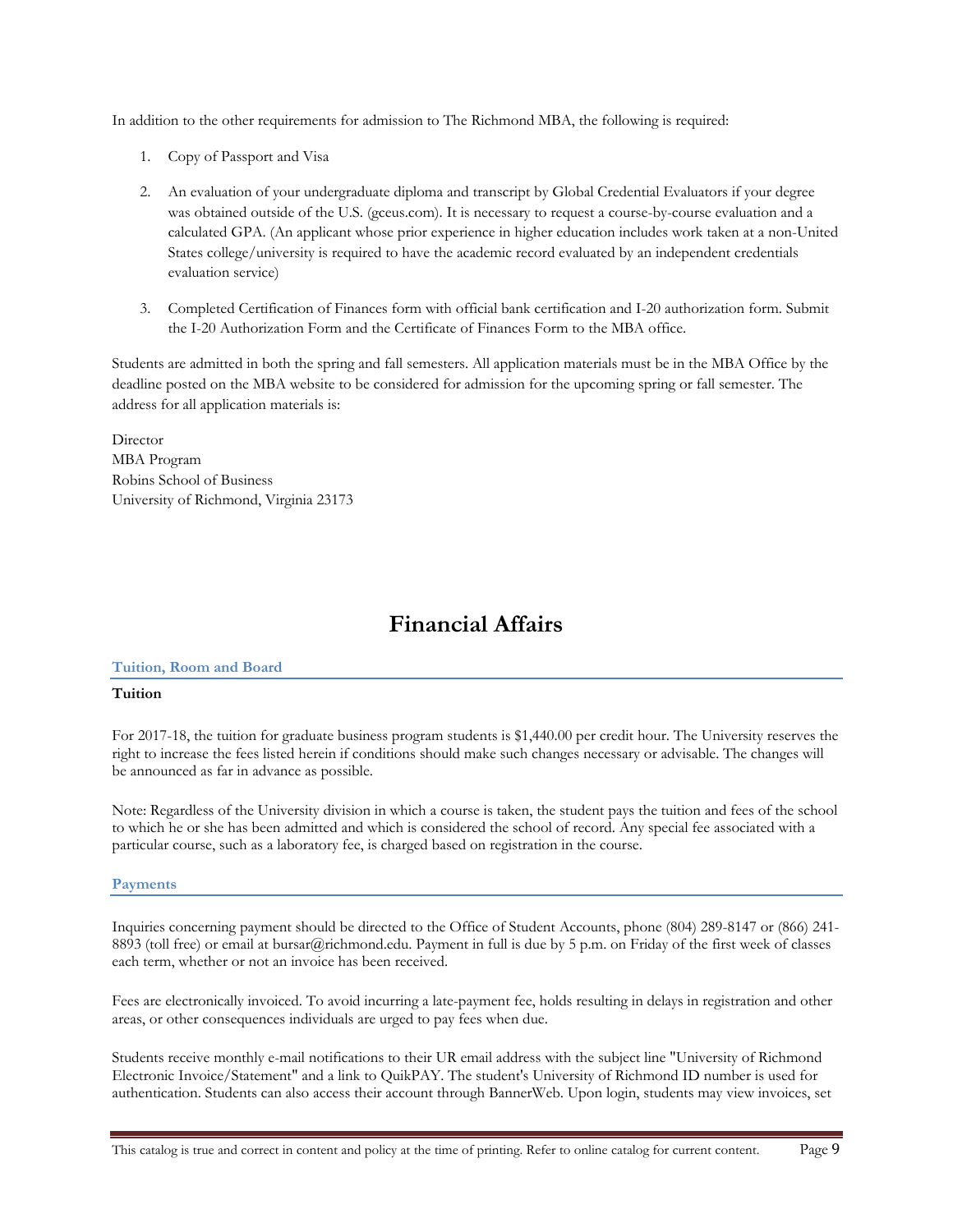In addition to the other requirements for admission to The Richmond MBA, the following is required:

1. Copy of Passport and Visa

2. An evaluation of your undergraduate diploma and transcript by Global Credential Evaluators if your degree was obtained outside of the U.S. (gceus.com). It is necessary to request a course-by-course evaluation and a calculated GPA. (An applicant whose prior experience in higher education includes work taken at a non-United States college/university is required to have the academic record evaluated by an independent credentials evaluation service)

3. Completed Certification of Finances form with official bank certification and I-20 authorization form. Submit the I-20 Authorization Form and the Certificate of Finances Form to the MBA office.

Students are admitted in both the spring and fall semesters. All application materials must be in the MBA Office by the deadline posted on the MBA website to be considered for admission for the upcoming spring or fall semester. The address for all application materials is:

Director
MBA Program
Robins School of Business
University of Richmond, Virginia 23173

# Financial Affairs

## Tuition, Room and Board

### Tuition

For 2017-18, the tuition for graduate business program students is $1,440.00 per credit hour. The University reserves the right to increase the fees listed herein if conditions should make such changes necessary or advisable. The changes will be announced as far in advance as possible.

Note: Regardless of the University division in which a course is taken, the student pays the tuition and fees of the school to which he or she has been admitted and which is considered the school of record. Any special fee associated with a particular course, such as a laboratory fee, is charged based on registration in the course.

## Payments

Inquiries concerning payment should be directed to the Office of Student Accounts, phone (804) 289-8147 or (866) 241-8893 (toll free) or email at bursar@richmond.edu. Payment in full is due by 5 p.m. on Friday of the first week of classes each term, whether or not an invoice has been received.

Fees are electronically invoiced. To avoid incurring a late-payment fee, holds resulting in delays in registration and other areas, or other consequences individuals are urged to pay fees when due.

Students receive monthly e-mail notifications to their UR email address with the subject line "University of Richmond Electronic Invoice/Statement" and a link to QuikPAY. The student's University of Richmond ID number is used for authentication. Students can also access their account through BannerWeb. Upon login, students may view invoices, set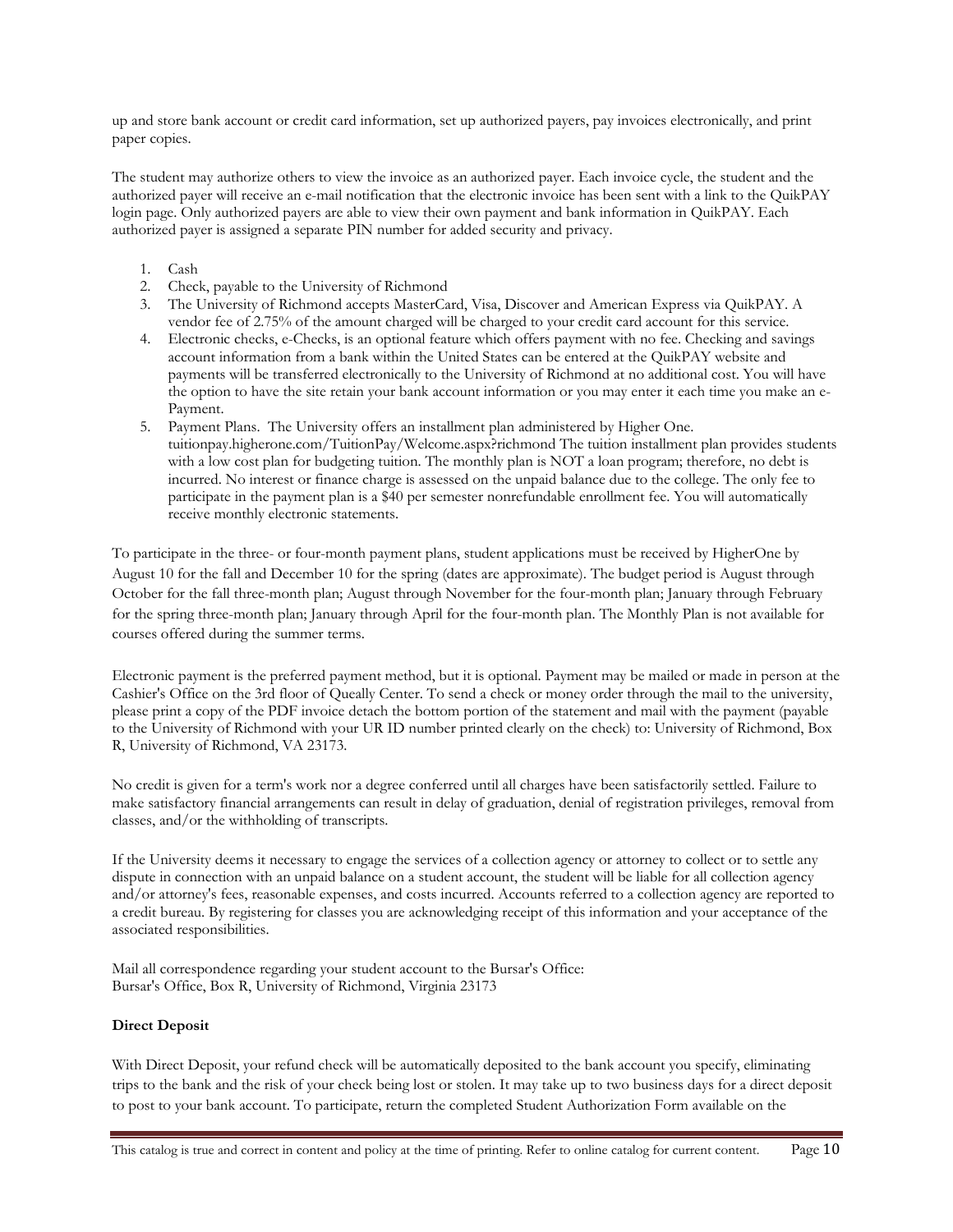up and store bank account or credit card information, set up authorized payers, pay invoices electronically, and print paper copies.

The student may authorize others to view the invoice as an authorized payer. Each invoice cycle, the student and the authorized payer will receive an e-mail notification that the electronic invoice has been sent with a link to the QuikPAY login page. Only authorized payers are able to view their own payment and bank information in QuikPAY. Each authorized payer is assigned a separate PIN number for added security and privacy.

1. Cash
2. Check, payable to the University of Richmond
3. The University of Richmond accepts MasterCard, Visa, Discover and American Express via QuikPAY. A vendor fee of 2.75% of the amount charged will be charged to your credit card account for this service.
4. Electronic checks, e-Checks, is an optional feature which offers payment with no fee. Checking and savings account information from a bank within the United States can be entered at the QuikPAY website and payments will be transferred electronically to the University of Richmond at no additional cost. You will have the option to have the site retain your bank account information or you may enter it each time you make an e-Payment.
5. Payment Plans. The University offers an installment plan administered by Higher One. tuitionpay.higherone.com/TuitionPay/Welcome.aspx?richmond The tuition installment plan provides students with a low cost plan for budgeting tuition. The monthly plan is NOT a loan program; therefore, no debt is incurred. No interest or finance charge is assessed on the unpaid balance due to the college. The only fee to participate in the payment plan is a $40 per semester nonrefundable enrollment fee. You will automatically receive monthly electronic statements.

To participate in the three- or four-month payment plans, student applications must be received by HigherOne by August 10 for the fall and December 10 for the spring (dates are approximate). The budget period is August through October for the fall three-month plan; August through November for the four-month plan; January through February for the spring three-month plan; January through April for the four-month plan. The Monthly Plan is not available for courses offered during the summer terms.

Electronic payment is the preferred payment method, but it is optional. Payment may be mailed or made in person at the Cashier's Office on the 3rd floor of Queally Center. To send a check or money order through the mail to the university, please print a copy of the PDF invoice detach the bottom portion of the statement and mail with the payment (payable to the University of Richmond with your UR ID number printed clearly on the check) to: University of Richmond, Box R, University of Richmond, VA 23173.

No credit is given for a term's work nor a degree conferred until all charges have been satisfactorily settled. Failure to make satisfactory financial arrangements can result in delay of graduation, denial of registration privileges, removal from classes, and/or the withholding of transcripts.

If the University deems it necessary to engage the services of a collection agency or attorney to collect or to settle any dispute in connection with an unpaid balance on a student account, the student will be liable for all collection agency and/or attorney's fees, reasonable expenses, and costs incurred. Accounts referred to a collection agency are reported to a credit bureau. By registering for classes you are acknowledging receipt of this information and your acceptance of the associated responsibilities.

Mail all correspondence regarding your student account to the Bursar's Office:
Bursar's Office, Box R, University of Richmond, Virginia 23173

**Direct Deposit**

With Direct Deposit, your refund check will be automatically deposited to the bank account you specify, eliminating trips to the bank and the risk of your check being lost or stolen. It may take up to two business days for a direct deposit to post to your bank account. To participate, return the completed Student Authorization Form available on the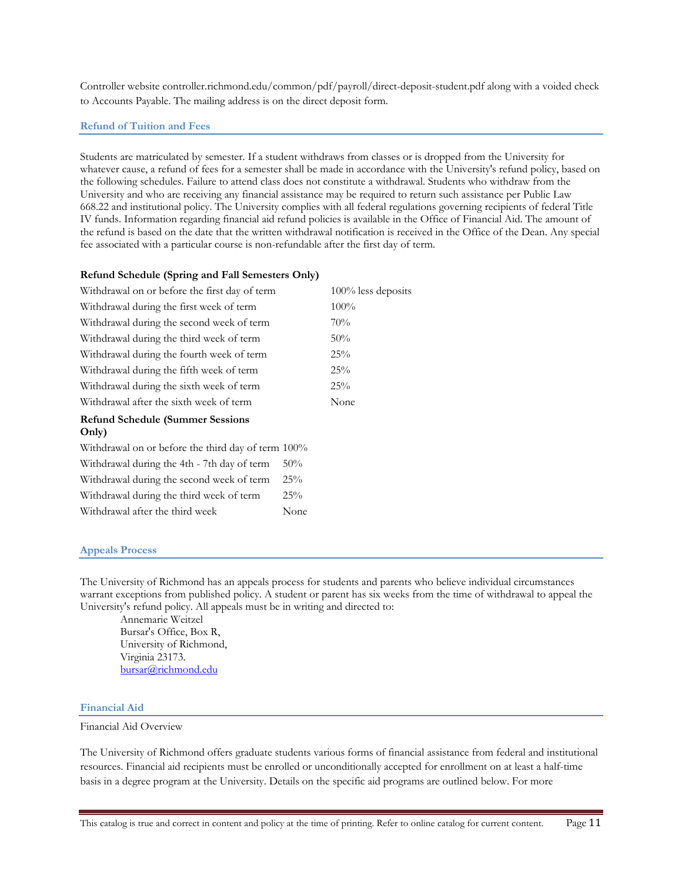Controller website controller.richmond.edu/common/pdf/payroll/direct-deposit-student.pdf along with a voided check to Accounts Payable. The mailing address is on the direct deposit form.

## Refund of Tuition and Fees

Students are matriculated by semester. If a student withdraws from classes or is dropped from the University for whatever cause, a refund of fees for a semester shall be made in accordance with the University's refund policy, based on the following schedules. Failure to attend class does not constitute a withdrawal. Students who withdraw from the University and who are receiving any financial assistance may be required to return such assistance per Public Law 668.22 and institutional policy. The University complies with all federal regulations governing recipients of federal Title IV funds. Information regarding financial aid refund policies is available in the Office of Financial Aid. The amount of the refund is based on the date that the written withdrawal notification is received in the Office of the Dean. Any special fee associated with a particular course is non-refundable after the first day of term.

**Refund Schedule (Spring and Fall Semesters Only)**

| | |
|---|---|
| Withdrawal on or before the first day of term | 100% less deposits |
| Withdrawal during the first week of term | 100% |
| Withdrawal during the second week of term | 70% |
| Withdrawal during the third week of term | 50% |
| Withdrawal during the fourth week of term | 25% |
| Withdrawal during the fifth week of term | 25% |
| Withdrawal during the sixth week of term | 25% |
| Withdrawal after the sixth week of term | None |

**Refund Schedule (Summer Sessions Only)**

| | |
|---|---|
| Withdrawal on or before the third day of term | 100% |
| Withdrawal during the 4th - 7th day of term | 50% |
| Withdrawal during the second week of term | 25% |
| Withdrawal during the third week of term | 25% |
| Withdrawal after the third week | None |

## Appeals Process

The University of Richmond has an appeals process for students and parents who believe individual circumstances warrant exceptions from published policy. A student or parent has six weeks from the time of withdrawal to appeal the University's refund policy. All appeals must be in writing and directed to:

Annemarie Weitzel
Bursar's Office, Box R,
University of Richmond,
Virginia 23173.
bursar@richmond.edu

## Financial Aid

Financial Aid Overview

The University of Richmond offers graduate students various forms of financial assistance from federal and institutional resources. Financial aid recipients must be enrolled or unconditionally accepted for enrollment on at least a half-time basis in a degree program at the University. Details on the specific aid programs are outlined below. For more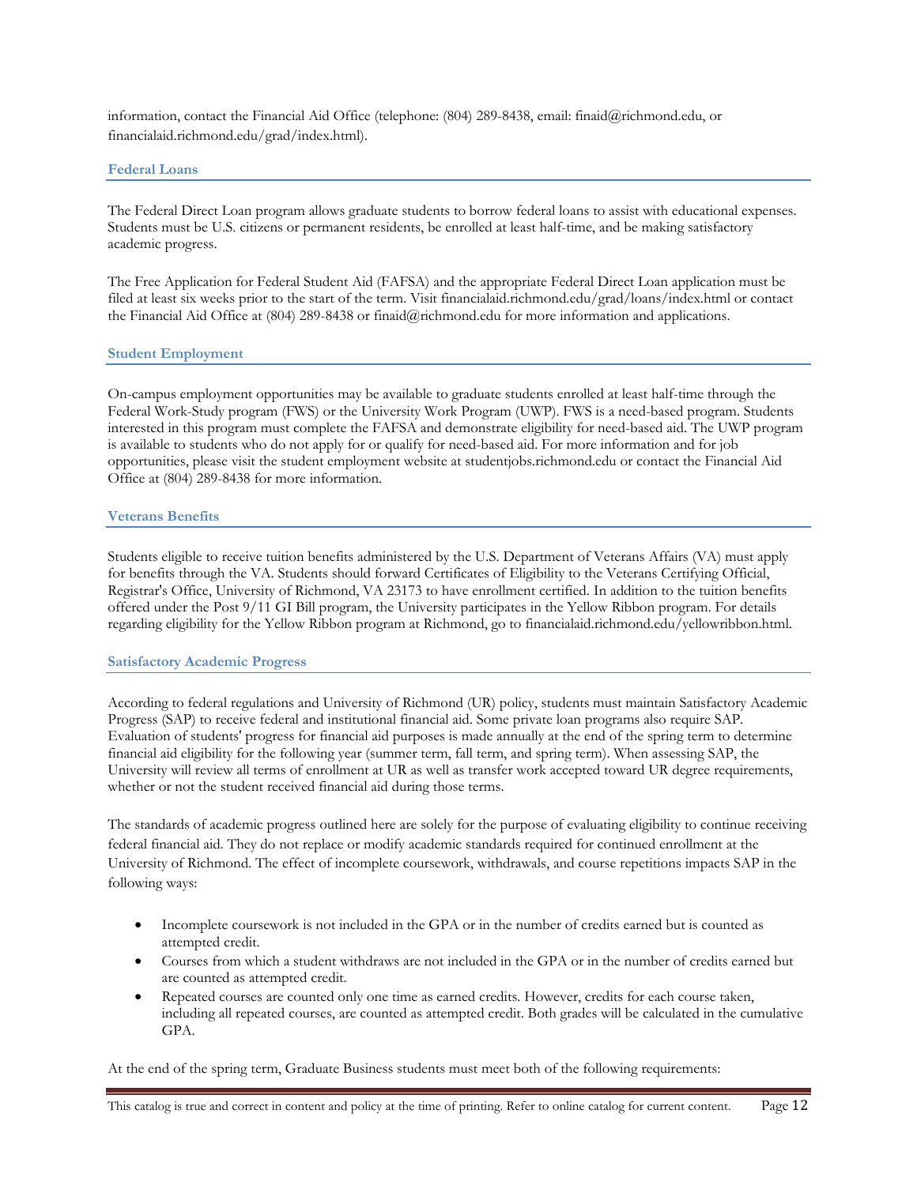information, contact the Financial Aid Office (telephone: (804) 289-8438, email: finaid@richmond.edu, or financialaid.richmond.edu/grad/index.html).

### Federal Loans

The Federal Direct Loan program allows graduate students to borrow federal loans to assist with educational expenses. Students must be U.S. citizens or permanent residents, be enrolled at least half-time, and be making satisfactory academic progress.

The Free Application for Federal Student Aid (FAFSA) and the appropriate Federal Direct Loan application must be filed at least six weeks prior to the start of the term. Visit financialaid.richmond.edu/grad/loans/index.html or contact the Financial Aid Office at (804) 289-8438 or finaid@richmond.edu for more information and applications.

### Student Employment

On-campus employment opportunities may be available to graduate students enrolled at least half-time through the Federal Work-Study program (FWS) or the University Work Program (UWP). FWS is a need-based program. Students interested in this program must complete the FAFSA and demonstrate eligibility for need-based aid. The UWP program is available to students who do not apply for or qualify for need-based aid. For more information and for job opportunities, please visit the student employment website at studentjobs.richmond.edu or contact the Financial Aid Office at (804) 289-8438 for more information.

### Veterans Benefits

Students eligible to receive tuition benefits administered by the U.S. Department of Veterans Affairs (VA) must apply for benefits through the VA. Students should forward Certificates of Eligibility to the Veterans Certifying Official, Registrar's Office, University of Richmond, VA 23173 to have enrollment certified. In addition to the tuition benefits offered under the Post 9/11 GI Bill program, the University participates in the Yellow Ribbon program. For details regarding eligibility for the Yellow Ribbon program at Richmond, go to financialaid.richmond.edu/yellowribbon.html.

### Satisfactory Academic Progress

According to federal regulations and University of Richmond (UR) policy, students must maintain Satisfactory Academic Progress (SAP) to receive federal and institutional financial aid. Some private loan programs also require SAP. Evaluation of students' progress for financial aid purposes is made annually at the end of the spring term to determine financial aid eligibility for the following year (summer term, fall term, and spring term). When assessing SAP, the University will review all terms of enrollment at UR as well as transfer work accepted toward UR degree requirements, whether or not the student received financial aid during those terms.

The standards of academic progress outlined here are solely for the purpose of evaluating eligibility to continue receiving federal financial aid. They do not replace or modify academic standards required for continued enrollment at the University of Richmond. The effect of incomplete coursework, withdrawals, and course repetitions impacts SAP in the following ways:

- Incomplete coursework is not included in the GPA or in the number of credits earned but is counted as attempted credit.
- Courses from which a student withdraws are not included in the GPA or in the number of credits earned but are counted as attempted credit.
- Repeated courses are counted only one time as earned credits. However, credits for each course taken, including all repeated courses, are counted as attempted credit. Both grades will be calculated in the cumulative GPA.

At the end of the spring term, Graduate Business students must meet both of the following requirements: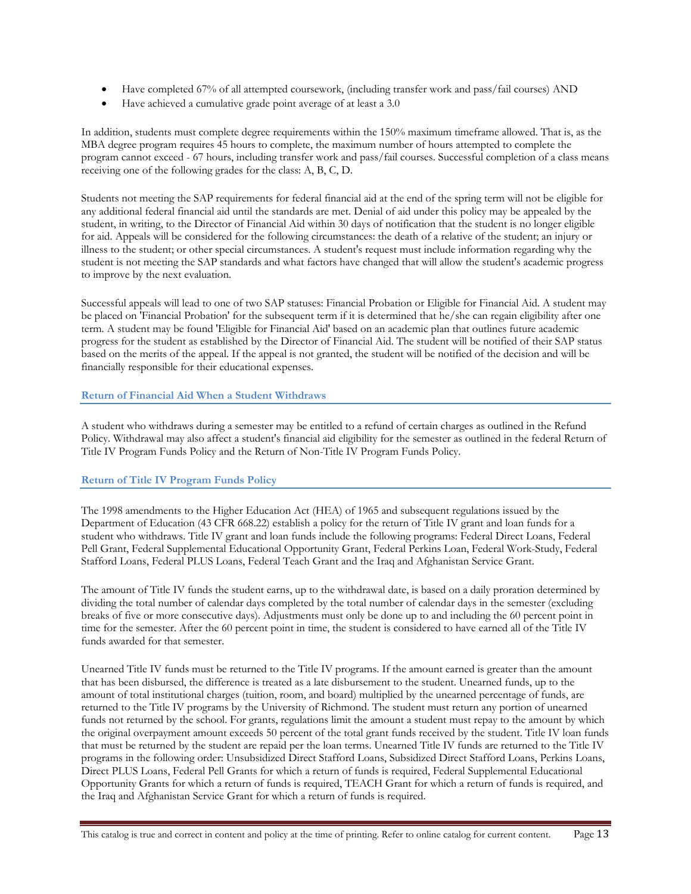- Have completed 67% of all attempted coursework, (including transfer work and pass/fail courses) AND
- Have achieved a cumulative grade point average of at least a 3.0

In addition, students must complete degree requirements within the 150% maximum timeframe allowed. That is, as the MBA degree program requires 45 hours to complete, the maximum number of hours attempted to complete the program cannot exceed - 67 hours, including transfer work and pass/fail courses. Successful completion of a class means receiving one of the following grades for the class: A, B, C, D.

Students not meeting the SAP requirements for federal financial aid at the end of the spring term will not be eligible for any additional federal financial aid until the standards are met. Denial of aid under this policy may be appealed by the student, in writing, to the Director of Financial Aid within 30 days of notification that the student is no longer eligible for aid. Appeals will be considered for the following circumstances: the death of a relative of the student; an injury or illness to the student; or other special circumstances. A student's request must include information regarding why the student is not meeting the SAP standards and what factors have changed that will allow the student's academic progress to improve by the next evaluation.

Successful appeals will lead to one of two SAP statuses: Financial Probation or Eligible for Financial Aid. A student may be placed on 'Financial Probation' for the subsequent term if it is determined that he/she can regain eligibility after one term. A student may be found 'Eligible for Financial Aid' based on an academic plan that outlines future academic progress for the student as established by the Director of Financial Aid. The student will be notified of their SAP status based on the merits of the appeal. If the appeal is not granted, the student will be notified of the decision and will be financially responsible for their educational expenses.

### Return of Financial Aid When a Student Withdraws

A student who withdraws during a semester may be entitled to a refund of certain charges as outlined in the Refund Policy. Withdrawal may also affect a student's financial aid eligibility for the semester as outlined in the federal Return of Title IV Program Funds Policy and the Return of Non-Title IV Program Funds Policy.

### Return of Title IV Program Funds Policy

The 1998 amendments to the Higher Education Act (HEA) of 1965 and subsequent regulations issued by the Department of Education (43 CFR 668.22) establish a policy for the return of Title IV grant and loan funds for a student who withdraws. Title IV grant and loan funds include the following programs: Federal Direct Loans, Federal Pell Grant, Federal Supplemental Educational Opportunity Grant, Federal Perkins Loan, Federal Work-Study, Federal Stafford Loans, Federal PLUS Loans, Federal Teach Grant and the Iraq and Afghanistan Service Grant.

The amount of Title IV funds the student earns, up to the withdrawal date, is based on a daily proration determined by dividing the total number of calendar days completed by the total number of calendar days in the semester (excluding breaks of five or more consecutive days). Adjustments must only be done up to and including the 60 percent point in time for the semester. After the 60 percent point in time, the student is considered to have earned all of the Title IV funds awarded for that semester.

Unearned Title IV funds must be returned to the Title IV programs. If the amount earned is greater than the amount that has been disbursed, the difference is treated as a late disbursement to the student. Unearned funds, up to the amount of total institutional charges (tuition, room, and board) multiplied by the unearned percentage of funds, are returned to the Title IV programs by the University of Richmond. The student must return any portion of unearned funds not returned by the school. For grants, regulations limit the amount a student must repay to the amount by which the original overpayment amount exceeds 50 percent of the total grant funds received by the student. Title IV loan funds that must be returned by the student are repaid per the loan terms. Unearned Title IV funds are returned to the Title IV programs in the following order: Unsubsidized Direct Stafford Loans, Subsidized Direct Stafford Loans, Perkins Loans, Direct PLUS Loans, Federal Pell Grants for which a return of funds is required, Federal Supplemental Educational Opportunity Grants for which a return of funds is required, TEACH Grant for which a return of funds is required, and the Iraq and Afghanistan Service Grant for which a return of funds is required.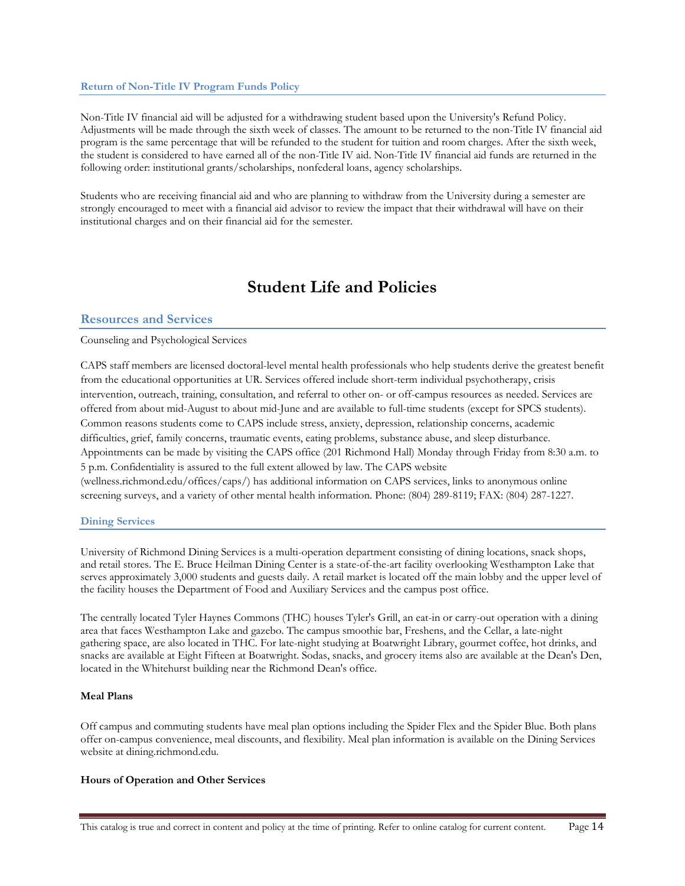### Return of Non-Title IV Program Funds Policy

Non-Title IV financial aid will be adjusted for a withdrawing student based upon the University's Refund Policy. Adjustments will be made through the sixth week of classes. The amount to be returned to the non-Title IV financial aid program is the same percentage that will be refunded to the student for tuition and room charges. After the sixth week, the student is considered to have earned all of the non-Title IV aid. Non-Title IV financial aid funds are returned in the following order: institutional grants/scholarships, nonfederal loans, agency scholarships.

Students who are receiving financial aid and who are planning to withdraw from the University during a semester are strongly encouraged to meet with a financial aid advisor to review the impact that their withdrawal will have on their institutional charges and on their financial aid for the semester.

# Student Life and Policies

## Resources and Services

Counseling and Psychological Services

CAPS staff members are licensed doctoral-level mental health professionals who help students derive the greatest benefit from the educational opportunities at UR. Services offered include short-term individual psychotherapy, crisis intervention, outreach, training, consultation, and referral to other on- or off-campus resources as needed. Services are offered from about mid-August to about mid-June and are available to full-time students (except for SPCS students). Common reasons students come to CAPS include stress, anxiety, depression, relationship concerns, academic difficulties, grief, family concerns, traumatic events, eating problems, substance abuse, and sleep disturbance. Appointments can be made by visiting the CAPS office (201 Richmond Hall) Monday through Friday from 8:30 a.m. to 5 p.m. Confidentiality is assured to the full extent allowed by law. The CAPS website (wellness.richmond.edu/offices/caps/) has additional information on CAPS services, links to anonymous online screening surveys, and a variety of other mental health information. Phone: (804) 289-8119; FAX: (804) 287-1227.

### Dining Services

University of Richmond Dining Services is a multi-operation department consisting of dining locations, snack shops, and retail stores. The E. Bruce Heilman Dining Center is a state-of-the-art facility overlooking Westhampton Lake that serves approximately 3,000 students and guests daily. A retail market is located off the main lobby and the upper level of the facility houses the Department of Food and Auxiliary Services and the campus post office.

The centrally located Tyler Haynes Commons (THC) houses Tyler's Grill, an eat-in or carry-out operation with a dining area that faces Westhampton Lake and gazebo. The campus smoothie bar, Freshens, and the Cellar, a late-night gathering space, are also located in THC. For late-night studying at Boatwright Library, gourmet coffee, hot drinks, and snacks are available at Eight Fifteen at Boatwright. Sodas, snacks, and grocery items also are available at the Dean's Den, located in the Whitehurst building near the Richmond Dean's office.

**Meal Plans**

Off campus and commuting students have meal plan options including the Spider Flex and the Spider Blue. Both plans offer on-campus convenience, meal discounts, and flexibility. Meal plan information is available on the Dining Services website at dining.richmond.edu.

**Hours of Operation and Other Services**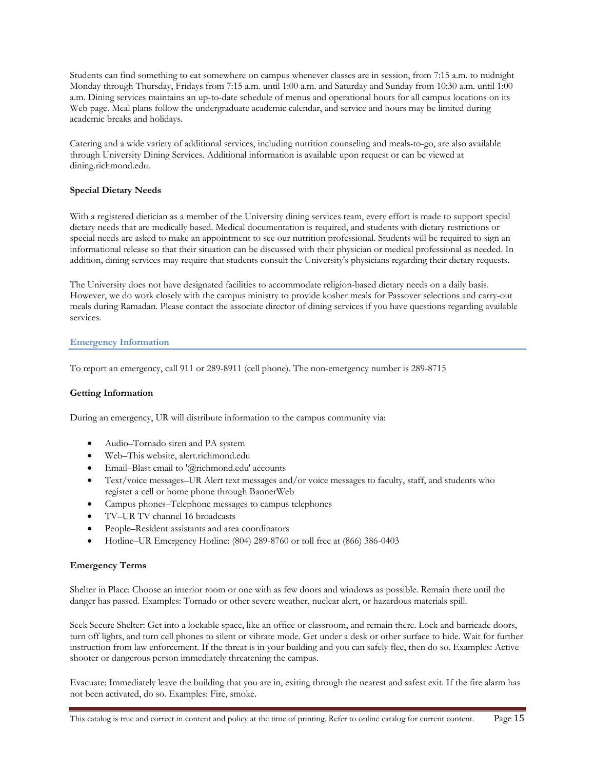Students can find something to eat somewhere on campus whenever classes are in session, from 7:15 a.m. to midnight Monday through Thursday, Fridays from 7:15 a.m. until 1:00 a.m. and Saturday and Sunday from 10:30 a.m. until 1:00 a.m. Dining services maintains an up-to-date schedule of menus and operational hours for all campus locations on its Web page. Meal plans follow the undergraduate academic calendar, and service and hours may be limited during academic breaks and holidays.

Catering and a wide variety of additional services, including nutrition counseling and meals-to-go, are also available through University Dining Services. Additional information is available upon request or can be viewed at dining.richmond.edu.

**Special Dietary Needs**

With a registered dietician as a member of the University dining services team, every effort is made to support special dietary needs that are medically based. Medical documentation is required, and students with dietary restrictions or special needs are asked to make an appointment to see our nutrition professional. Students will be required to sign an informational release so that their situation can be discussed with their physician or medical professional as needed. In addition, dining services may require that students consult the University's physicians regarding their dietary requests.

The University does not have designated facilities to accommodate religion-based dietary needs on a daily basis. However, we do work closely with the campus ministry to provide kosher meals for Passover selections and carry-out meals during Ramadan. Please contact the associate director of dining services if you have questions regarding available services.

## Emergency Information

To report an emergency, call 911 or 289-8911 (cell phone). The non-emergency number is 289-8715

**Getting Information**

During an emergency, UR will distribute information to the campus community via:

- Audio–Tornado siren and PA system
- Web–This website, alert.richmond.edu
- Email–Blast email to '@richmond.edu' accounts
- Text/voice messages–UR Alert text messages and/or voice messages to faculty, staff, and students who register a cell or home phone through BannerWeb
- Campus phones–Telephone messages to campus telephones
- TV–UR TV channel 16 broadcasts
- People–Resident assistants and area coordinators
- Hotline–UR Emergency Hotline: (804) 289-8760 or toll free at (866) 386-0403

**Emergency Terms**

Shelter in Place: Choose an interior room or one with as few doors and windows as possible. Remain there until the danger has passed. Examples: Tornado or other severe weather, nuclear alert, or hazardous materials spill.

Seek Secure Shelter: Get into a lockable space, like an office or classroom, and remain there. Lock and barricade doors, turn off lights, and turn cell phones to silent or vibrate mode. Get under a desk or other surface to hide. Wait for further instruction from law enforcement. If the threat is in your building and you can safely flee, then do so. Examples: Active shooter or dangerous person immediately threatening the campus.

Evacuate: Immediately leave the building that you are in, exiting through the nearest and safest exit. If the fire alarm has not been activated, do so. Examples: Fire, smoke.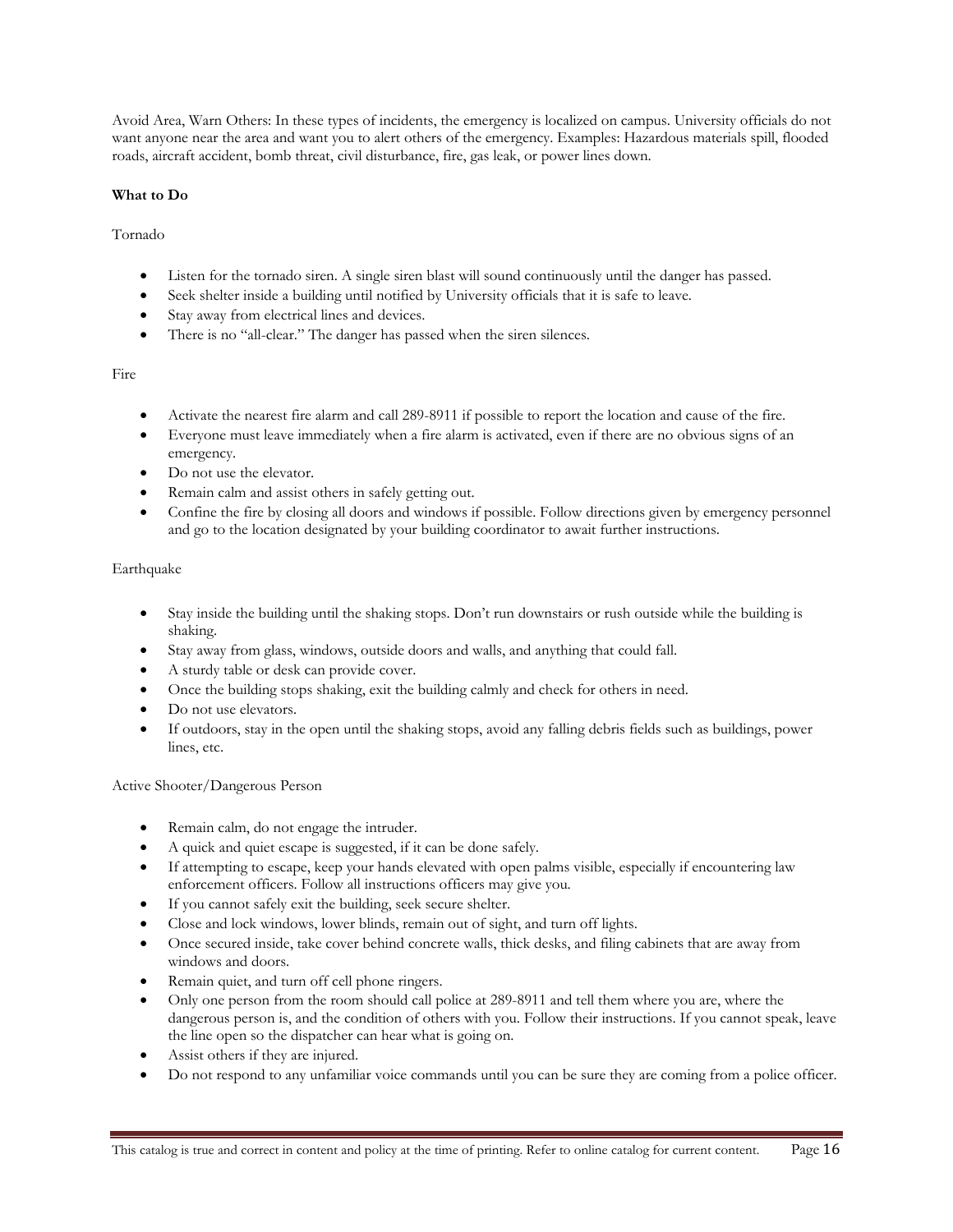Avoid Area, Warn Others: In these types of incidents, the emergency is localized on campus. University officials do not want anyone near the area and want you to alert others of the emergency. Examples: Hazardous materials spill, flooded roads, aircraft accident, bomb threat, civil disturbance, fire, gas leak, or power lines down.

**What to Do**

Tornado

- Listen for the tornado siren. A single siren blast will sound continuously until the danger has passed.
- Seek shelter inside a building until notified by University officials that it is safe to leave.
- Stay away from electrical lines and devices.
- There is no "all-clear." The danger has passed when the siren silences.

Fire

- Activate the nearest fire alarm and call 289-8911 if possible to report the location and cause of the fire.
- Everyone must leave immediately when a fire alarm is activated, even if there are no obvious signs of an emergency.
- Do not use the elevator.
- Remain calm and assist others in safely getting out.
- Confine the fire by closing all doors and windows if possible. Follow directions given by emergency personnel and go to the location designated by your building coordinator to await further instructions.

Earthquake

- Stay inside the building until the shaking stops. Don't run downstairs or rush outside while the building is shaking.
- Stay away from glass, windows, outside doors and walls, and anything that could fall.
- A sturdy table or desk can provide cover.
- Once the building stops shaking, exit the building calmly and check for others in need.
- Do not use elevators.
- If outdoors, stay in the open until the shaking stops, avoid any falling debris fields such as buildings, power lines, etc.

Active Shooter/Dangerous Person

- Remain calm, do not engage the intruder.
- A quick and quiet escape is suggested, if it can be done safely.
- If attempting to escape, keep your hands elevated with open palms visible, especially if encountering law enforcement officers. Follow all instructions officers may give you.
- If you cannot safely exit the building, seek secure shelter.
- Close and lock windows, lower blinds, remain out of sight, and turn off lights.
- Once secured inside, take cover behind concrete walls, thick desks, and filing cabinets that are away from windows and doors.
- Remain quiet, and turn off cell phone ringers.
- Only one person from the room should call police at 289-8911 and tell them where you are, where the dangerous person is, and the condition of others with you. Follow their instructions. If you cannot speak, leave the line open so the dispatcher can hear what is going on.
- Assist others if they are injured.
- Do not respond to any unfamiliar voice commands until you can be sure they are coming from a police officer.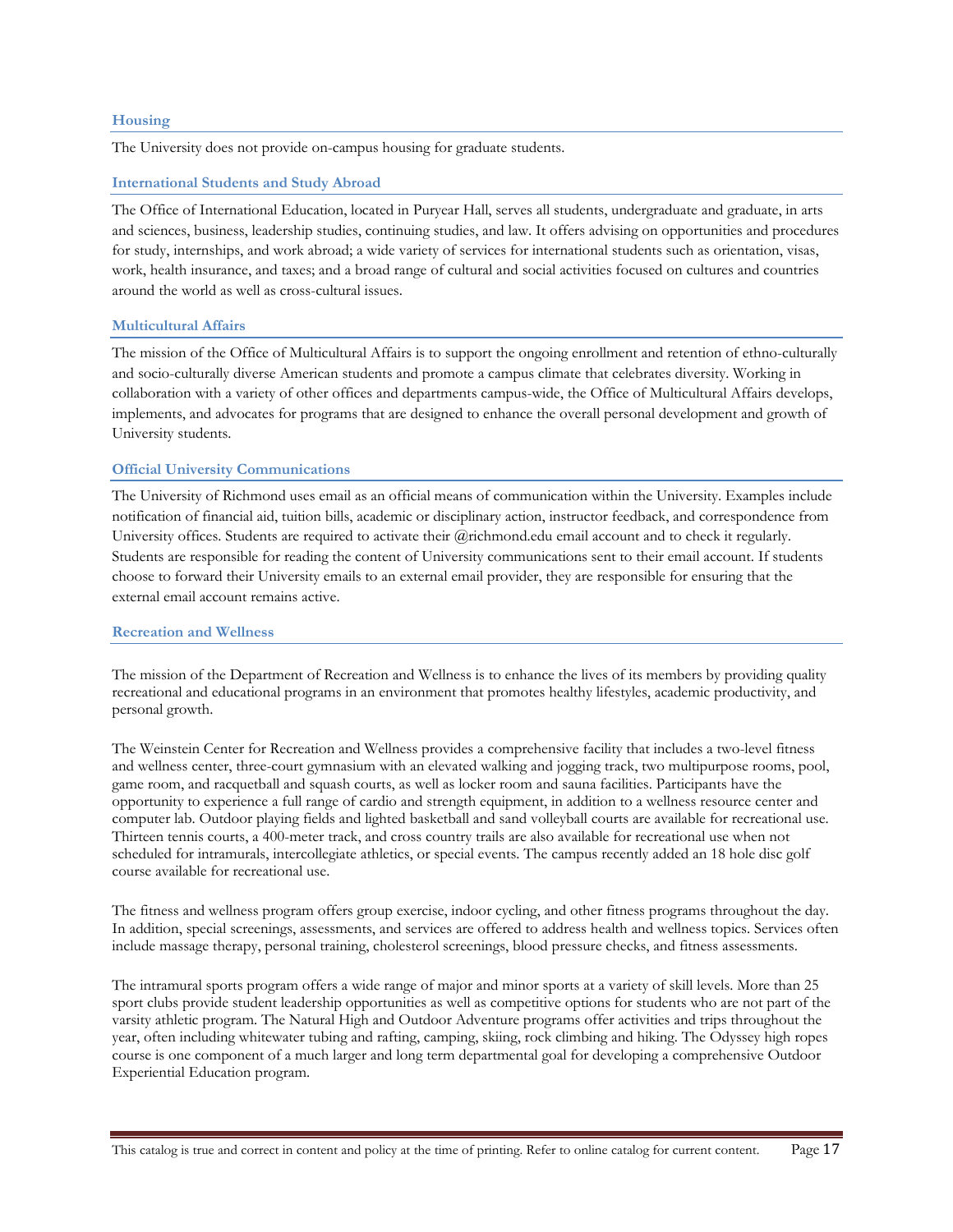### Housing

The University does not provide on-campus housing for graduate students.

### International Students and Study Abroad

The Office of International Education, located in Puryear Hall, serves all students, undergraduate and graduate, in arts and sciences, business, leadership studies, continuing studies, and law. It offers advising on opportunities and procedures for study, internships, and work abroad; a wide variety of services for international students such as orientation, visas, work, health insurance, and taxes; and a broad range of cultural and social activities focused on cultures and countries around the world as well as cross-cultural issues.

### Multicultural Affairs

The mission of the Office of Multicultural Affairs is to support the ongoing enrollment and retention of ethno-culturally and socio-culturally diverse American students and promote a campus climate that celebrates diversity. Working in collaboration with a variety of other offices and departments campus-wide, the Office of Multicultural Affairs develops, implements, and advocates for programs that are designed to enhance the overall personal development and growth of University students.

### Official University Communications

The University of Richmond uses email as an official means of communication within the University. Examples include notification of financial aid, tuition bills, academic or disciplinary action, instructor feedback, and correspondence from University offices. Students are required to activate their @richmond.edu email account and to check it regularly. Students are responsible for reading the content of University communications sent to their email account. If students choose to forward their University emails to an external email provider, they are responsible for ensuring that the external email account remains active.

### Recreation and Wellness

The mission of the Department of Recreation and Wellness is to enhance the lives of its members by providing quality recreational and educational programs in an environment that promotes healthy lifestyles, academic productivity, and personal growth.

The Weinstein Center for Recreation and Wellness provides a comprehensive facility that includes a two-level fitness and wellness center, three-court gymnasium with an elevated walking and jogging track, two multipurpose rooms, pool, game room, and racquetball and squash courts, as well as locker room and sauna facilities. Participants have the opportunity to experience a full range of cardio and strength equipment, in addition to a wellness resource center and computer lab. Outdoor playing fields and lighted basketball and sand volleyball courts are available for recreational use. Thirteen tennis courts, a 400-meter track, and cross country trails are also available for recreational use when not scheduled for intramurals, intercollegiate athletics, or special events. The campus recently added an 18 hole disc golf course available for recreational use.

The fitness and wellness program offers group exercise, indoor cycling, and other fitness programs throughout the day. In addition, special screenings, assessments, and services are offered to address health and wellness topics. Services often include massage therapy, personal training, cholesterol screenings, blood pressure checks, and fitness assessments.

The intramural sports program offers a wide range of major and minor sports at a variety of skill levels. More than 25 sport clubs provide student leadership opportunities as well as competitive options for students who are not part of the varsity athletic program. The Natural High and Outdoor Adventure programs offer activities and trips throughout the year, often including whitewater tubing and rafting, camping, skiing, rock climbing and hiking. The Odyssey high ropes course is one component of a much larger and long term departmental goal for developing a comprehensive Outdoor Experiential Education program.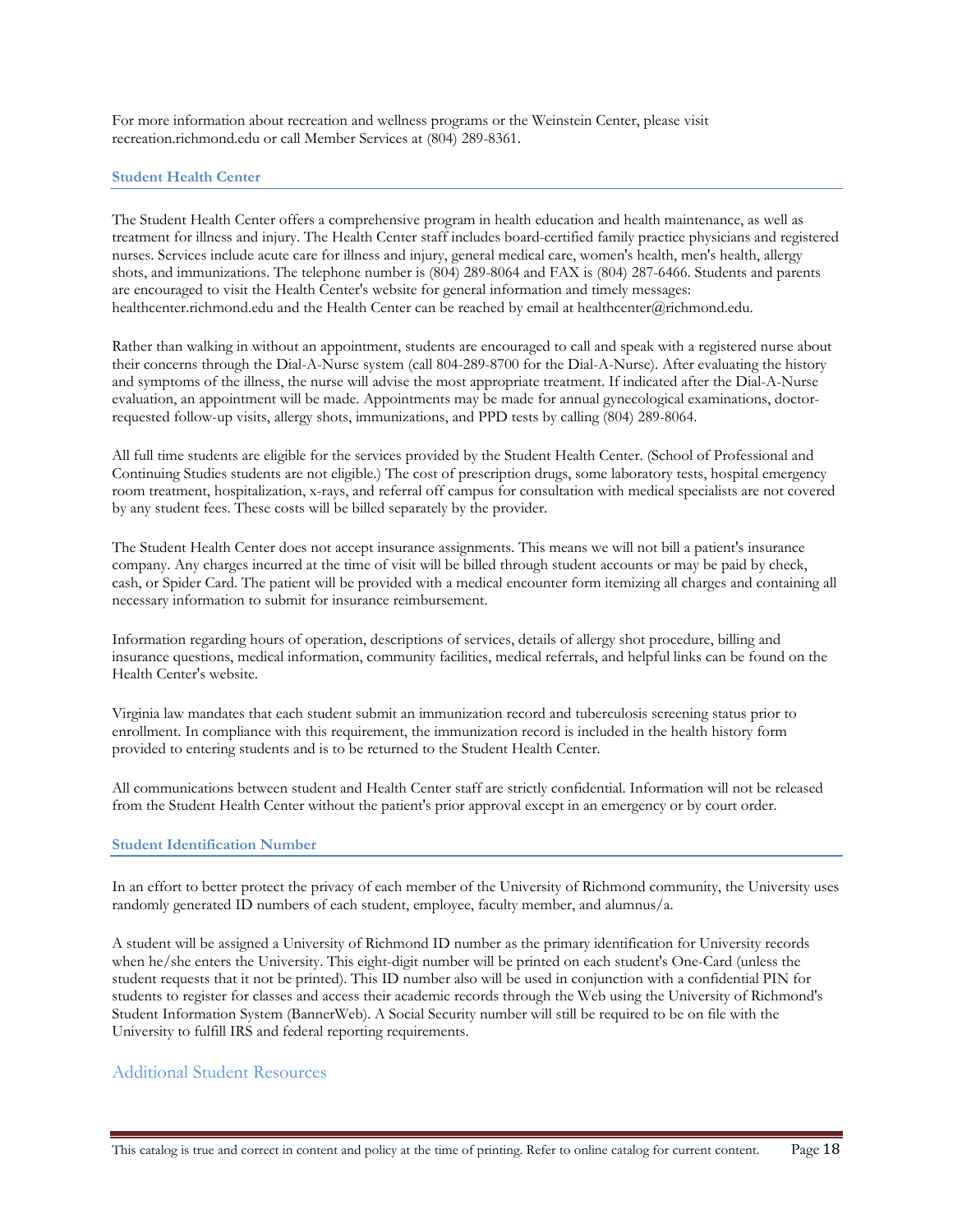For more information about recreation and wellness programs or the Weinstein Center, please visit recreation.richmond.edu or call Member Services at (804) 289-8361.

### Student Health Center

The Student Health Center offers a comprehensive program in health education and health maintenance, as well as treatment for illness and injury. The Health Center staff includes board-certified family practice physicians and registered nurses. Services include acute care for illness and injury, general medical care, women's health, men's health, allergy shots, and immunizations. The telephone number is (804) 289-8064 and FAX is (804) 287-6466. Students and parents are encouraged to visit the Health Center's website for general information and timely messages: healthcenter.richmond.edu and the Health Center can be reached by email at healthcenter@richmond.edu.

Rather than walking in without an appointment, students are encouraged to call and speak with a registered nurse about their concerns through the Dial-A-Nurse system (call 804-289-8700 for the Dial-A-Nurse). After evaluating the history and symptoms of the illness, the nurse will advise the most appropriate treatment. If indicated after the Dial-A-Nurse evaluation, an appointment will be made. Appointments may be made for annual gynecological examinations, doctor-requested follow-up visits, allergy shots, immunizations, and PPD tests by calling (804) 289-8064.

All full time students are eligible for the services provided by the Student Health Center. (School of Professional and Continuing Studies students are not eligible.) The cost of prescription drugs, some laboratory tests, hospital emergency room treatment, hospitalization, x-rays, and referral off campus for consultation with medical specialists are not covered by any student fees. These costs will be billed separately by the provider.

The Student Health Center does not accept insurance assignments. This means we will not bill a patient's insurance company. Any charges incurred at the time of visit will be billed through student accounts or may be paid by check, cash, or Spider Card. The patient will be provided with a medical encounter form itemizing all charges and containing all necessary information to submit for insurance reimbursement.

Information regarding hours of operation, descriptions of services, details of allergy shot procedure, billing and insurance questions, medical information, community facilities, medical referrals, and helpful links can be found on the Health Center's website.

Virginia law mandates that each student submit an immunization record and tuberculosis screening status prior to enrollment. In compliance with this requirement, the immunization record is included in the health history form provided to entering students and is to be returned to the Student Health Center.

All communications between student and Health Center staff are strictly confidential. Information will not be released from the Student Health Center without the patient's prior approval except in an emergency or by court order.

### Student Identification Number

In an effort to better protect the privacy of each member of the University of Richmond community, the University uses randomly generated ID numbers of each student, employee, faculty member, and alumnus/a.

A student will be assigned a University of Richmond ID number as the primary identification for University records when he/she enters the University. This eight-digit number will be printed on each student's One-Card (unless the student requests that it not be printed). This ID number also will be used in conjunction with a confidential PIN for students to register for classes and access their academic records through the Web using the University of Richmond's Student Information System (BannerWeb). A Social Security number will still be required to be on file with the University to fulfill IRS and federal reporting requirements.

## Additional Student Resources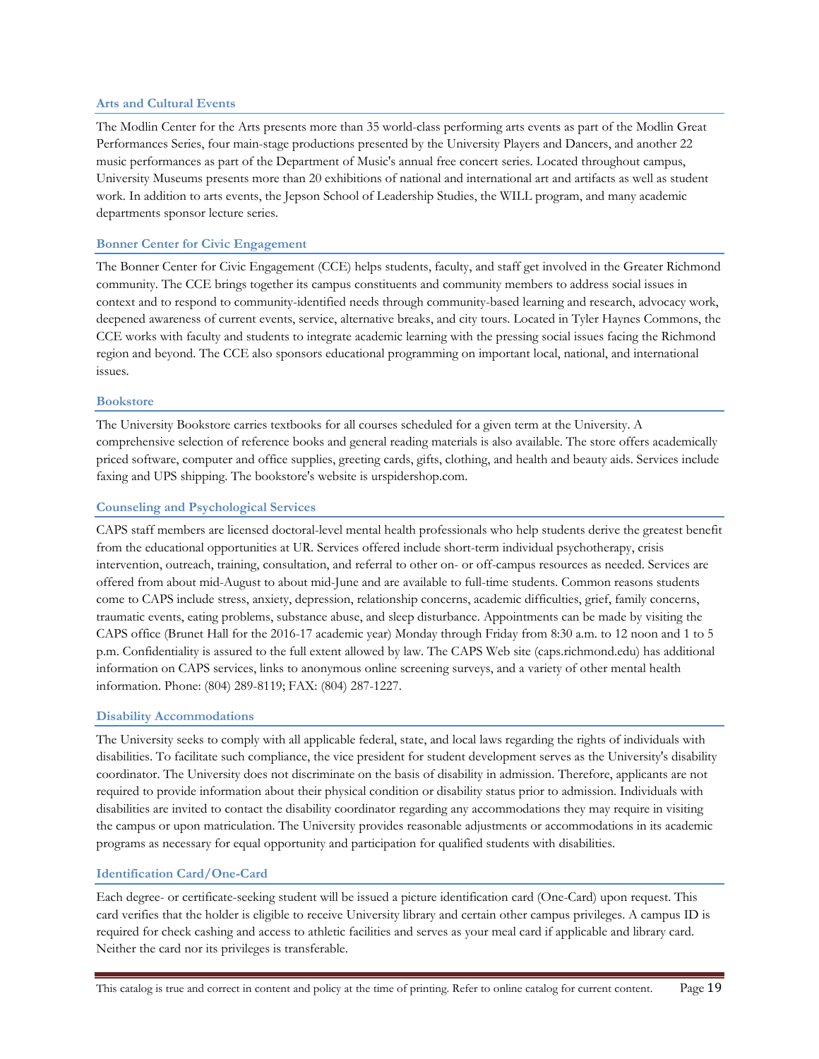### Arts and Cultural Events

The Modlin Center for the Arts presents more than 35 world-class performing arts events as part of the Modlin Great Performances Series, four main-stage productions presented by the University Players and Dancers, and another 22 music performances as part of the Department of Music's annual free concert series. Located throughout campus, University Museums presents more than 20 exhibitions of national and international art and artifacts as well as student work. In addition to arts events, the Jepson School of Leadership Studies, the WILL program, and many academic departments sponsor lecture series.

### Bonner Center for Civic Engagement

The Bonner Center for Civic Engagement (CCE) helps students, faculty, and staff get involved in the Greater Richmond community. The CCE brings together its campus constituents and community members to address social issues in context and to respond to community-identified needs through community-based learning and research, advocacy work, deepened awareness of current events, service, alternative breaks, and city tours. Located in Tyler Haynes Commons, the CCE works with faculty and students to integrate academic learning with the pressing social issues facing the Richmond region and beyond. The CCE also sponsors educational programming on important local, national, and international issues.

### Bookstore

The University Bookstore carries textbooks for all courses scheduled for a given term at the University. A comprehensive selection of reference books and general reading materials is also available. The store offers academically priced software, computer and office supplies, greeting cards, gifts, clothing, and health and beauty aids. Services include faxing and UPS shipping. The bookstore's website is urspidershop.com.

### Counseling and Psychological Services

CAPS staff members are licensed doctoral-level mental health professionals who help students derive the greatest benefit from the educational opportunities at UR. Services offered include short-term individual psychotherapy, crisis intervention, outreach, training, consultation, and referral to other on- or off-campus resources as needed. Services are offered from about mid-August to about mid-June and are available to full-time students. Common reasons students come to CAPS include stress, anxiety, depression, relationship concerns, academic difficulties, grief, family concerns, traumatic events, eating problems, substance abuse, and sleep disturbance. Appointments can be made by visiting the CAPS office (Brunet Hall for the 2016-17 academic year) Monday through Friday from 8:30 a.m. to 12 noon and 1 to 5 p.m. Confidentiality is assured to the full extent allowed by law. The CAPS Web site (caps.richmond.edu) has additional information on CAPS services, links to anonymous online screening surveys, and a variety of other mental health information. Phone: (804) 289-8119; FAX: (804) 287-1227.

### Disability Accommodations

The University seeks to comply with all applicable federal, state, and local laws regarding the rights of individuals with disabilities. To facilitate such compliance, the vice president for student development serves as the University's disability coordinator. The University does not discriminate on the basis of disability in admission. Therefore, applicants are not required to provide information about their physical condition or disability status prior to admission. Individuals with disabilities are invited to contact the disability coordinator regarding any accommodations they may require in visiting the campus or upon matriculation. The University provides reasonable adjustments or accommodations in its academic programs as necessary for equal opportunity and participation for qualified students with disabilities.

### Identification Card/One-Card

Each degree- or certificate-seeking student will be issued a picture identification card (One-Card) upon request. This card verifies that the holder is eligible to receive University library and certain other campus privileges. A campus ID is required for check cashing and access to athletic facilities and serves as your meal card if applicable and library card. Neither the card nor its privileges is transferable.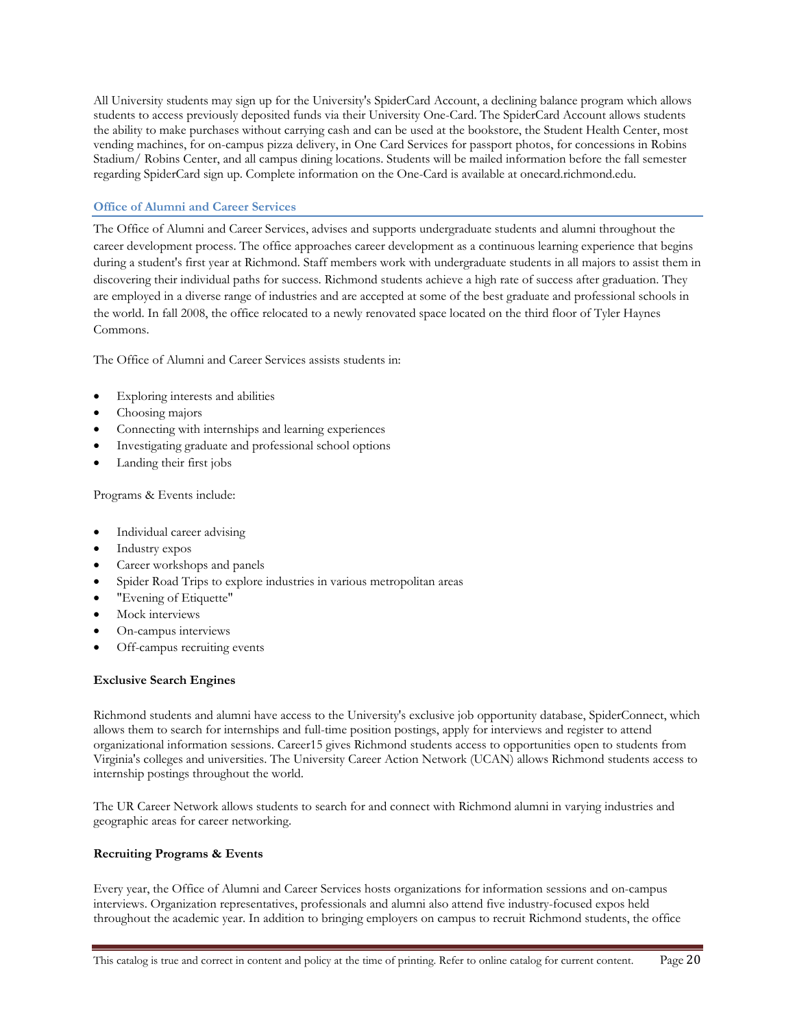All University students may sign up for the University's SpiderCard Account, a declining balance program which allows students to access previously deposited funds via their University One-Card. The SpiderCard Account allows students the ability to make purchases without carrying cash and can be used at the bookstore, the Student Health Center, most vending machines, for on-campus pizza delivery, in One Card Services for passport photos, for concessions in Robins Stadium/ Robins Center, and all campus dining locations. Students will be mailed information before the fall semester regarding SpiderCard sign up. Complete information on the One-Card is available at onecard.richmond.edu.

## Office of Alumni and Career Services

The Office of Alumni and Career Services, advises and supports undergraduate students and alumni throughout the career development process. The office approaches career development as a continuous learning experience that begins during a student's first year at Richmond. Staff members work with undergraduate students in all majors to assist them in discovering their individual paths for success. Richmond students achieve a high rate of success after graduation. They are employed in a diverse range of industries and are accepted at some of the best graduate and professional schools in the world. In fall 2008, the office relocated to a newly renovated space located on the third floor of Tyler Haynes Commons.

The Office of Alumni and Career Services assists students in:

- Exploring interests and abilities
- Choosing majors
- Connecting with internships and learning experiences
- Investigating graduate and professional school options
- Landing their first jobs

Programs & Events include:

- Individual career advising
- Industry expos
- Career workshops and panels
- Spider Road Trips to explore industries in various metropolitan areas
- "Evening of Etiquette"
- Mock interviews
- On-campus interviews
- Off-campus recruiting events

### Exclusive Search Engines

Richmond students and alumni have access to the University's exclusive job opportunity database, SpiderConnect, which allows them to search for internships and full-time position postings, apply for interviews and register to attend organizational information sessions. Career15 gives Richmond students access to opportunities open to students from Virginia's colleges and universities. The University Career Action Network (UCAN) allows Richmond students access to internship postings throughout the world.

The UR Career Network allows students to search for and connect with Richmond alumni in varying industries and geographic areas for career networking.

### Recruiting Programs & Events

Every year, the Office of Alumni and Career Services hosts organizations for information sessions and on-campus interviews. Organization representatives, professionals and alumni also attend five industry-focused expos held throughout the academic year. In addition to bringing employers on campus to recruit Richmond students, the office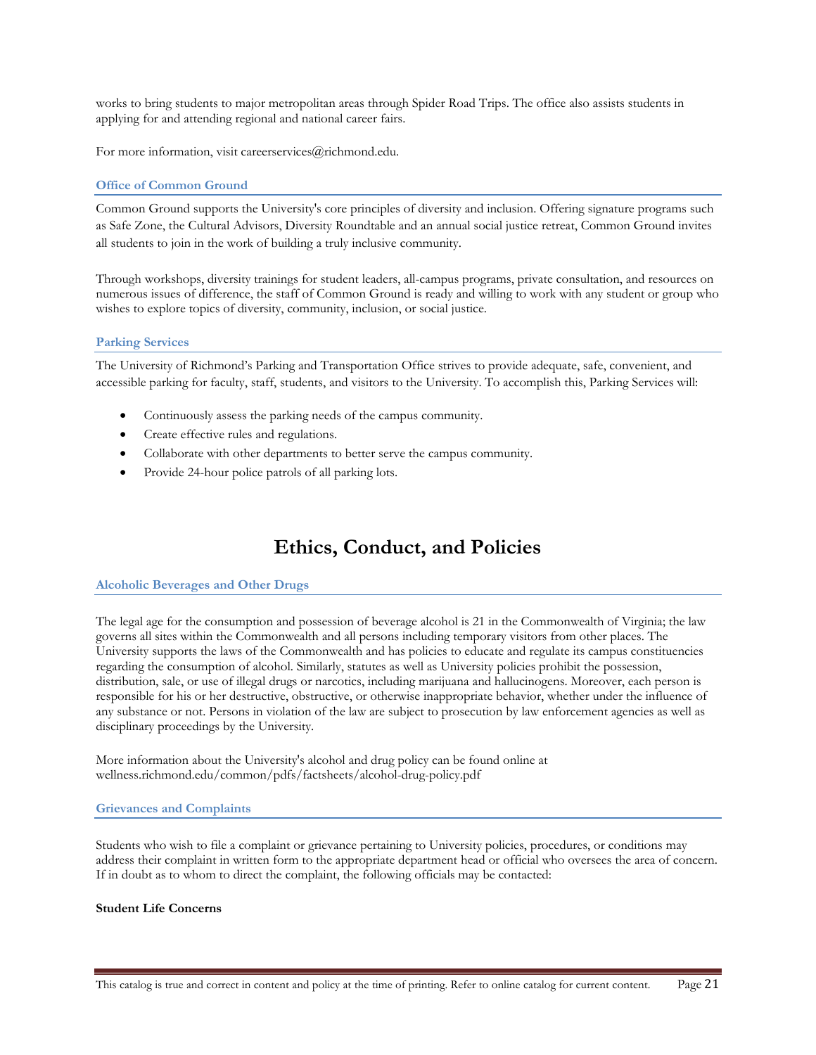works to bring students to major metropolitan areas through Spider Road Trips. The office also assists students in applying for and attending regional and national career fairs.

For more information, visit careerservices@richmond.edu.

### Office of Common Ground

Common Ground supports the University's core principles of diversity and inclusion. Offering signature programs such as Safe Zone, the Cultural Advisors, Diversity Roundtable and an annual social justice retreat, Common Ground invites all students to join in the work of building a truly inclusive community.

Through workshops, diversity trainings for student leaders, all-campus programs, private consultation, and resources on numerous issues of difference, the staff of Common Ground is ready and willing to work with any student or group who wishes to explore topics of diversity, community, inclusion, or social justice.

### Parking Services

The University of Richmond's Parking and Transportation Office strives to provide adequate, safe, convenient, and accessible parking for faculty, staff, students, and visitors to the University. To accomplish this, Parking Services will:

- Continuously assess the parking needs of the campus community.
- Create effective rules and regulations.
- Collaborate with other departments to better serve the campus community.
- Provide 24-hour police patrols of all parking lots.

# Ethics, Conduct, and Policies

### Alcoholic Beverages and Other Drugs

The legal age for the consumption and possession of beverage alcohol is 21 in the Commonwealth of Virginia; the law governs all sites within the Commonwealth and all persons including temporary visitors from other places. The University supports the laws of the Commonwealth and has policies to educate and regulate its campus constituencies regarding the consumption of alcohol. Similarly, statutes as well as University policies prohibit the possession, distribution, sale, or use of illegal drugs or narcotics, including marijuana and hallucinogens. Moreover, each person is responsible for his or her destructive, obstructive, or otherwise inappropriate behavior, whether under the influence of any substance or not. Persons in violation of the law are subject to prosecution by law enforcement agencies as well as disciplinary proceedings by the University.

More information about the University's alcohol and drug policy can be found online at wellness.richmond.edu/common/pdfs/factsheets/alcohol-drug-policy.pdf

### Grievances and Complaints

Students who wish to file a complaint or grievance pertaining to University policies, procedures, or conditions may address their complaint in written form to the appropriate department head or official who oversees the area of concern. If in doubt as to whom to direct the complaint, the following officials may be contacted:

**Student Life Concerns**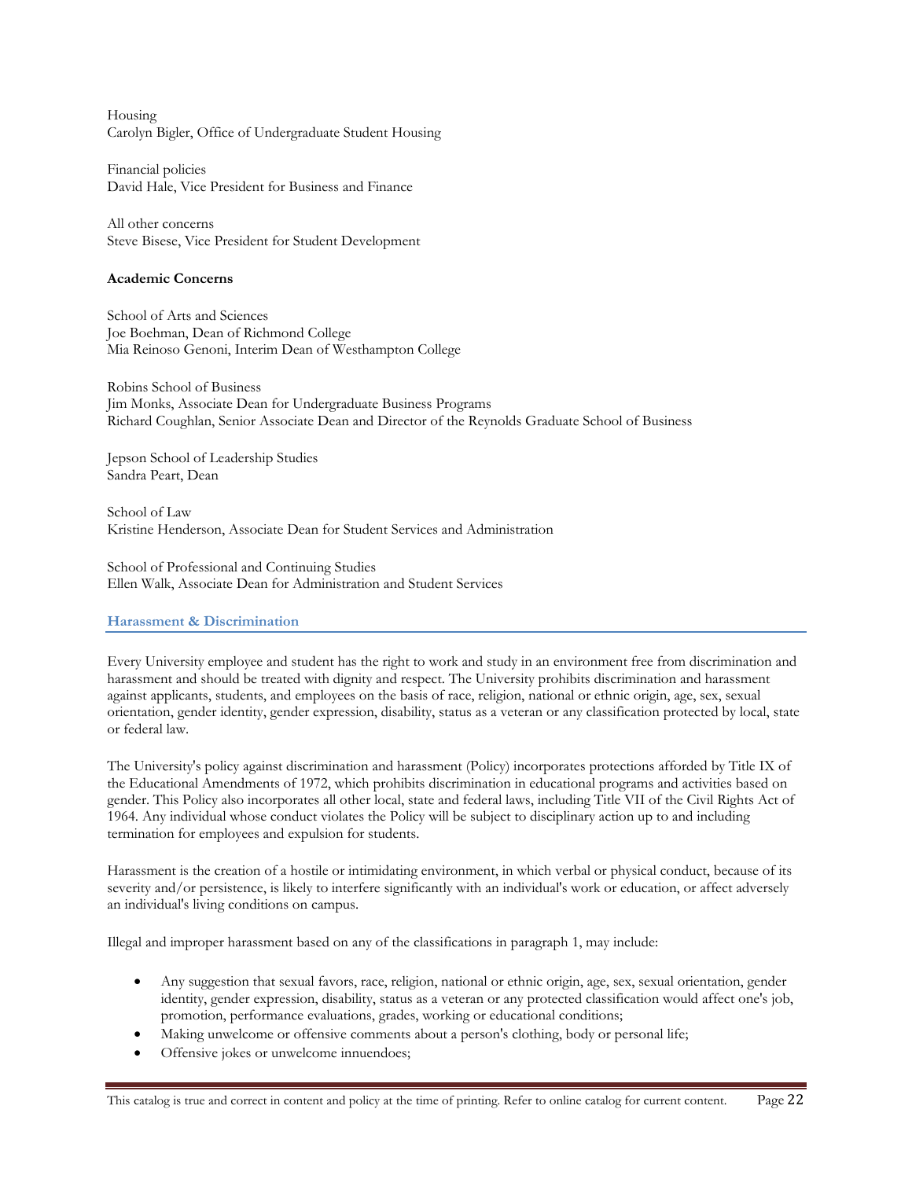Housing
Carolyn Bigler, Office of Undergraduate Student Housing

Financial policies
David Hale, Vice President for Business and Finance

All other concerns
Steve Bisese, Vice President for Student Development

**Academic Concerns**

School of Arts and Sciences
Joe Boehman, Dean of Richmond College
Mia Reinoso Genoni, Interim Dean of Westhampton College

Robins School of Business
Jim Monks, Associate Dean for Undergraduate Business Programs
Richard Coughlan, Senior Associate Dean and Director of the Reynolds Graduate School of Business

Jepson School of Leadership Studies
Sandra Peart, Dean

School of Law
Kristine Henderson, Associate Dean for Student Services and Administration

School of Professional and Continuing Studies
Ellen Walk, Associate Dean for Administration and Student Services

## Harassment & Discrimination

Every University employee and student has the right to work and study in an environment free from discrimination and harassment and should be treated with dignity and respect. The University prohibits discrimination and harassment against applicants, students, and employees on the basis of race, religion, national or ethnic origin, age, sex, sexual orientation, gender identity, gender expression, disability, status as a veteran or any classification protected by local, state or federal law.

The University's policy against discrimination and harassment (Policy) incorporates protections afforded by Title IX of the Educational Amendments of 1972, which prohibits discrimination in educational programs and activities based on gender. This Policy also incorporates all other local, state and federal laws, including Title VII of the Civil Rights Act of 1964. Any individual whose conduct violates the Policy will be subject to disciplinary action up to and including termination for employees and expulsion for students.

Harassment is the creation of a hostile or intimidating environment, in which verbal or physical conduct, because of its severity and/or persistence, is likely to interfere significantly with an individual's work or education, or affect adversely an individual's living conditions on campus.

Illegal and improper harassment based on any of the classifications in paragraph 1, may include:

- Any suggestion that sexual favors, race, religion, national or ethnic origin, age, sex, sexual orientation, gender identity, gender expression, disability, status as a veteran or any protected classification would affect one's job, promotion, performance evaluations, grades, working or educational conditions;
- Making unwelcome or offensive comments about a person's clothing, body or personal life;
- Offensive jokes or unwelcome innuendoes;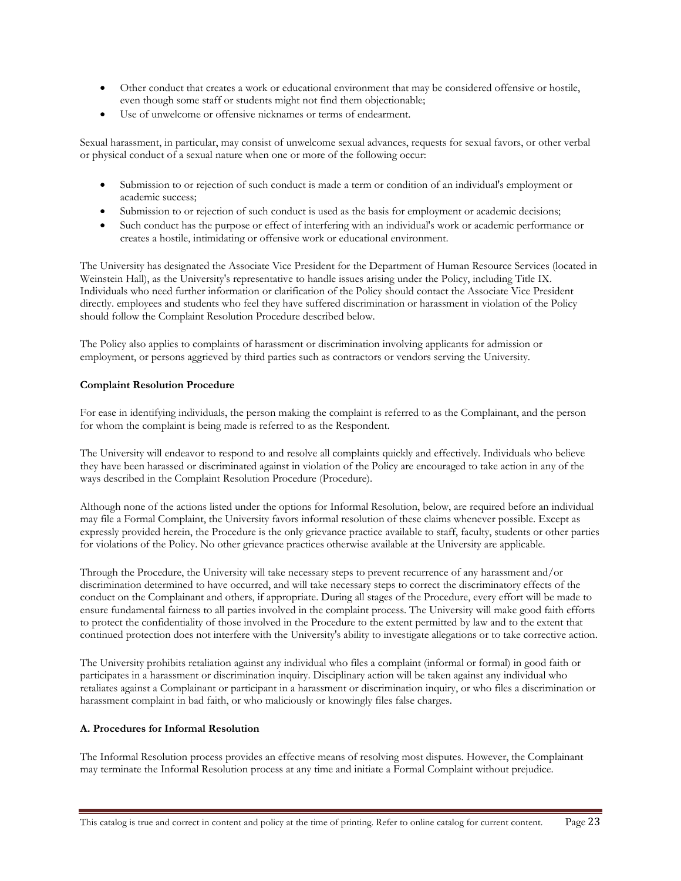- Other conduct that creates a work or educational environment that may be considered offensive or hostile, even though some staff or students might not find them objectionable;
- Use of unwelcome or offensive nicknames or terms of endearment.

Sexual harassment, in particular, may consist of unwelcome sexual advances, requests for sexual favors, or other verbal or physical conduct of a sexual nature when one or more of the following occur:

- Submission to or rejection of such conduct is made a term or condition of an individual's employment or academic success;
- Submission to or rejection of such conduct is used as the basis for employment or academic decisions;
- Such conduct has the purpose or effect of interfering with an individual's work or academic performance or creates a hostile, intimidating or offensive work or educational environment.

The University has designated the Associate Vice President for the Department of Human Resource Services (located in Weinstein Hall), as the University's representative to handle issues arising under the Policy, including Title IX. Individuals who need further information or clarification of the Policy should contact the Associate Vice President directly. employees and students who feel they have suffered discrimination or harassment in violation of the Policy should follow the Complaint Resolution Procedure described below.

The Policy also applies to complaints of harassment or discrimination involving applicants for admission or employment, or persons aggrieved by third parties such as contractors or vendors serving the University.

**Complaint Resolution Procedure**

For ease in identifying individuals, the person making the complaint is referred to as the Complainant, and the person for whom the complaint is being made is referred to as the Respondent.

The University will endeavor to respond to and resolve all complaints quickly and effectively. Individuals who believe they have been harassed or discriminated against in violation of the Policy are encouraged to take action in any of the ways described in the Complaint Resolution Procedure (Procedure).

Although none of the actions listed under the options for Informal Resolution, below, are required before an individual may file a Formal Complaint, the University favors informal resolution of these claims whenever possible. Except as expressly provided herein, the Procedure is the only grievance practice available to staff, faculty, students or other parties for violations of the Policy. No other grievance practices otherwise available at the University are applicable.

Through the Procedure, the University will take necessary steps to prevent recurrence of any harassment and/or discrimination determined to have occurred, and will take necessary steps to correct the discriminatory effects of the conduct on the Complainant and others, if appropriate. During all stages of the Procedure, every effort will be made to ensure fundamental fairness to all parties involved in the complaint process. The University will make good faith efforts to protect the confidentiality of those involved in the Procedure to the extent permitted by law and to the extent that continued protection does not interfere with the University's ability to investigate allegations or to take corrective action.

The University prohibits retaliation against any individual who files a complaint (informal or formal) in good faith or participates in a harassment or discrimination inquiry. Disciplinary action will be taken against any individual who retaliates against a Complainant or participant in a harassment or discrimination inquiry, or who files a discrimination or harassment complaint in bad faith, or who maliciously or knowingly files false charges.

**A. Procedures for Informal Resolution**

The Informal Resolution process provides an effective means of resolving most disputes. However, the Complainant may terminate the Informal Resolution process at any time and initiate a Formal Complaint without prejudice.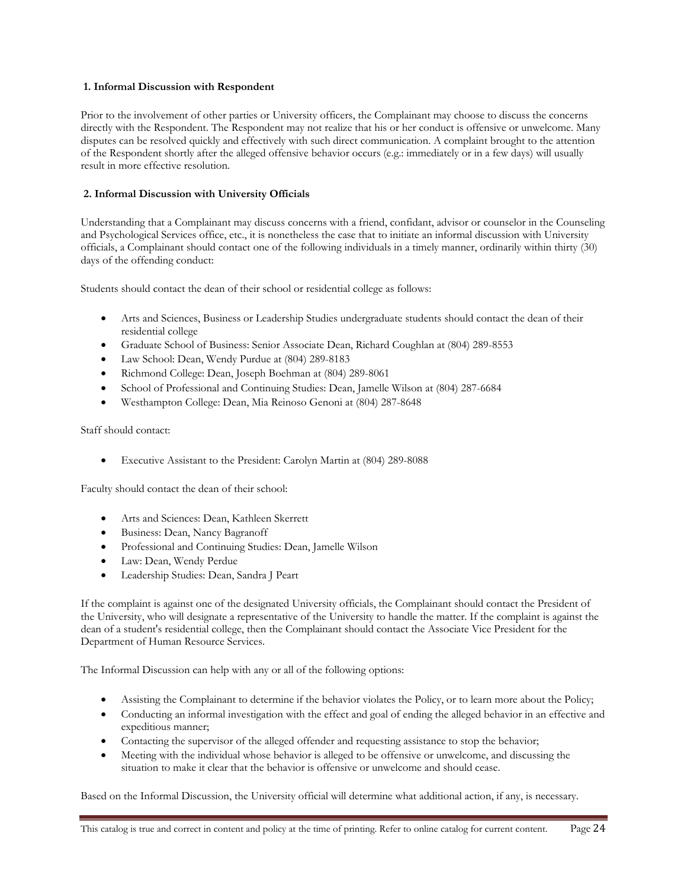### 1. Informal Discussion with Respondent

Prior to the involvement of other parties or University officers, the Complainant may choose to discuss the concerns directly with the Respondent. The Respondent may not realize that his or her conduct is offensive or unwelcome. Many disputes can be resolved quickly and effectively with such direct communication. A complaint brought to the attention of the Respondent shortly after the alleged offensive behavior occurs (e.g.: immediately or in a few days) will usually result in more effective resolution.

### 2. Informal Discussion with University Officials

Understanding that a Complainant may discuss concerns with a friend, confidant, advisor or counselor in the Counseling and Psychological Services office, etc., it is nonetheless the case that to initiate an informal discussion with University officials, a Complainant should contact one of the following individuals in a timely manner, ordinarily within thirty (30) days of the offending conduct:

Students should contact the dean of their school or residential college as follows:

- Arts and Sciences, Business or Leadership Studies undergraduate students should contact the dean of their residential college
- Graduate School of Business: Senior Associate Dean, Richard Coughlan at (804) 289-8553
- Law School: Dean, Wendy Purdue at (804) 289-8183
- Richmond College: Dean, Joseph Boehman at (804) 289-8061
- School of Professional and Continuing Studies: Dean, Jamelle Wilson at (804) 287-6684
- Westhampton College: Dean, Mia Reinoso Genoni at (804) 287-8648

Staff should contact:

- Executive Assistant to the President: Carolyn Martin at (804) 289-8088

Faculty should contact the dean of their school:

- Arts and Sciences: Dean, Kathleen Skerrett
- Business: Dean, Nancy Bagranoff
- Professional and Continuing Studies: Dean, Jamelle Wilson
- Law: Dean, Wendy Perdue
- Leadership Studies: Dean, Sandra J Peart

If the complaint is against one of the designated University officials, the Complainant should contact the President of the University, who will designate a representative of the University to handle the matter. If the complaint is against the dean of a student's residential college, then the Complainant should contact the Associate Vice President for the Department of Human Resource Services.

The Informal Discussion can help with any or all of the following options:

- Assisting the Complainant to determine if the behavior violates the Policy, or to learn more about the Policy;
- Conducting an informal investigation with the effect and goal of ending the alleged behavior in an effective and expeditious manner;
- Contacting the supervisor of the alleged offender and requesting assistance to stop the behavior;
- Meeting with the individual whose behavior is alleged to be offensive or unwelcome, and discussing the situation to make it clear that the behavior is offensive or unwelcome and should cease.

Based on the Informal Discussion, the University official will determine what additional action, if any, is necessary.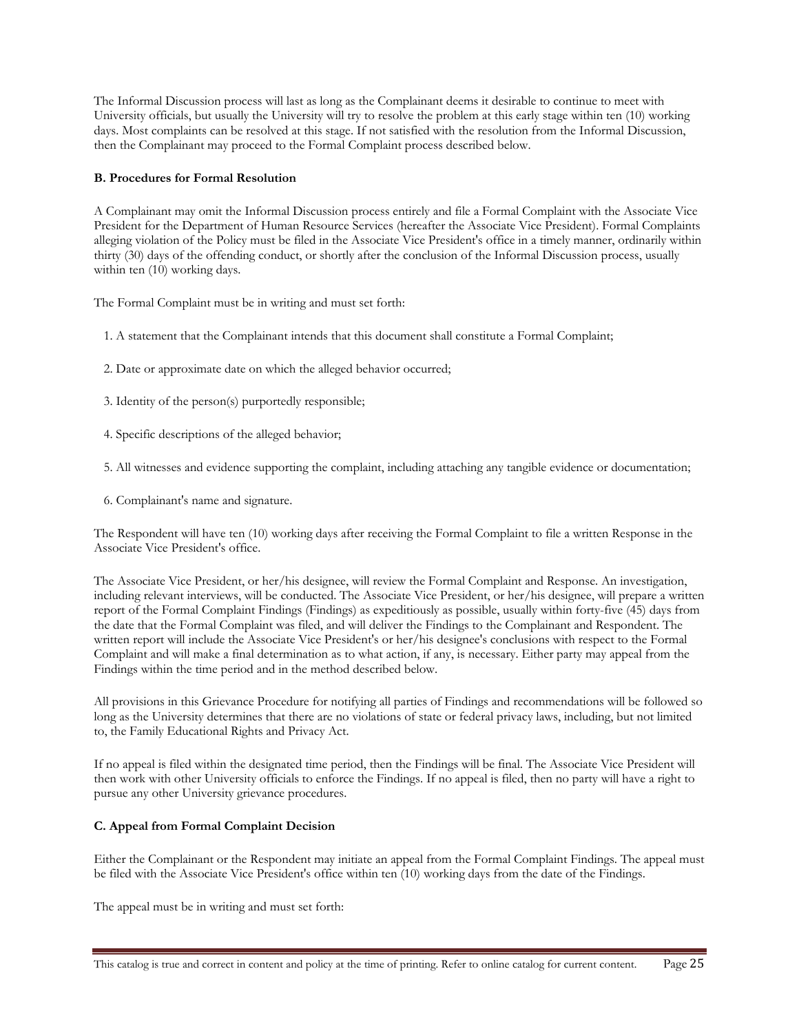The Informal Discussion process will last as long as the Complainant deems it desirable to continue to meet with University officials, but usually the University will try to resolve the problem at this early stage within ten (10) working days. Most complaints can be resolved at this stage. If not satisfied with the resolution from the Informal Discussion, then the Complainant may proceed to the Formal Complaint process described below.

**B. Procedures for Formal Resolution**

A Complainant may omit the Informal Discussion process entirely and file a Formal Complaint with the Associate Vice President for the Department of Human Resource Services (hereafter the Associate Vice President). Formal Complaints alleging violation of the Policy must be filed in the Associate Vice President's office in a timely manner, ordinarily within thirty (30) days of the offending conduct, or shortly after the conclusion of the Informal Discussion process, usually within ten (10) working days.

The Formal Complaint must be in writing and must set forth:

1. A statement that the Complainant intends that this document shall constitute a Formal Complaint;
2. Date or approximate date on which the alleged behavior occurred;
3. Identity of the person(s) purportedly responsible;
4. Specific descriptions of the alleged behavior;
5. All witnesses and evidence supporting the complaint, including attaching any tangible evidence or documentation;
6. Complainant's name and signature.

The Respondent will have ten (10) working days after receiving the Formal Complaint to file a written Response in the Associate Vice President's office.

The Associate Vice President, or her/his designee, will review the Formal Complaint and Response. An investigation, including relevant interviews, will be conducted. The Associate Vice President, or her/his designee, will prepare a written report of the Formal Complaint Findings (Findings) as expeditiously as possible, usually within forty-five (45) days from the date that the Formal Complaint was filed, and will deliver the Findings to the Complainant and Respondent. The written report will include the Associate Vice President's or her/his designee's conclusions with respect to the Formal Complaint and will make a final determination as to what action, if any, is necessary. Either party may appeal from the Findings within the time period and in the method described below.

All provisions in this Grievance Procedure for notifying all parties of Findings and recommendations will be followed so long as the University determines that there are no violations of state or federal privacy laws, including, but not limited to, the Family Educational Rights and Privacy Act.

If no appeal is filed within the designated time period, then the Findings will be final. The Associate Vice President will then work with other University officials to enforce the Findings. If no appeal is filed, then no party will have a right to pursue any other University grievance procedures.

**C. Appeal from Formal Complaint Decision**

Either the Complainant or the Respondent may initiate an appeal from the Formal Complaint Findings. The appeal must be filed with the Associate Vice President's office within ten (10) working days from the date of the Findings.

The appeal must be in writing and must set forth: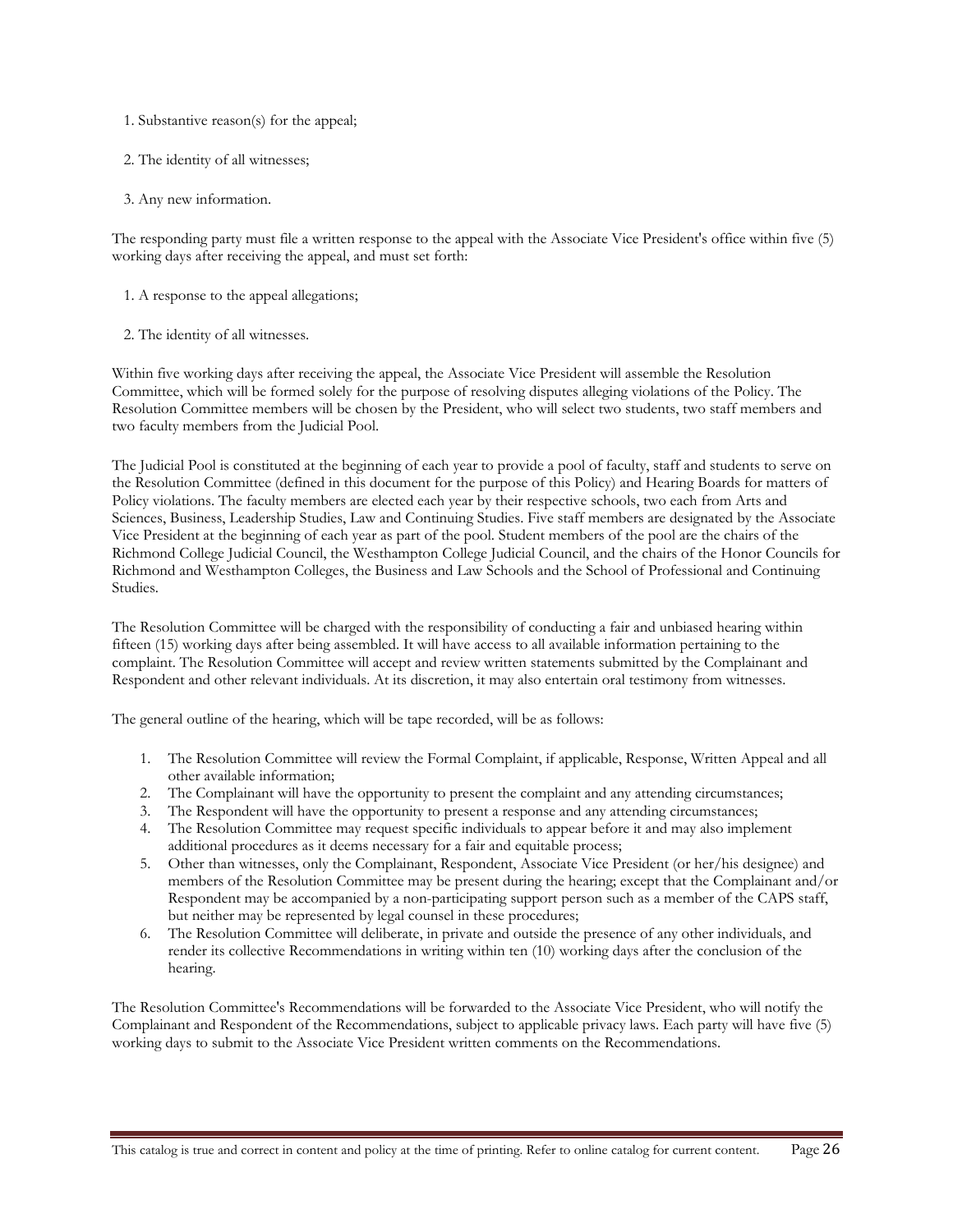1. Substantive reason(s) for the appeal;
2. The identity of all witnesses;
3. Any new information.

The responding party must file a written response to the appeal with the Associate Vice President's office within five (5) working days after receiving the appeal, and must set forth:

1. A response to the appeal allegations;
2. The identity of all witnesses.

Within five working days after receiving the appeal, the Associate Vice President will assemble the Resolution Committee, which will be formed solely for the purpose of resolving disputes alleging violations of the Policy. The Resolution Committee members will be chosen by the President, who will select two students, two staff members and two faculty members from the Judicial Pool.

The Judicial Pool is constituted at the beginning of each year to provide a pool of faculty, staff and students to serve on the Resolution Committee (defined in this document for the purpose of this Policy) and Hearing Boards for matters of Policy violations. The faculty members are elected each year by their respective schools, two each from Arts and Sciences, Business, Leadership Studies, Law and Continuing Studies. Five staff members are designated by the Associate Vice President at the beginning of each year as part of the pool. Student members of the pool are the chairs of the Richmond College Judicial Council, the Westhampton College Judicial Council, and the chairs of the Honor Councils for Richmond and Westhampton Colleges, the Business and Law Schools and the School of Professional and Continuing Studies.

The Resolution Committee will be charged with the responsibility of conducting a fair and unbiased hearing within fifteen (15) working days after being assembled. It will have access to all available information pertaining to the complaint. The Resolution Committee will accept and review written statements submitted by the Complainant and Respondent and other relevant individuals. At its discretion, it may also entertain oral testimony from witnesses.

The general outline of the hearing, which will be tape recorded, will be as follows:

1. The Resolution Committee will review the Formal Complaint, if applicable, Response, Written Appeal and all other available information;
2. The Complainant will have the opportunity to present the complaint and any attending circumstances;
3. The Respondent will have the opportunity to present a response and any attending circumstances;
4. The Resolution Committee may request specific individuals to appear before it and may also implement additional procedures as it deems necessary for a fair and equitable process;
5. Other than witnesses, only the Complainant, Respondent, Associate Vice President (or her/his designee) and members of the Resolution Committee may be present during the hearing; except that the Complainant and/or Respondent may be accompanied by a non-participating support person such as a member of the CAPS staff, but neither may be represented by legal counsel in these procedures;
6. The Resolution Committee will deliberate, in private and outside the presence of any other individuals, and render its collective Recommendations in writing within ten (10) working days after the conclusion of the hearing.

The Resolution Committee's Recommendations will be forwarded to the Associate Vice President, who will notify the Complainant and Respondent of the Recommendations, subject to applicable privacy laws. Each party will have five (5) working days to submit to the Associate Vice President written comments on the Recommendations.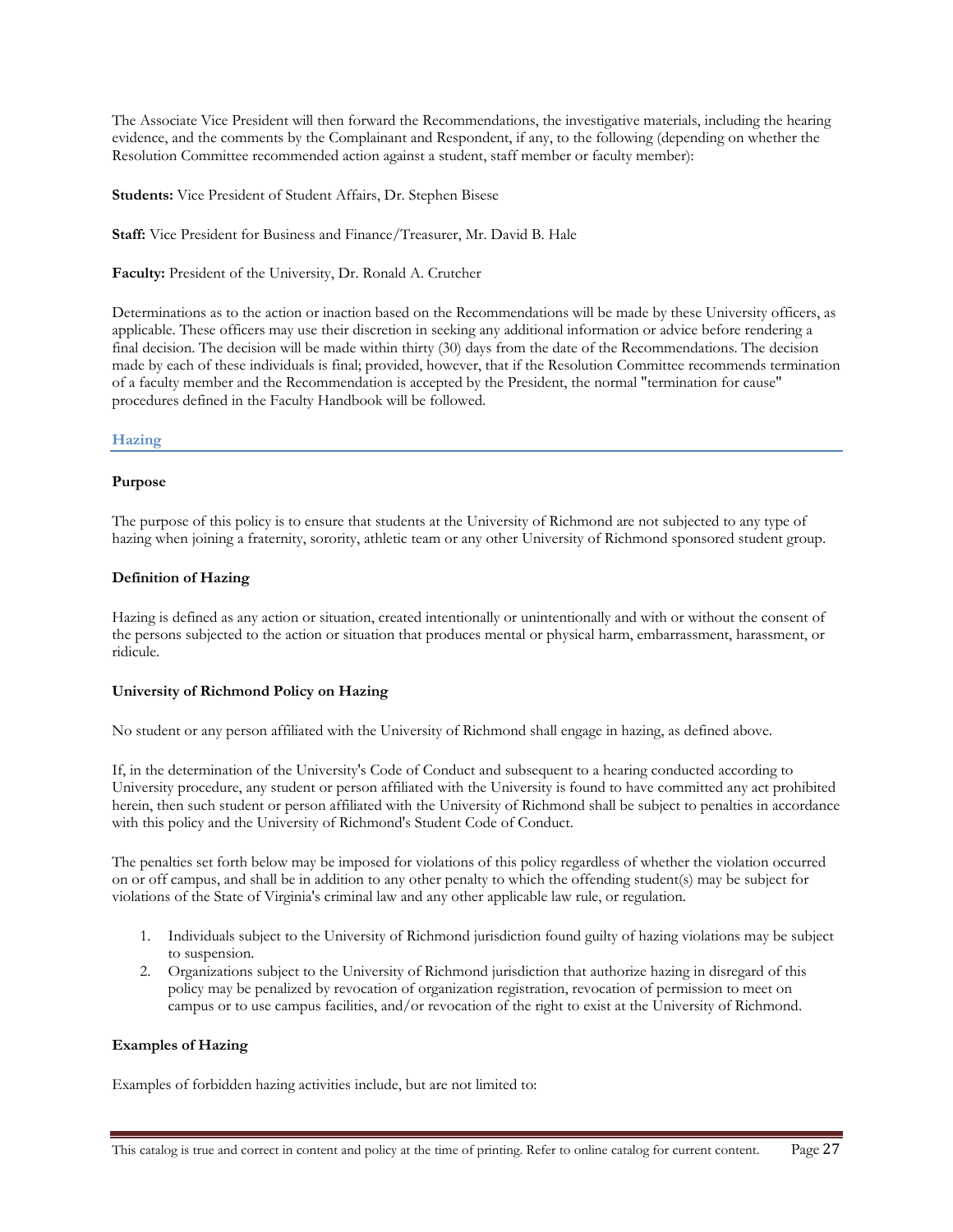The Associate Vice President will then forward the Recommendations, the investigative materials, including the hearing evidence, and the comments by the Complainant and Respondent, if any, to the following (depending on whether the Resolution Committee recommended action against a student, staff member or faculty member):

**Students:** Vice President of Student Affairs, Dr. Stephen Bisese

**Staff:** Vice President for Business and Finance/Treasurer, Mr. David B. Hale

**Faculty:** President of the University, Dr. Ronald A. Crutcher

Determinations as to the action or inaction based on the Recommendations will be made by these University officers, as applicable. These officers may use their discretion in seeking any additional information or advice before rendering a final decision. The decision will be made within thirty (30) days from the date of the Recommendations. The decision made by each of these individuals is final; provided, however, that if the Resolution Committee recommends termination of a faculty member and the Recommendation is accepted by the President, the normal "termination for cause" procedures defined in the Faculty Handbook will be followed.

## Hazing

### Purpose

The purpose of this policy is to ensure that students at the University of Richmond are not subjected to any type of hazing when joining a fraternity, sorority, athletic team or any other University of Richmond sponsored student group.

### Definition of Hazing

Hazing is defined as any action or situation, created intentionally or unintentionally and with or without the consent of the persons subjected to the action or situation that produces mental or physical harm, embarrassment, harassment, or ridicule.

### University of Richmond Policy on Hazing

No student or any person affiliated with the University of Richmond shall engage in hazing, as defined above.

If, in the determination of the University's Code of Conduct and subsequent to a hearing conducted according to University procedure, any student or person affiliated with the University is found to have committed any act prohibited herein, then such student or person affiliated with the University of Richmond shall be subject to penalties in accordance with this policy and the University of Richmond's Student Code of Conduct.

The penalties set forth below may be imposed for violations of this policy regardless of whether the violation occurred on or off campus, and shall be in addition to any other penalty to which the offending student(s) may be subject for violations of the State of Virginia's criminal law and any other applicable law rule, or regulation.

1. Individuals subject to the University of Richmond jurisdiction found guilty of hazing violations may be subject to suspension.
2. Organizations subject to the University of Richmond jurisdiction that authorize hazing in disregard of this policy may be penalized by revocation of organization registration, revocation of permission to meet on campus or to use campus facilities, and/or revocation of the right to exist at the University of Richmond.

### Examples of Hazing

Examples of forbidden hazing activities include, but are not limited to: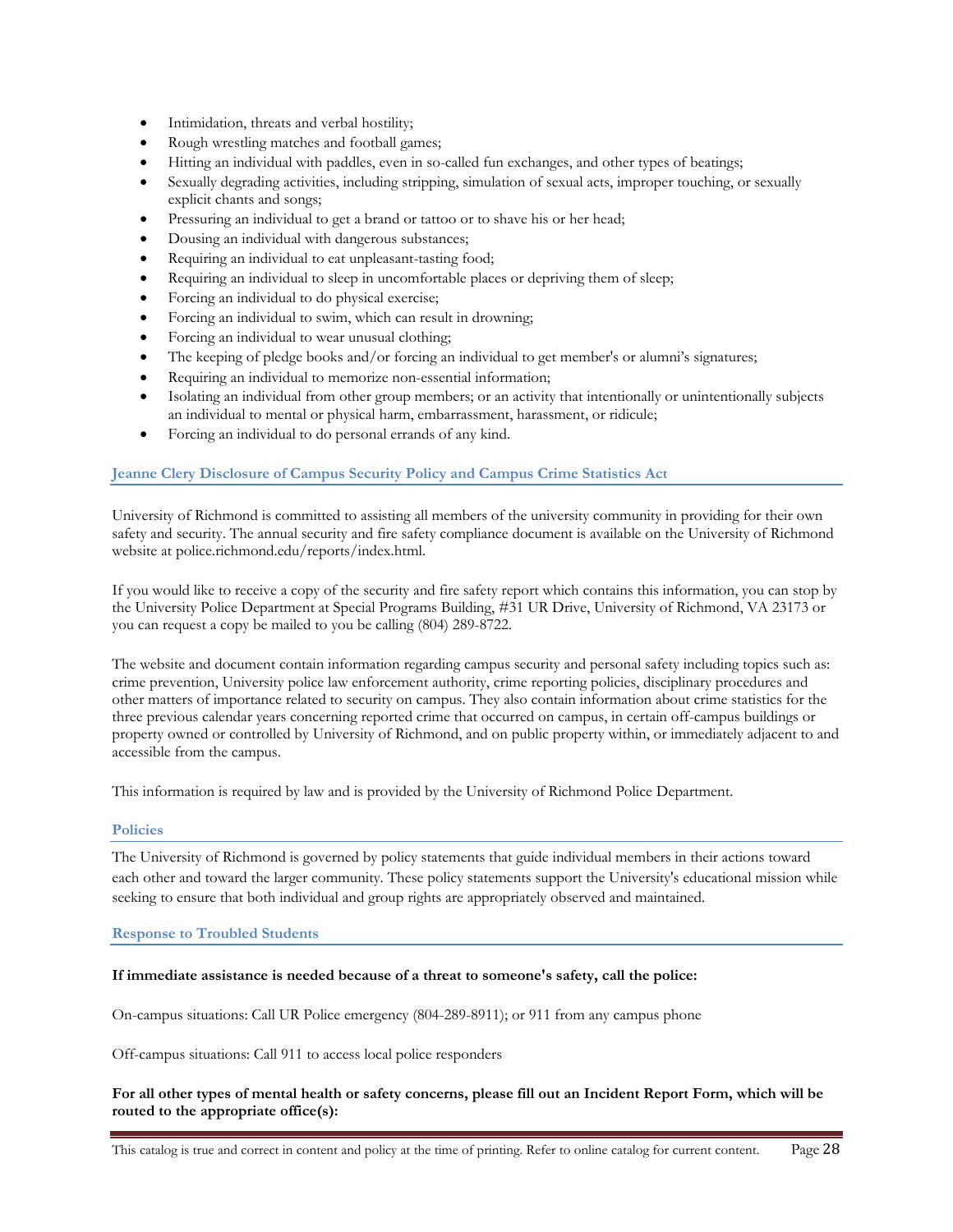- Intimidation, threats and verbal hostility;
- Rough wrestling matches and football games;
- Hitting an individual with paddles, even in so-called fun exchanges, and other types of beatings;
- Sexually degrading activities, including stripping, simulation of sexual acts, improper touching, or sexually explicit chants and songs;
- Pressuring an individual to get a brand or tattoo or to shave his or her head;
- Dousing an individual with dangerous substances;
- Requiring an individual to eat unpleasant-tasting food;
- Requiring an individual to sleep in uncomfortable places or depriving them of sleep;
- Forcing an individual to do physical exercise;
- Forcing an individual to swim, which can result in drowning;
- Forcing an individual to wear unusual clothing;
- The keeping of pledge books and/or forcing an individual to get member's or alumni's signatures;
- Requiring an individual to memorize non-essential information;
- Isolating an individual from other group members; or an activity that intentionally or unintentionally subjects an individual to mental or physical harm, embarrassment, harassment, or ridicule;
- Forcing an individual to do personal errands of any kind.

### Jeanne Clery Disclosure of Campus Security Policy and Campus Crime Statistics Act

University of Richmond is committed to assisting all members of the university community in providing for their own safety and security. The annual security and fire safety compliance document is available on the University of Richmond website at police.richmond.edu/reports/index.html.

If you would like to receive a copy of the security and fire safety report which contains this information, you can stop by the University Police Department at Special Programs Building, #31 UR Drive, University of Richmond, VA 23173 or you can request a copy be mailed to you be calling (804) 289-8722.

The website and document contain information regarding campus security and personal safety including topics such as: crime prevention, University police law enforcement authority, crime reporting policies, disciplinary procedures and other matters of importance related to security on campus. They also contain information about crime statistics for the three previous calendar years concerning reported crime that occurred on campus, in certain off-campus buildings or property owned or controlled by University of Richmond, and on public property within, or immediately adjacent to and accessible from the campus.

This information is required by law and is provided by the University of Richmond Police Department.

### Policies

The University of Richmond is governed by policy statements that guide individual members in their actions toward each other and toward the larger community. These policy statements support the University's educational mission while seeking to ensure that both individual and group rights are appropriately observed and maintained.

### Response to Troubled Students

**If immediate assistance is needed because of a threat to someone's safety, call the police:**

On-campus situations: Call UR Police emergency (804-289-8911); or 911 from any campus phone

Off-campus situations: Call 911 to access local police responders

**For all other types of mental health or safety concerns, please fill out an Incident Report Form, which will be routed to the appropriate office(s):**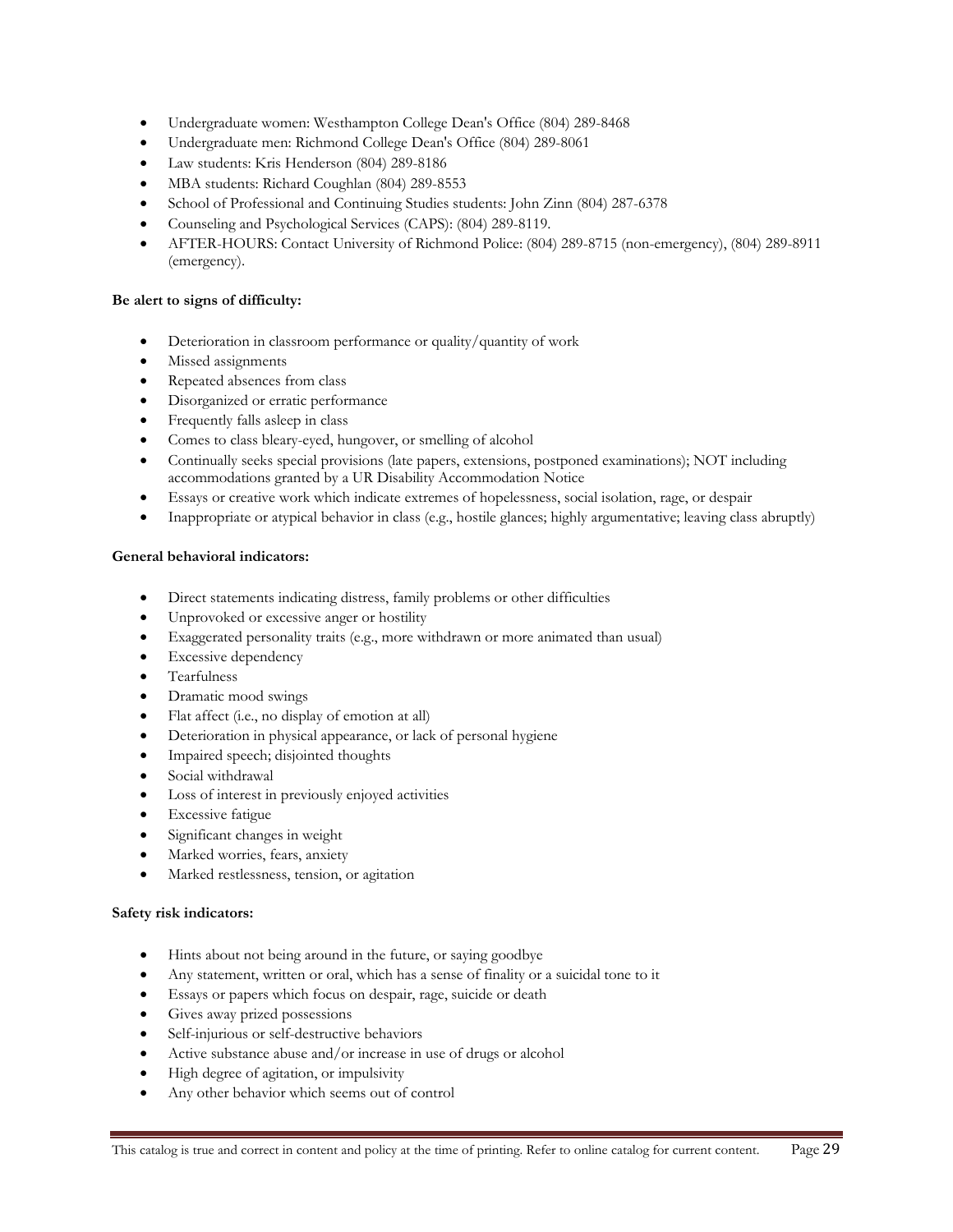- Undergraduate women: Westhampton College Dean's Office (804) 289-8468
- Undergraduate men: Richmond College Dean's Office (804) 289-8061
- Law students: Kris Henderson (804) 289-8186
- MBA students: Richard Coughlan (804) 289-8553
- School of Professional and Continuing Studies students: John Zinn (804) 287-6378
- Counseling and Psychological Services (CAPS): (804) 289-8119.
- AFTER-HOURS: Contact University of Richmond Police: (804) 289-8715 (non-emergency), (804) 289-8911 (emergency).

**Be alert to signs of difficulty:**

- Deterioration in classroom performance or quality/quantity of work
- Missed assignments
- Repeated absences from class
- Disorganized or erratic performance
- Frequently falls asleep in class
- Comes to class bleary-eyed, hungover, or smelling of alcohol
- Continually seeks special provisions (late papers, extensions, postponed examinations); NOT including accommodations granted by a UR Disability Accommodation Notice
- Essays or creative work which indicate extremes of hopelessness, social isolation, rage, or despair
- Inappropriate or atypical behavior in class (e.g., hostile glances; highly argumentative; leaving class abruptly)

**General behavioral indicators:**

- Direct statements indicating distress, family problems or other difficulties
- Unprovoked or excessive anger or hostility
- Exaggerated personality traits (e.g., more withdrawn or more animated than usual)
- Excessive dependency
- Tearfulness
- Dramatic mood swings
- Flat affect (i.e., no display of emotion at all)
- Deterioration in physical appearance, or lack of personal hygiene
- Impaired speech; disjointed thoughts
- Social withdrawal
- Loss of interest in previously enjoyed activities
- Excessive fatigue
- Significant changes in weight
- Marked worries, fears, anxiety
- Marked restlessness, tension, or agitation

**Safety risk indicators:**

- Hints about not being around in the future, or saying goodbye
- Any statement, written or oral, which has a sense of finality or a suicidal tone to it
- Essays or papers which focus on despair, rage, suicide or death
- Gives away prized possessions
- Self-injurious or self-destructive behaviors
- Active substance abuse and/or increase in use of drugs or alcohol
- High degree of agitation, or impulsivity
- Any other behavior which seems out of control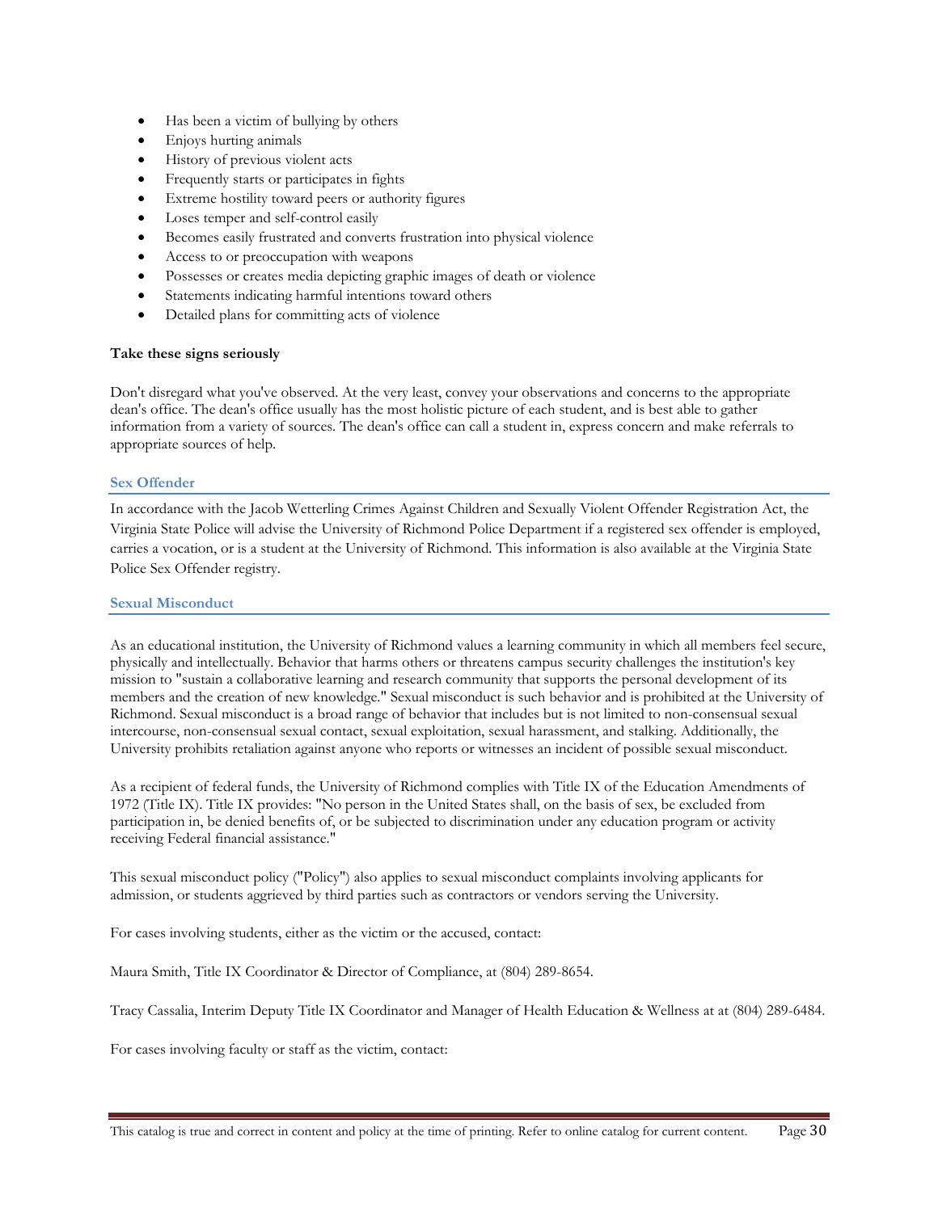- Has been a victim of bullying by others
- Enjoys hurting animals
- History of previous violent acts
- Frequently starts or participates in fights
- Extreme hostility toward peers or authority figures
- Loses temper and self-control easily
- Becomes easily frustrated and converts frustration into physical violence
- Access to or preoccupation with weapons
- Possesses or creates media depicting graphic images of death or violence
- Statements indicating harmful intentions toward others
- Detailed plans for committing acts of violence

**Take these signs seriously**

Don't disregard what you've observed. At the very least, convey your observations and concerns to the appropriate dean's office. The dean's office usually has the most holistic picture of each student, and is best able to gather information from a variety of sources. The dean's office can call a student in, express concern and make referrals to appropriate sources of help.

## Sex Offender

In accordance with the Jacob Wetterling Crimes Against Children and Sexually Violent Offender Registration Act, the Virginia State Police will advise the University of Richmond Police Department if a registered sex offender is employed, carries a vocation, or is a student at the University of Richmond. This information is also available at the Virginia State Police Sex Offender registry.

## Sexual Misconduct

As an educational institution, the University of Richmond values a learning community in which all members feel secure, physically and intellectually. Behavior that harms others or threatens campus security challenges the institution's key mission to "sustain a collaborative learning and research community that supports the personal development of its members and the creation of new knowledge." Sexual misconduct is such behavior and is prohibited at the University of Richmond. Sexual misconduct is a broad range of behavior that includes but is not limited to non-consensual sexual intercourse, non-consensual sexual contact, sexual exploitation, sexual harassment, and stalking. Additionally, the University prohibits retaliation against anyone who reports or witnesses an incident of possible sexual misconduct.

As a recipient of federal funds, the University of Richmond complies with Title IX of the Education Amendments of 1972 (Title IX). Title IX provides: "No person in the United States shall, on the basis of sex, be excluded from participation in, be denied benefits of, or be subjected to discrimination under any education program or activity receiving Federal financial assistance."

This sexual misconduct policy ("Policy") also applies to sexual misconduct complaints involving applicants for admission, or students aggrieved by third parties such as contractors or vendors serving the University.

For cases involving students, either as the victim or the accused, contact:

Maura Smith, Title IX Coordinator & Director of Compliance, at (804) 289-8654.

Tracy Cassalia, Interim Deputy Title IX Coordinator and Manager of Health Education & Wellness at at (804) 289-6484.

For cases involving faculty or staff as the victim, contact: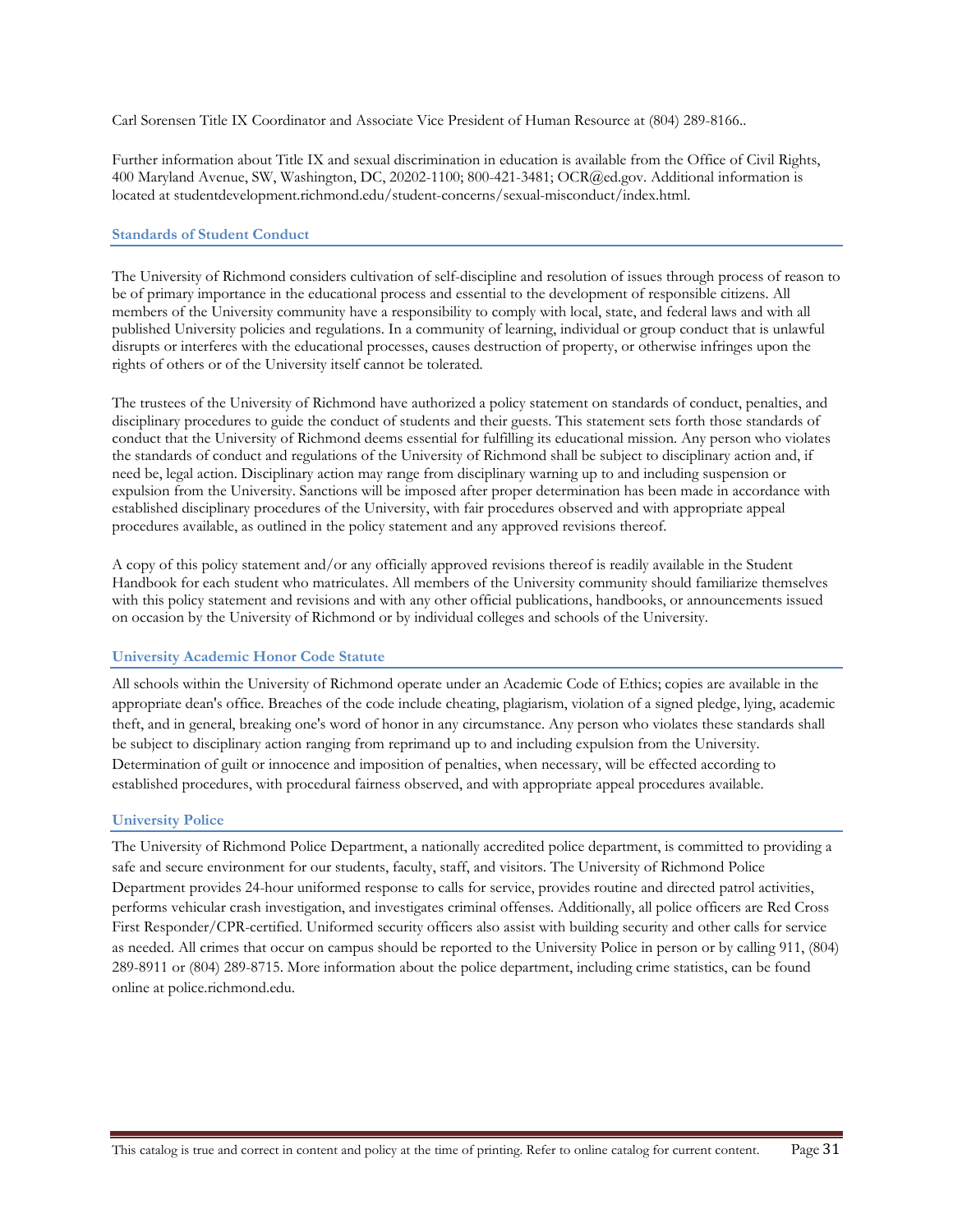Carl Sorensen Title IX Coordinator and Associate Vice President of Human Resource at (804) 289-8166..

Further information about Title IX and sexual discrimination in education is available from the Office of Civil Rights, 400 Maryland Avenue, SW, Washington, DC, 20202-1100; 800-421-3481; OCR@ed.gov. Additional information is located at studentdevelopment.richmond.edu/student-concerns/sexual-misconduct/index.html.

### Standards of Student Conduct

The University of Richmond considers cultivation of self-discipline and resolution of issues through process of reason to be of primary importance in the educational process and essential to the development of responsible citizens. All members of the University community have a responsibility to comply with local, state, and federal laws and with all published University policies and regulations. In a community of learning, individual or group conduct that is unlawful disrupts or interferes with the educational processes, causes destruction of property, or otherwise infringes upon the rights of others or of the University itself cannot be tolerated.

The trustees of the University of Richmond have authorized a policy statement on standards of conduct, penalties, and disciplinary procedures to guide the conduct of students and their guests. This statement sets forth those standards of conduct that the University of Richmond deems essential for fulfilling its educational mission. Any person who violates the standards of conduct and regulations of the University of Richmond shall be subject to disciplinary action and, if need be, legal action. Disciplinary action may range from disciplinary warning up to and including suspension or expulsion from the University. Sanctions will be imposed after proper determination has been made in accordance with established disciplinary procedures of the University, with fair procedures observed and with appropriate appeal procedures available, as outlined in the policy statement and any approved revisions thereof.

A copy of this policy statement and/or any officially approved revisions thereof is readily available in the Student Handbook for each student who matriculates. All members of the University community should familiarize themselves with this policy statement and revisions and with any other official publications, handbooks, or announcements issued on occasion by the University of Richmond or by individual colleges and schools of the University.

### University Academic Honor Code Statute

All schools within the University of Richmond operate under an Academic Code of Ethics; copies are available in the appropriate dean's office. Breaches of the code include cheating, plagiarism, violation of a signed pledge, lying, academic theft, and in general, breaking one's word of honor in any circumstance. Any person who violates these standards shall be subject to disciplinary action ranging from reprimand up to and including expulsion from the University. Determination of guilt or innocence and imposition of penalties, when necessary, will be effected according to established procedures, with procedural fairness observed, and with appropriate appeal procedures available.

### University Police

The University of Richmond Police Department, a nationally accredited police department, is committed to providing a safe and secure environment for our students, faculty, staff, and visitors. The University of Richmond Police Department provides 24-hour uniformed response to calls for service, provides routine and directed patrol activities, performs vehicular crash investigation, and investigates criminal offenses. Additionally, all police officers are Red Cross First Responder/CPR-certified. Uniformed security officers also assist with building security and other calls for service as needed. All crimes that occur on campus should be reported to the University Police in person or by calling 911, (804) 289-8911 or (804) 289-8715. More information about the police department, including crime statistics, can be found online at police.richmond.edu.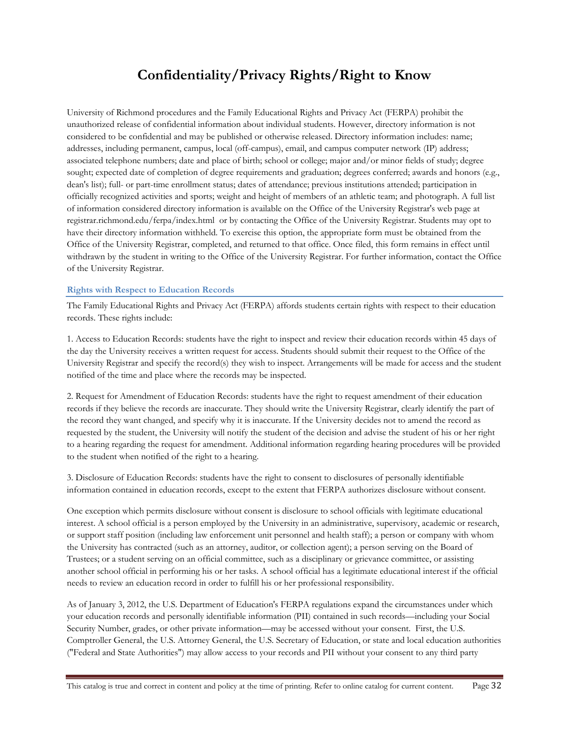# Confidentiality/Privacy Rights/Right to Know

University of Richmond procedures and the Family Educational Rights and Privacy Act (FERPA) prohibit the unauthorized release of confidential information about individual students. However, directory information is not considered to be confidential and may be published or otherwise released. Directory information includes: name; addresses, including permanent, campus, local (off-campus), email, and campus computer network (IP) address; associated telephone numbers; date and place of birth; school or college; major and/or minor fields of study; degree sought; expected date of completion of degree requirements and graduation; degrees conferred; awards and honors (e.g., dean's list); full- or part-time enrollment status; dates of attendance; previous institutions attended; participation in officially recognized activities and sports; weight and height of members of an athletic team; and photograph. A full list of information considered directory information is available on the Office of the University Registrar's web page at registrar.richmond.edu/ferpa/index.html or by contacting the Office of the University Registrar. Students may opt to have their directory information withheld. To exercise this option, the appropriate form must be obtained from the Office of the University Registrar, completed, and returned to that office. Once filed, this form remains in effect until withdrawn by the student in writing to the Office of the University Registrar. For further information, contact the Office of the University Registrar.

### Rights with Respect to Education Records

The Family Educational Rights and Privacy Act (FERPA) affords students certain rights with respect to their education records. These rights include:

1. Access to Education Records: students have the right to inspect and review their education records within 45 days of the day the University receives a written request for access. Students should submit their request to the Office of the University Registrar and specify the record(s) they wish to inspect. Arrangements will be made for access and the student notified of the time and place where the records may be inspected.

2. Request for Amendment of Education Records: students have the right to request amendment of their education records if they believe the records are inaccurate. They should write the University Registrar, clearly identify the part of the record they want changed, and specify why it is inaccurate. If the University decides not to amend the record as requested by the student, the University will notify the student of the decision and advise the student of his or her right to a hearing regarding the request for amendment. Additional information regarding hearing procedures will be provided to the student when notified of the right to a hearing.

3. Disclosure of Education Records: students have the right to consent to disclosures of personally identifiable information contained in education records, except to the extent that FERPA authorizes disclosure without consent.

One exception which permits disclosure without consent is disclosure to school officials with legitimate educational interest. A school official is a person employed by the University in an administrative, supervisory, academic or research, or support staff position (including law enforcement unit personnel and health staff); a person or company with whom the University has contracted (such as an attorney, auditor, or collection agent); a person serving on the Board of Trustees; or a student serving on an official committee, such as a disciplinary or grievance committee, or assisting another school official in performing his or her tasks. A school official has a legitimate educational interest if the official needs to review an education record in order to fulfill his or her professional responsibility.

As of January 3, 2012, the U.S. Department of Education's FERPA regulations expand the circumstances under which your education records and personally identifiable information (PII) contained in such records—including your Social Security Number, grades, or other private information—may be accessed without your consent. First, the U.S. Comptroller General, the U.S. Attorney General, the U.S. Secretary of Education, or state and local education authorities ("Federal and State Authorities") may allow access to your records and PII without your consent to any third party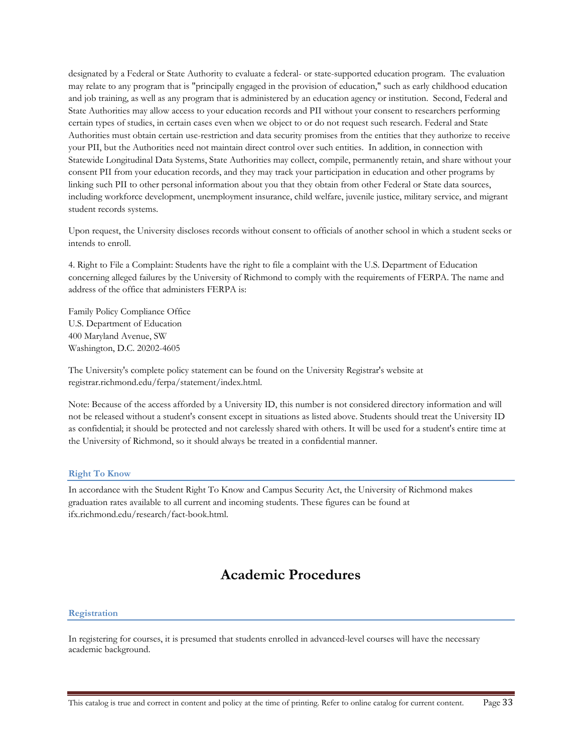designated by a Federal or State Authority to evaluate a federal- or state-supported education program. The evaluation may relate to any program that is "principally engaged in the provision of education," such as early childhood education and job training, as well as any program that is administered by an education agency or institution. Second, Federal and State Authorities may allow access to your education records and PII without your consent to researchers performing certain types of studies, in certain cases even when we object to or do not request such research. Federal and State Authorities must obtain certain use-restriction and data security promises from the entities that they authorize to receive your PII, but the Authorities need not maintain direct control over such entities. In addition, in connection with Statewide Longitudinal Data Systems, State Authorities may collect, compile, permanently retain, and share without your consent PII from your education records, and they may track your participation in education and other programs by linking such PII to other personal information about you that they obtain from other Federal or State data sources, including workforce development, unemployment insurance, child welfare, juvenile justice, military service, and migrant student records systems.

Upon request, the University discloses records without consent to officials of another school in which a student seeks or intends to enroll.

4. Right to File a Complaint: Students have the right to file a complaint with the U.S. Department of Education concerning alleged failures by the University of Richmond to comply with the requirements of FERPA. The name and address of the office that administers FERPA is:

Family Policy Compliance Office  
U.S. Department of Education  
400 Maryland Avenue, SW  
Washington, D.C. 20202-4605

The University's complete policy statement can be found on the University Registrar's website at registrar.richmond.edu/ferpa/statement/index.html.

Note: Because of the access afforded by a University ID, this number is not considered directory information and will not be released without a student's consent except in situations as listed above. Students should treat the University ID as confidential; it should be protected and not carelessly shared with others. It will be used for a student's entire time at the University of Richmond, so it should always be treated in a confidential manner.

### Right To Know

In accordance with the Student Right To Know and Campus Security Act, the University of Richmond makes graduation rates available to all current and incoming students. These figures can be found at ifx.richmond.edu/research/fact-book.html.

# Academic Procedures

### Registration

In registering for courses, it is presumed that students enrolled in advanced-level courses will have the necessary academic background.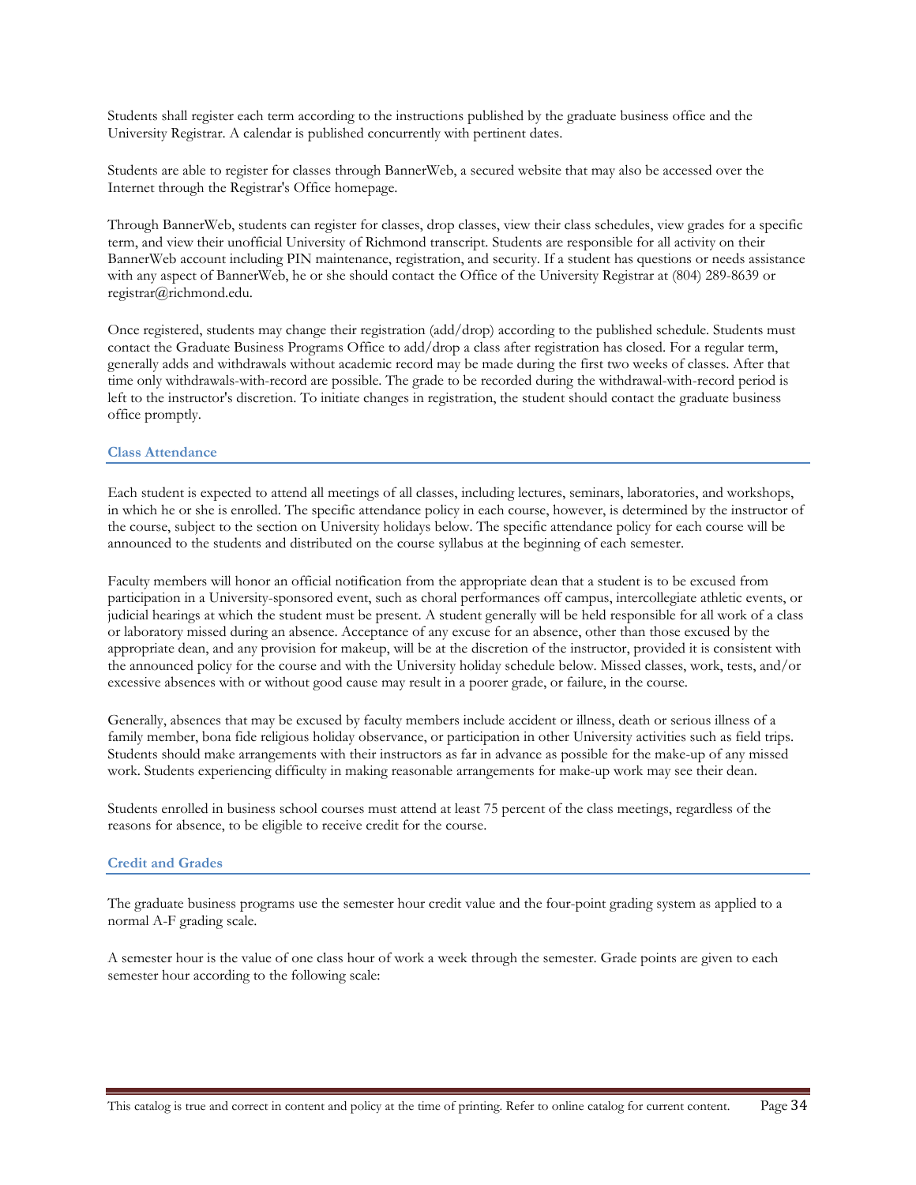Students shall register each term according to the instructions published by the graduate business office and the University Registrar. A calendar is published concurrently with pertinent dates.

Students are able to register for classes through BannerWeb, a secured website that may also be accessed over the Internet through the Registrar's Office homepage.

Through BannerWeb, students can register for classes, drop classes, view their class schedules, view grades for a specific term, and view their unofficial University of Richmond transcript. Students are responsible for all activity on their BannerWeb account including PIN maintenance, registration, and security. If a student has questions or needs assistance with any aspect of BannerWeb, he or she should contact the Office of the University Registrar at (804) 289-8639 or registrar@richmond.edu.

Once registered, students may change their registration (add/drop) according to the published schedule. Students must contact the Graduate Business Programs Office to add/drop a class after registration has closed. For a regular term, generally adds and withdrawals without academic record may be made during the first two weeks of classes. After that time only withdrawals-with-record are possible. The grade to be recorded during the withdrawal-with-record period is left to the instructor's discretion. To initiate changes in registration, the student should contact the graduate business office promptly.

### Class Attendance

Each student is expected to attend all meetings of all classes, including lectures, seminars, laboratories, and workshops, in which he or she is enrolled. The specific attendance policy in each course, however, is determined by the instructor of the course, subject to the section on University holidays below. The specific attendance policy for each course will be announced to the students and distributed on the course syllabus at the beginning of each semester.

Faculty members will honor an official notification from the appropriate dean that a student is to be excused from participation in a University-sponsored event, such as choral performances off campus, intercollegiate athletic events, or judicial hearings at which the student must be present. A student generally will be held responsible for all work of a class or laboratory missed during an absence. Acceptance of any excuse for an absence, other than those excused by the appropriate dean, and any provision for makeup, will be at the discretion of the instructor, provided it is consistent with the announced policy for the course and with the University holiday schedule below. Missed classes, work, tests, and/or excessive absences with or without good cause may result in a poorer grade, or failure, in the course.

Generally, absences that may be excused by faculty members include accident or illness, death or serious illness of a family member, bona fide religious holiday observance, or participation in other University activities such as field trips. Students should make arrangements with their instructors as far in advance as possible for the make-up of any missed work. Students experiencing difficulty in making reasonable arrangements for make-up work may see their dean.

Students enrolled in business school courses must attend at least 75 percent of the class meetings, regardless of the reasons for absence, to be eligible to receive credit for the course.

### Credit and Grades

The graduate business programs use the semester hour credit value and the four-point grading system as applied to a normal A-F grading scale.

A semester hour is the value of one class hour of work a week through the semester. Grade points are given to each semester hour according to the following scale: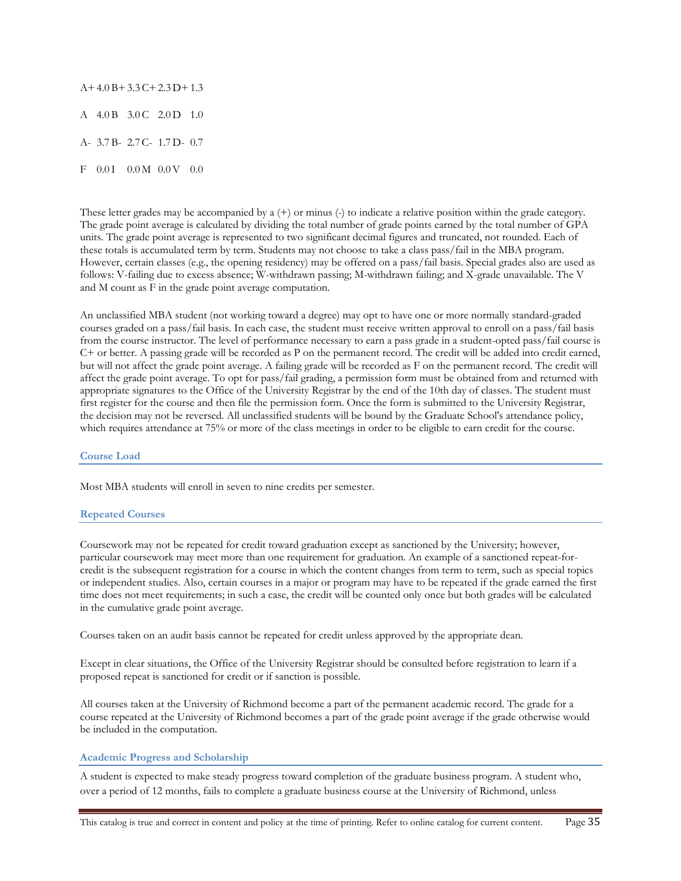| | | | | | | | |
|---|---|---|---|---|---|---|---|
| A+ | 4.0 | B+ | 3.3 | C+ | 2.3 | D+ | 1.3 |
| A | 4.0 | B | 3.0 | C | 2.0 | D | 1.0 |
| A- | 3.7 | B- | 2.7 | C- | 1.7 | D- | 0.7 |
| F | 0.0 | I | 0.0 | M | 0.0 | V | 0.0 |

These letter grades may be accompanied by a (+) or minus (-) to indicate a relative position within the grade category. The grade point average is calculated by dividing the total number of grade points earned by the total number of GPA units. The grade point average is represented to two significant decimal figures and truncated, not rounded. Each of these totals is accumulated term by term. Students may not choose to take a class pass/fail in the MBA program. However, certain classes (e.g., the opening residency) may be offered on a pass/fail basis. Special grades also are used as follows: V-failing due to excess absence; W-withdrawn passing; M-withdrawn failing; and X-grade unavailable. The V and M count as F in the grade point average computation.

An unclassified MBA student (not working toward a degree) may opt to have one or more normally standard-graded courses graded on a pass/fail basis. In each case, the student must receive written approval to enroll on a pass/fail basis from the course instructor. The level of performance necessary to earn a pass grade in a student-opted pass/fail course is C+ or better. A passing grade will be recorded as P on the permanent record. The credit will be added into credit earned, but will not affect the grade point average. A failing grade will be recorded as F on the permanent record. The credit will affect the grade point average. To opt for pass/fail grading, a permission form must be obtained from and returned with appropriate signatures to the Office of the University Registrar by the end of the 10th day of classes. The student must first register for the course and then file the permission form. Once the form is submitted to the University Registrar, the decision may not be reversed. All unclassified students will be bound by the Graduate School's attendance policy, which requires attendance at 75% or more of the class meetings in order to be eligible to earn credit for the course.

## Course Load

Most MBA students will enroll in seven to nine credits per semester.

## Repeated Courses

Coursework may not be repeated for credit toward graduation except as sanctioned by the University; however, particular coursework may meet more than one requirement for graduation. An example of a sanctioned repeat-for-credit is the subsequent registration for a course in which the content changes from term to term, such as special topics or independent studies. Also, certain courses in a major or program may have to be repeated if the grade earned the first time does not meet requirements; in such a case, the credit will be counted only once but both grades will be calculated in the cumulative grade point average.

Courses taken on an audit basis cannot be repeated for credit unless approved by the appropriate dean.

Except in clear situations, the Office of the University Registrar should be consulted before registration to learn if a proposed repeat is sanctioned for credit or if sanction is possible.

All courses taken at the University of Richmond become a part of the permanent academic record. The grade for a course repeated at the University of Richmond becomes a part of the grade point average if the grade otherwise would be included in the computation.

## Academic Progress and Scholarship

A student is expected to make steady progress toward completion of the graduate business program. A student who, over a period of 12 months, fails to complete a graduate business course at the University of Richmond, unless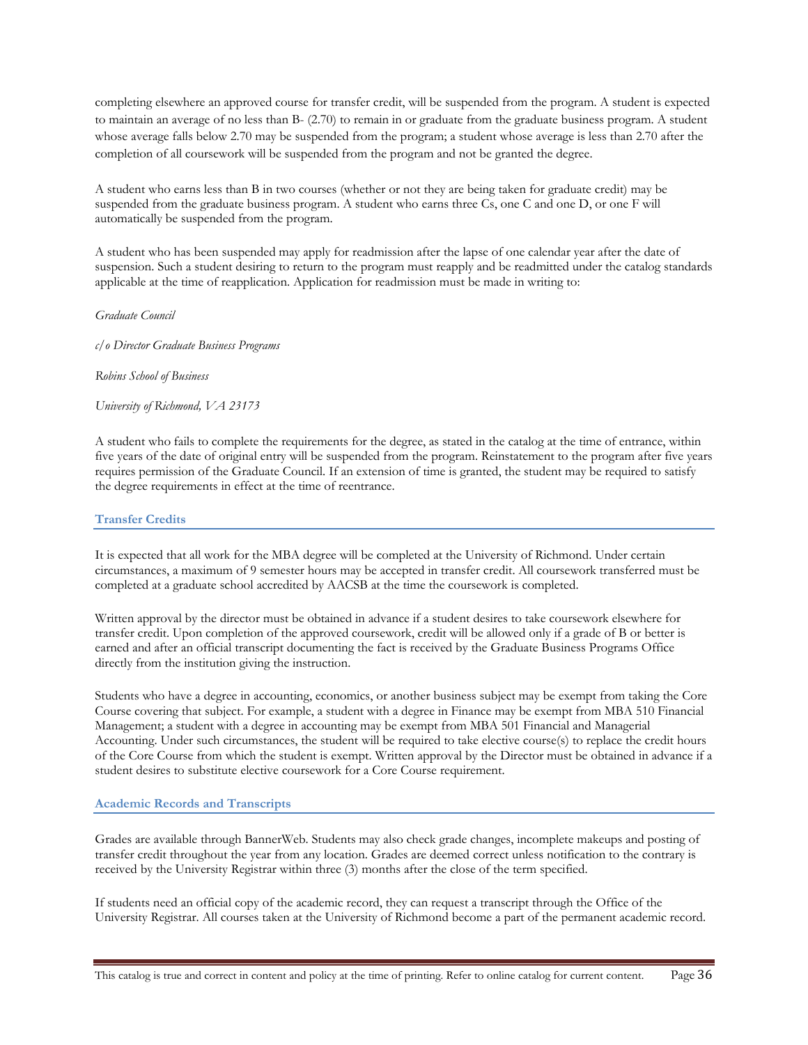completing elsewhere an approved course for transfer credit, will be suspended from the program. A student is expected to maintain an average of no less than B- (2.70) to remain in or graduate from the graduate business program. A student whose average falls below 2.70 may be suspended from the program; a student whose average is less than 2.70 after the completion of all coursework will be suspended from the program and not be granted the degree.

A student who earns less than B in two courses (whether or not they are being taken for graduate credit) may be suspended from the graduate business program. A student who earns three Cs, one C and one D, or one F will automatically be suspended from the program.

A student who has been suspended may apply for readmission after the lapse of one calendar year after the date of suspension. Such a student desiring to return to the program must reapply and be readmitted under the catalog standards applicable at the time of reapplication. Application for readmission must be made in writing to:

*Graduate Council*

*c/o Director Graduate Business Programs*

*Robins School of Business*

*University of Richmond, VA 23173*

A student who fails to complete the requirements for the degree, as stated in the catalog at the time of entrance, within five years of the date of original entry will be suspended from the program. Reinstatement to the program after five years requires permission of the Graduate Council. If an extension of time is granted, the student may be required to satisfy the degree requirements in effect at the time of reentrance.

### Transfer Credits

It is expected that all work for the MBA degree will be completed at the University of Richmond. Under certain circumstances, a maximum of 9 semester hours may be accepted in transfer credit. All coursework transferred must be completed at a graduate school accredited by AACSB at the time the coursework is completed.

Written approval by the director must be obtained in advance if a student desires to take coursework elsewhere for transfer credit. Upon completion of the approved coursework, credit will be allowed only if a grade of B or better is earned and after an official transcript documenting the fact is received by the Graduate Business Programs Office directly from the institution giving the instruction.

Students who have a degree in accounting, economics, or another business subject may be exempt from taking the Core Course covering that subject. For example, a student with a degree in Finance may be exempt from MBA 510 Financial Management; a student with a degree in accounting may be exempt from MBA 501 Financial and Managerial Accounting. Under such circumstances, the student will be required to take elective course(s) to replace the credit hours of the Core Course from which the student is exempt. Written approval by the Director must be obtained in advance if a student desires to substitute elective coursework for a Core Course requirement.

### Academic Records and Transcripts

Grades are available through BannerWeb. Students may also check grade changes, incomplete makeups and posting of transfer credit throughout the year from any location. Grades are deemed correct unless notification to the contrary is received by the University Registrar within three (3) months after the close of the term specified.

If students need an official copy of the academic record, they can request a transcript through the Office of the University Registrar. All courses taken at the University of Richmond become a part of the permanent academic record.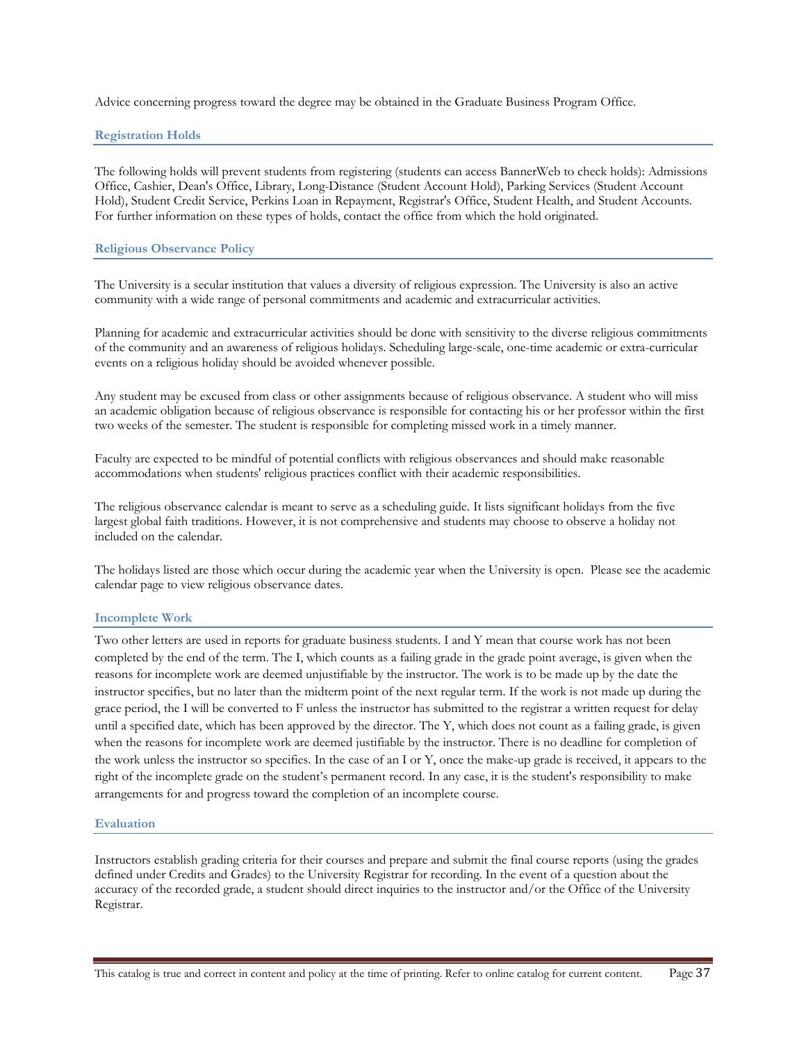Advice concerning progress toward the degree may be obtained in the Graduate Business Program Office.

### Registration Holds

The following holds will prevent students from registering (students can access BannerWeb to check holds): Admissions Office, Cashier, Dean's Office, Library, Long-Distance (Student Account Hold), Parking Services (Student Account Hold), Student Credit Service, Perkins Loan in Repayment, Registrar's Office, Student Health, and Student Accounts. For further information on these types of holds, contact the office from which the hold originated.

### Religious Observance Policy

The University is a secular institution that values a diversity of religious expression. The University is also an active community with a wide range of personal commitments and academic and extracurricular activities.

Planning for academic and extracurricular activities should be done with sensitivity to the diverse religious commitments of the community and an awareness of religious holidays. Scheduling large-scale, one-time academic or extra-curricular events on a religious holiday should be avoided whenever possible.

Any student may be excused from class or other assignments because of religious observance. A student who will miss an academic obligation because of religious observance is responsible for contacting his or her professor within the first two weeks of the semester. The student is responsible for completing missed work in a timely manner.

Faculty are expected to be mindful of potential conflicts with religious observances and should make reasonable accommodations when students' religious practices conflict with their academic responsibilities.

The religious observance calendar is meant to serve as a scheduling guide. It lists significant holidays from the five largest global faith traditions. However, it is not comprehensive and students may choose to observe a holiday not included on the calendar.

The holidays listed are those which occur during the academic year when the University is open. Please see the academic calendar page to view religious observance dates.

### Incomplete Work

Two other letters are used in reports for graduate business students. I and Y mean that course work has not been completed by the end of the term. The I, which counts as a failing grade in the grade point average, is given when the reasons for incomplete work are deemed unjustifiable by the instructor. The work is to be made up by the date the instructor specifies, but no later than the midterm point of the next regular term. If the work is not made up during the grace period, the I will be converted to F unless the instructor has submitted to the registrar a written request for delay until a specified date, which has been approved by the director. The Y, which does not count as a failing grade, is given when the reasons for incomplete work are deemed justifiable by the instructor. There is no deadline for completion of the work unless the instructor so specifies. In the case of an I or Y, once the make-up grade is received, it appears to the right of the incomplete grade on the student's permanent record. In any case, it is the student's responsibility to make arrangements for and progress toward the completion of an incomplete course.

### Evaluation

Instructors establish grading criteria for their courses and prepare and submit the final course reports (using the grades defined under Credits and Grades) to the University Registrar for recording. In the event of a question about the accuracy of the recorded grade, a student should direct inquiries to the instructor and/or the Office of the University Registrar.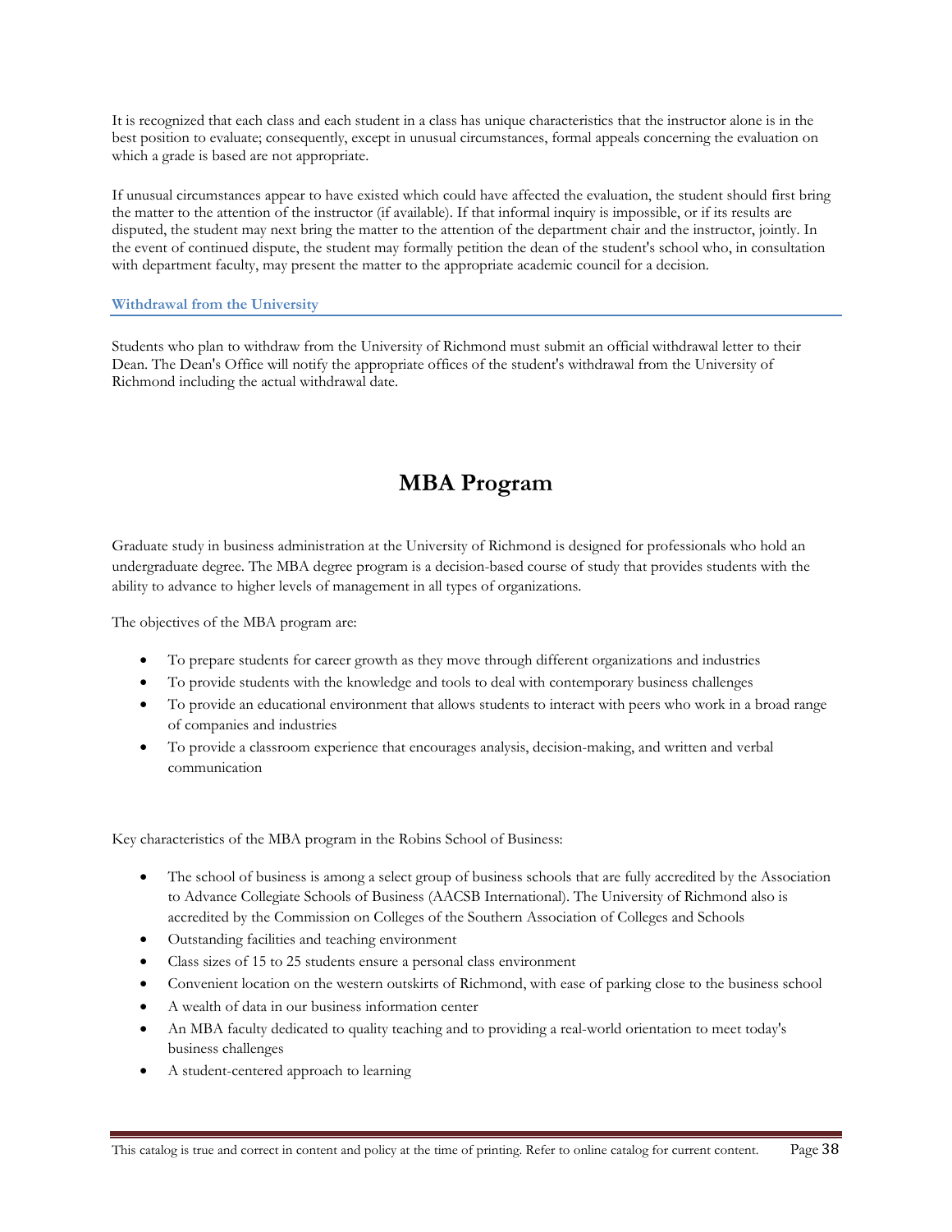It is recognized that each class and each student in a class has unique characteristics that the instructor alone is in the best position to evaluate; consequently, except in unusual circumstances, formal appeals concerning the evaluation on which a grade is based are not appropriate.

If unusual circumstances appear to have existed which could have affected the evaluation, the student should first bring the matter to the attention of the instructor (if available). If that informal inquiry is impossible, or if its results are disputed, the student may next bring the matter to the attention of the department chair and the instructor, jointly. In the event of continued dispute, the student may formally petition the dean of the student's school who, in consultation with department faculty, may present the matter to the appropriate academic council for a decision.

### Withdrawal from the University

Students who plan to withdraw from the University of Richmond must submit an official withdrawal letter to their Dean. The Dean's Office will notify the appropriate offices of the student's withdrawal from the University of Richmond including the actual withdrawal date.

# MBA Program

Graduate study in business administration at the University of Richmond is designed for professionals who hold an undergraduate degree. The MBA degree program is a decision-based course of study that provides students with the ability to advance to higher levels of management in all types of organizations.

The objectives of the MBA program are:

- To prepare students for career growth as they move through different organizations and industries
- To provide students with the knowledge and tools to deal with contemporary business challenges
- To provide an educational environment that allows students to interact with peers who work in a broad range of companies and industries
- To provide a classroom experience that encourages analysis, decision-making, and written and verbal communication

Key characteristics of the MBA program in the Robins School of Business:

- The school of business is among a select group of business schools that are fully accredited by the Association to Advance Collegiate Schools of Business (AACSB International). The University of Richmond also is accredited by the Commission on Colleges of the Southern Association of Colleges and Schools
- Outstanding facilities and teaching environment
- Class sizes of 15 to 25 students ensure a personal class environment
- Convenient location on the western outskirts of Richmond, with ease of parking close to the business school
- A wealth of data in our business information center
- An MBA faculty dedicated to quality teaching and to providing a real-world orientation to meet today's business challenges
- A student-centered approach to learning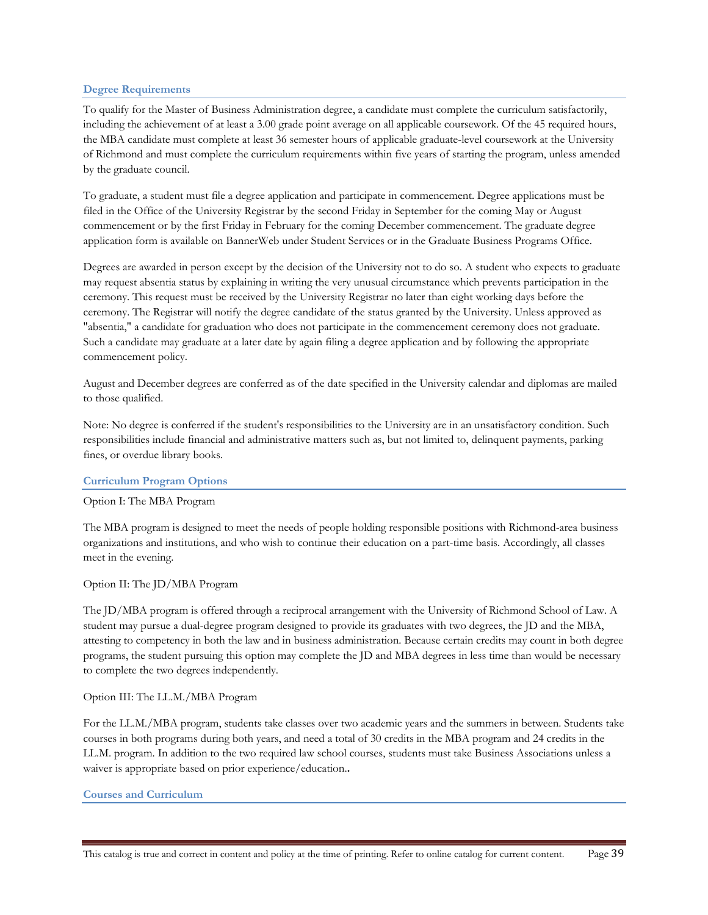### Degree Requirements

To qualify for the Master of Business Administration degree, a candidate must complete the curriculum satisfactorily, including the achievement of at least a 3.00 grade point average on all applicable coursework. Of the 45 required hours, the MBA candidate must complete at least 36 semester hours of applicable graduate-level coursework at the University of Richmond and must complete the curriculum requirements within five years of starting the program, unless amended by the graduate council.

To graduate, a student must file a degree application and participate in commencement. Degree applications must be filed in the Office of the University Registrar by the second Friday in September for the coming May or August commencement or by the first Friday in February for the coming December commencement. The graduate degree application form is available on BannerWeb under Student Services or in the Graduate Business Programs Office.

Degrees are awarded in person except by the decision of the University not to do so. A student who expects to graduate may request absentia status by explaining in writing the very unusual circumstance which prevents participation in the ceremony. This request must be received by the University Registrar no later than eight working days before the ceremony. The Registrar will notify the degree candidate of the status granted by the University. Unless approved as "absentia," a candidate for graduation who does not participate in the commencement ceremony does not graduate. Such a candidate may graduate at a later date by again filing a degree application and by following the appropriate commencement policy.

August and December degrees are conferred as of the date specified in the University calendar and diplomas are mailed to those qualified.

Note: No degree is conferred if the student's responsibilities to the University are in an unsatisfactory condition. Such responsibilities include financial and administrative matters such as, but not limited to, delinquent payments, parking fines, or overdue library books.

### Curriculum Program Options

Option I: The MBA Program

The MBA program is designed to meet the needs of people holding responsible positions with Richmond-area business organizations and institutions, and who wish to continue their education on a part-time basis. Accordingly, all classes meet in the evening.

Option II: The JD/MBA Program

The JD/MBA program is offered through a reciprocal arrangement with the University of Richmond School of Law. A student may pursue a dual-degree program designed to provide its graduates with two degrees, the JD and the MBA, attesting to competency in both the law and in business administration. Because certain credits may count in both degree programs, the student pursuing this option may complete the JD and MBA degrees in less time than would be necessary to complete the two degrees independently.

Option III: The LL.M./MBA Program

For the LL.M./MBA program, students take classes over two academic years and the summers in between. Students take courses in both programs during both years, and need a total of 30 credits in the MBA program and 24 credits in the LL.M. program. In addition to the two required law school courses, students must take Business Associations unless a waiver is appropriate based on prior experience/education..

### Courses and Curriculum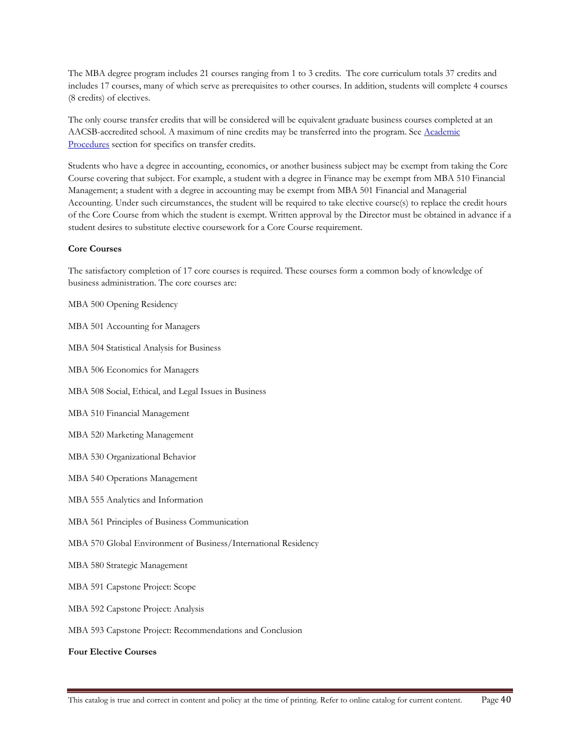The MBA degree program includes 21 courses ranging from 1 to 3 credits.  The core curriculum totals 37 credits and includes 17 courses, many of which serve as prerequisites to other courses. In addition, students will complete 4 courses (8 credits) of electives.

The only course transfer credits that will be considered will be equivalent graduate business courses completed at an AACSB-accredited school. A maximum of nine credits may be transferred into the program. See Academic Procedures section for specifics on transfer credits.

Students who have a degree in accounting, economics, or another business subject may be exempt from taking the Core Course covering that subject. For example, a student with a degree in Finance may be exempt from MBA 510 Financial Management; a student with a degree in accounting may be exempt from MBA 501 Financial and Managerial Accounting. Under such circumstances, the student will be required to take elective course(s) to replace the credit hours of the Core Course from which the student is exempt. Written approval by the Director must be obtained in advance if a student desires to substitute elective coursework for a Core Course requirement.

**Core Courses**

The satisfactory completion of 17 core courses is required. These courses form a common body of knowledge of business administration. The core courses are:

MBA 500 Opening Residency

MBA 501 Accounting for Managers

MBA 504 Statistical Analysis for Business

MBA 506 Economics for Managers

MBA 508 Social, Ethical, and Legal Issues in Business

MBA 510 Financial Management

MBA 520 Marketing Management

MBA 530 Organizational Behavior

MBA 540 Operations Management

MBA 555 Analytics and Information

MBA 561 Principles of Business Communication

MBA 570 Global Environment of Business/International Residency

MBA 580 Strategic Management

MBA 591 Capstone Project: Scope

MBA 592 Capstone Project: Analysis

MBA 593 Capstone Project: Recommendations and Conclusion

**Four Elective Courses**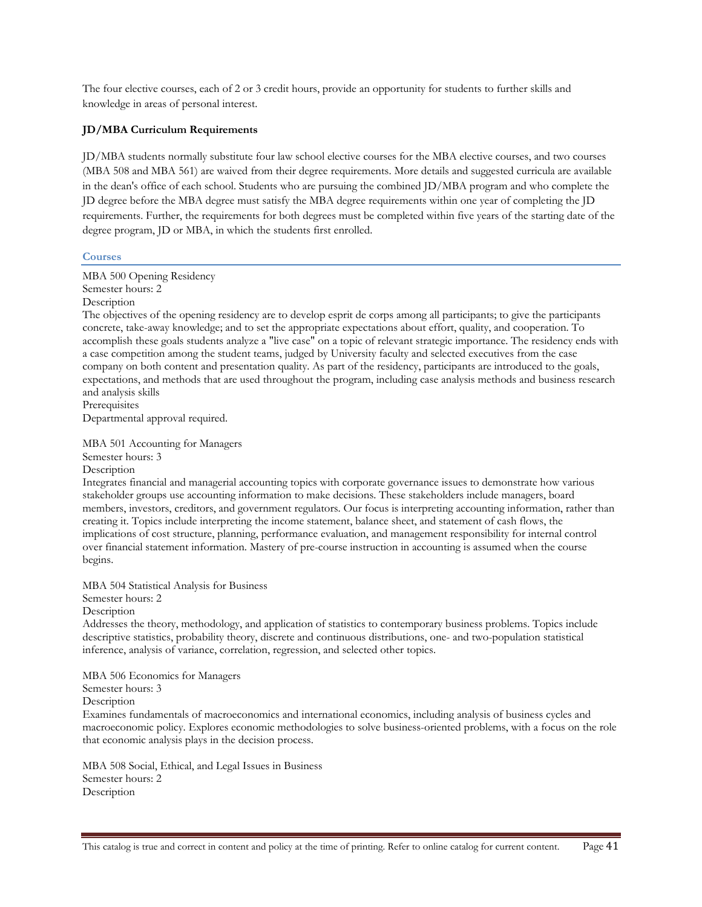The four elective courses, each of 2 or 3 credit hours, provide an opportunity for students to further skills and knowledge in areas of personal interest.

**JD/MBA Curriculum Requirements**

JD/MBA students normally substitute four law school elective courses for the MBA elective courses, and two courses (MBA 508 and MBA 561) are waived from their degree requirements. More details and suggested curricula are available in the dean's office of each school. Students who are pursuing the combined JD/MBA program and who complete the JD degree before the MBA degree must satisfy the MBA degree requirements within one year of completing the JD requirements. Further, the requirements for both degrees must be completed within five years of the starting date of the degree program, JD or MBA, in which the students first enrolled.

## Courses

MBA 500 Opening Residency
Semester hours: 2
Description
The objectives of the opening residency are to develop esprit de corps among all participants; to give the participants concrete, take-away knowledge; and to set the appropriate expectations about effort, quality, and cooperation. To accomplish these goals students analyze a "live case" on a topic of relevant strategic importance. The residency ends with a case competition among the student teams, judged by University faculty and selected executives from the case company on both content and presentation quality. As part of the residency, participants are introduced to the goals, expectations, and methods that are used throughout the program, including case analysis methods and business research and analysis skills
Prerequisites
Departmental approval required.

MBA 501 Accounting for Managers
Semester hours: 3
Description
Integrates financial and managerial accounting topics with corporate governance issues to demonstrate how various stakeholder groups use accounting information to make decisions. These stakeholders include managers, board members, investors, creditors, and government regulators. Our focus is interpreting accounting information, rather than creating it. Topics include interpreting the income statement, balance sheet, and statement of cash flows, the implications of cost structure, planning, performance evaluation, and management responsibility for internal control over financial statement information. Mastery of pre-course instruction in accounting is assumed when the course begins.

MBA 504 Statistical Analysis for Business
Semester hours: 2
Description
Addresses the theory, methodology, and application of statistics to contemporary business problems. Topics include descriptive statistics, probability theory, discrete and continuous distributions, one- and two-population statistical inference, analysis of variance, correlation, regression, and selected other topics.

MBA 506 Economics for Managers
Semester hours: 3
Description
Examines fundamentals of macroeconomics and international economics, including analysis of business cycles and macroeconomic policy. Explores economic methodologies to solve business-oriented problems, with a focus on the role that economic analysis plays in the decision process.

MBA 508 Social, Ethical, and Legal Issues in Business
Semester hours: 2
Description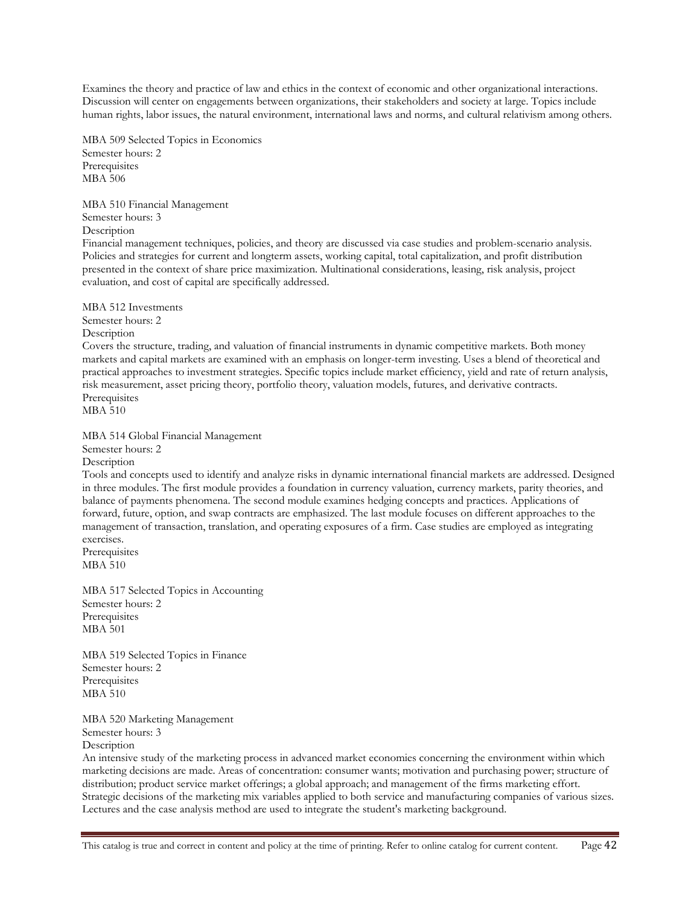Examines the theory and practice of law and ethics in the context of economic and other organizational interactions. Discussion will center on engagements between organizations, their stakeholders and society at large. Topics include human rights, labor issues, the natural environment, international laws and norms, and cultural relativism among others.

MBA 509 Selected Topics in Economics
Semester hours: 2
Prerequisites
MBA 506

MBA 510 Financial Management
Semester hours: 3
Description
Financial management techniques, policies, and theory are discussed via case studies and problem-scenario analysis. Policies and strategies for current and longterm assets, working capital, total capitalization, and profit distribution presented in the context of share price maximization. Multinational considerations, leasing, risk analysis, project evaluation, and cost of capital are specifically addressed.

MBA 512 Investments
Semester hours: 2
Description
Covers the structure, trading, and valuation of financial instruments in dynamic competitive markets. Both money markets and capital markets are examined with an emphasis on longer-term investing. Uses a blend of theoretical and practical approaches to investment strategies. Specific topics include market efficiency, yield and rate of return analysis, risk measurement, asset pricing theory, portfolio theory, valuation models, futures, and derivative contracts.
Prerequisites
MBA 510

MBA 514 Global Financial Management
Semester hours: 2
Description
Tools and concepts used to identify and analyze risks in dynamic international financial markets are addressed. Designed in three modules. The first module provides a foundation in currency valuation, currency markets, parity theories, and balance of payments phenomena. The second module examines hedging concepts and practices. Applications of forward, future, option, and swap contracts are emphasized. The last module focuses on different approaches to the management of transaction, translation, and operating exposures of a firm. Case studies are employed as integrating exercises.
Prerequisites
MBA 510

MBA 517 Selected Topics in Accounting
Semester hours: 2
Prerequisites
MBA 501

MBA 519 Selected Topics in Finance
Semester hours: 2
Prerequisites
MBA 510

MBA 520 Marketing Management
Semester hours: 3
Description
An intensive study of the marketing process in advanced market economies concerning the environment within which marketing decisions are made. Areas of concentration: consumer wants; motivation and purchasing power; structure of distribution; product service market offerings; a global approach; and management of the firms marketing effort. Strategic decisions of the marketing mix variables applied to both service and manufacturing companies of various sizes. Lectures and the case analysis method are used to integrate the student's marketing background.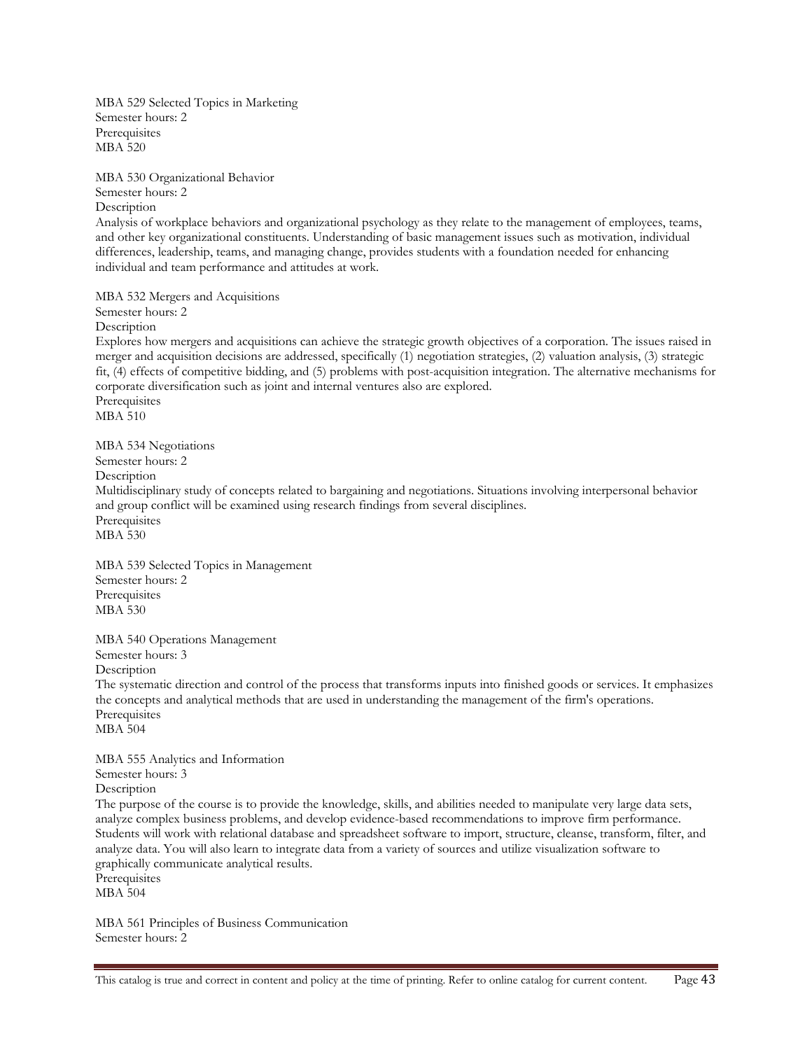MBA 529 Selected Topics in Marketing
Semester hours: 2
Prerequisites
MBA 520

MBA 530 Organizational Behavior
Semester hours: 2
Description
Analysis of workplace behaviors and organizational psychology as they relate to the management of employees, teams, and other key organizational constituents. Understanding of basic management issues such as motivation, individual differences, leadership, teams, and managing change, provides students with a foundation needed for enhancing individual and team performance and attitudes at work.

MBA 532 Mergers and Acquisitions
Semester hours: 2
Description
Explores how mergers and acquisitions can achieve the strategic growth objectives of a corporation. The issues raised in merger and acquisition decisions are addressed, specifically (1) negotiation strategies, (2) valuation analysis, (3) strategic fit, (4) effects of competitive bidding, and (5) problems with post-acquisition integration. The alternative mechanisms for corporate diversification such as joint and internal ventures also are explored.
Prerequisites
MBA 510

MBA 534 Negotiations
Semester hours: 2
Description
Multidisciplinary study of concepts related to bargaining and negotiations. Situations involving interpersonal behavior and group conflict will be examined using research findings from several disciplines.
Prerequisites
MBA 530

MBA 539 Selected Topics in Management
Semester hours: 2
Prerequisites
MBA 530

MBA 540 Operations Management
Semester hours: 3
Description
The systematic direction and control of the process that transforms inputs into finished goods or services. It emphasizes the concepts and analytical methods that are used in understanding the management of the firm's operations.
Prerequisites
MBA 504

MBA 555 Analytics and Information
Semester hours: 3
Description
The purpose of the course is to provide the knowledge, skills, and abilities needed to manipulate very large data sets, analyze complex business problems, and develop evidence-based recommendations to improve firm performance. Students will work with relational database and spreadsheet software to import, structure, cleanse, transform, filter, and analyze data. You will also learn to integrate data from a variety of sources and utilize visualization software to graphically communicate analytical results.
Prerequisites
MBA 504

MBA 561 Principles of Business Communication
Semester hours: 2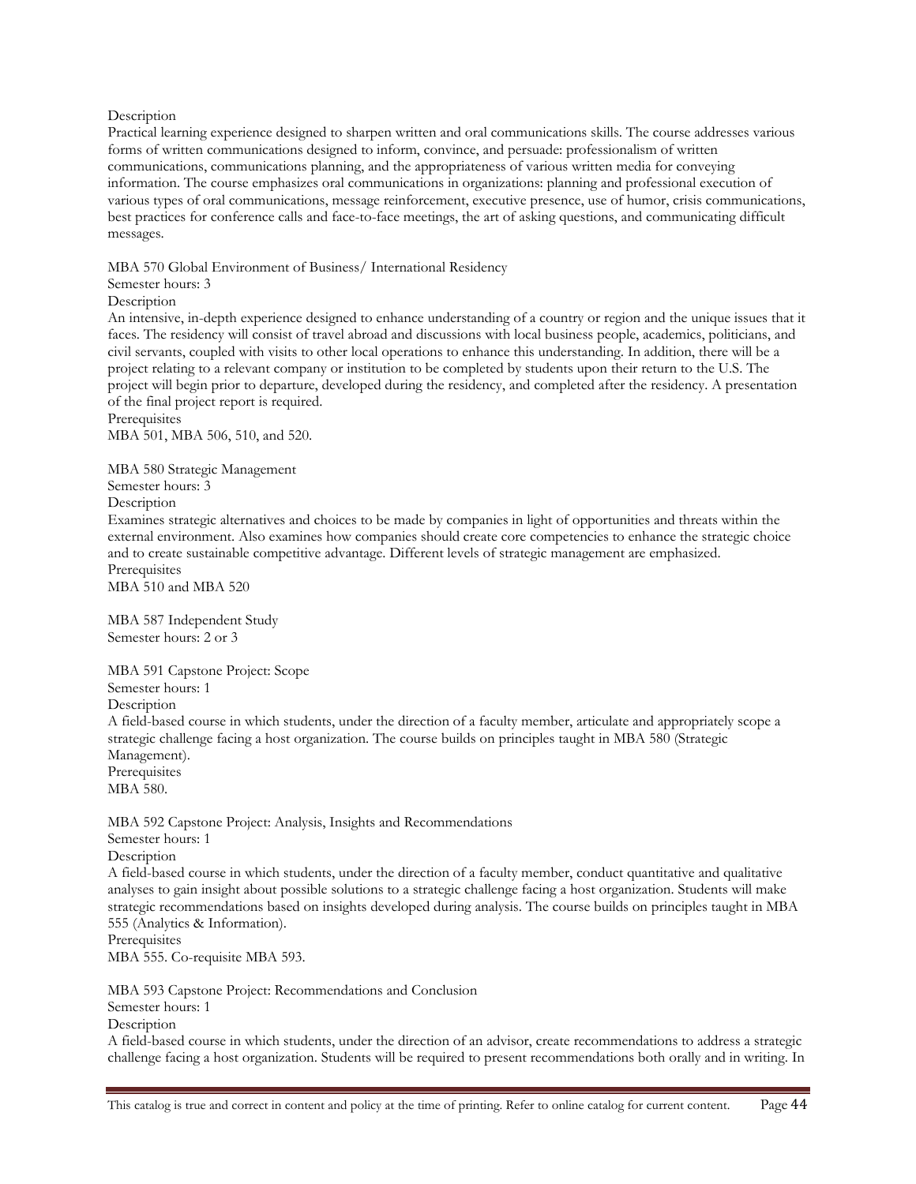Description

Practical learning experience designed to sharpen written and oral communications skills. The course addresses various forms of written communications designed to inform, convince, and persuade: professionalism of written communications, communications planning, and the appropriateness of various written media for conveying information. The course emphasizes oral communications in organizations: planning and professional execution of various types of oral communications, message reinforcement, executive presence, use of humor, crisis communications, best practices for conference calls and face-to-face meetings, the art of asking questions, and communicating difficult messages.

MBA 570 Global Environment of Business/ International Residency

Semester hours: 3

Description

An intensive, in-depth experience designed to enhance understanding of a country or region and the unique issues that it faces. The residency will consist of travel abroad and discussions with local business people, academics, politicians, and civil servants, coupled with visits to other local operations to enhance this understanding. In addition, there will be a project relating to a relevant company or institution to be completed by students upon their return to the U.S. The project will begin prior to departure, developed during the residency, and completed after the residency. A presentation of the final project report is required.

Prerequisites

MBA 501, MBA 506, 510, and 520.

MBA 580 Strategic Management

Semester hours: 3

Description

Examines strategic alternatives and choices to be made by companies in light of opportunities and threats within the external environment. Also examines how companies should create core competencies to enhance the strategic choice and to create sustainable competitive advantage. Different levels of strategic management are emphasized.

Prerequisites

MBA 510 and MBA 520

MBA 587 Independent Study

Semester hours: 2 or 3

MBA 591 Capstone Project: Scope

Semester hours: 1

Description

A field-based course in which students, under the direction of a faculty member, articulate and appropriately scope a strategic challenge facing a host organization. The course builds on principles taught in MBA 580 (Strategic Management).

Prerequisites

MBA 580.

MBA 592 Capstone Project: Analysis, Insights and Recommendations

Semester hours: 1

Description

A field-based course in which students, under the direction of a faculty member, conduct quantitative and qualitative analyses to gain insight about possible solutions to a strategic challenge facing a host organization. Students will make strategic recommendations based on insights developed during analysis. The course builds on principles taught in MBA 555 (Analytics & Information).

Prerequisites

MBA 555. Co-requisite MBA 593.

MBA 593 Capstone Project: Recommendations and Conclusion

Semester hours: 1

Description

A field-based course in which students, under the direction of an advisor, create recommendations to address a strategic challenge facing a host organization. Students will be required to present recommendations both orally and in writing. In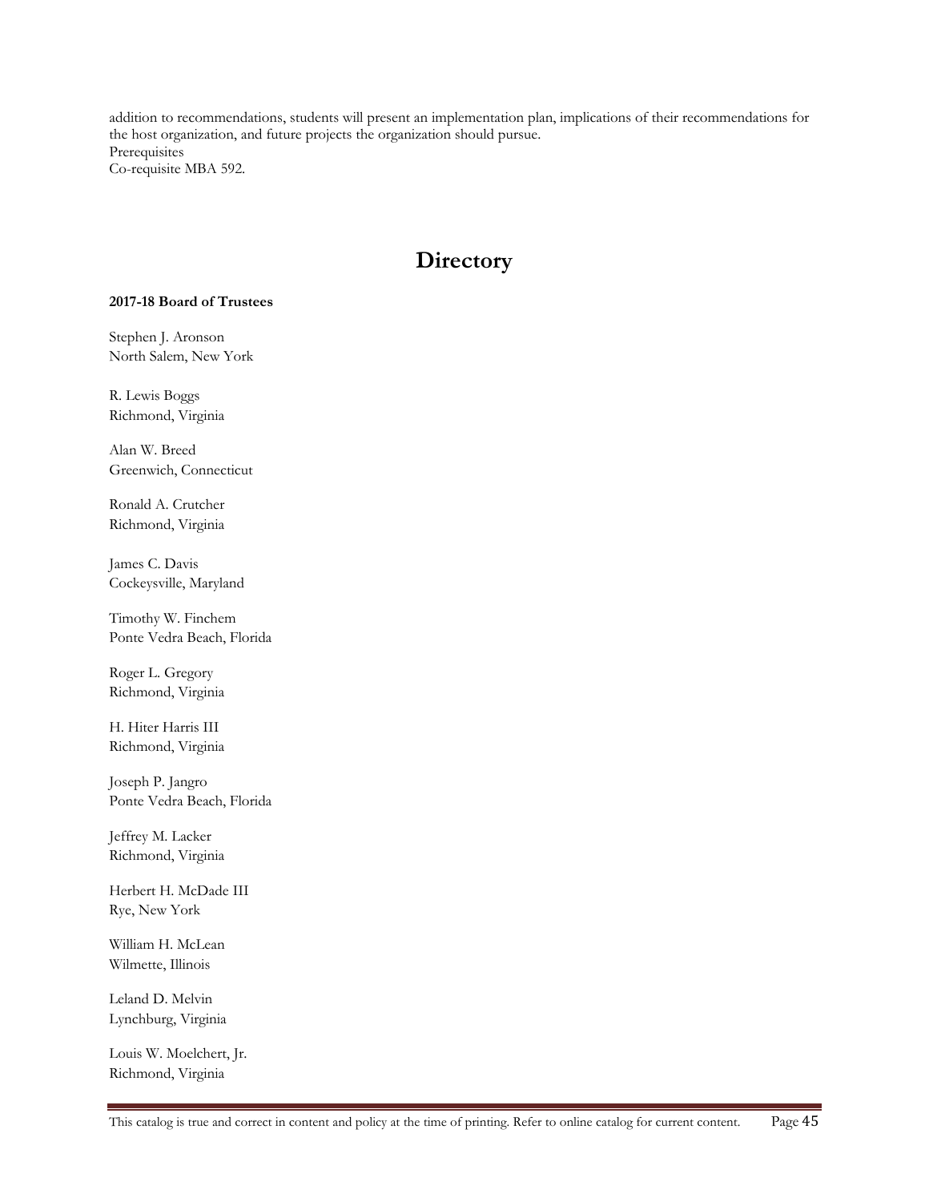addition to recommendations, students will present an implementation plan, implications of their recommendations for the host organization, and future projects the organization should pursue.
Prerequisites
Co-requisite MBA 592.

# Directory

**2017-18 Board of Trustees**

Stephen J. Aronson
North Salem, New York

R. Lewis Boggs
Richmond, Virginia

Alan W. Breed
Greenwich, Connecticut

Ronald A. Crutcher
Richmond, Virginia

James C. Davis
Cockeysville, Maryland

Timothy W. Finchem
Ponte Vedra Beach, Florida

Roger L. Gregory
Richmond, Virginia

H. Hiter Harris III
Richmond, Virginia

Joseph P. Jangro
Ponte Vedra Beach, Florida

Jeffrey M. Lacker
Richmond, Virginia

Herbert H. McDade III
Rye, New York

William H. McLean
Wilmette, Illinois

Leland D. Melvin
Lynchburg, Virginia

Louis W. Moelchert, Jr.
Richmond, Virginia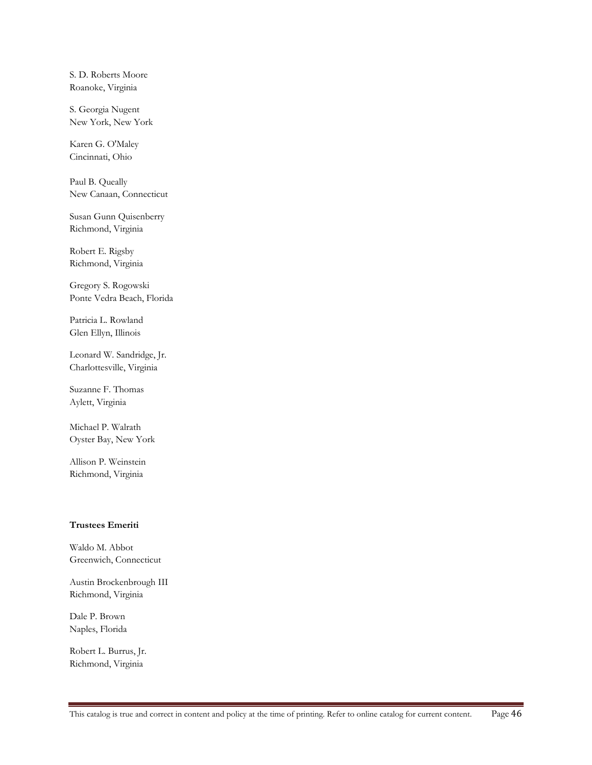S. D. Roberts Moore
Roanoke, Virginia

S. Georgia Nugent
New York, New York

Karen G. O'Maley
Cincinnati, Ohio

Paul B. Queally
New Canaan, Connecticut

Susan Gunn Quisenberry
Richmond, Virginia

Robert E. Rigsby
Richmond, Virginia

Gregory S. Rogowski
Ponte Vedra Beach, Florida

Patricia L. Rowland
Glen Ellyn, Illinois

Leonard W. Sandridge, Jr.
Charlottesville, Virginia

Suzanne F. Thomas
Aylett, Virginia

Michael P. Walrath
Oyster Bay, New York

Allison P. Weinstein
Richmond, Virginia

**Trustees Emeriti**

Waldo M. Abbot
Greenwich, Connecticut

Austin Brockenbrough III
Richmond, Virginia

Dale P. Brown
Naples, Florida

Robert L. Burrus, Jr.
Richmond, Virginia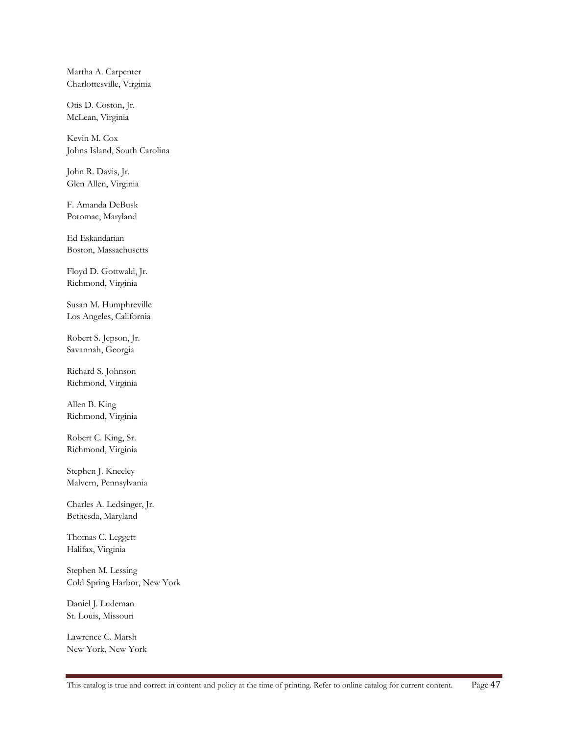Martha A. Carpenter
Charlottesville, Virginia

Otis D. Coston, Jr.
McLean, Virginia

Kevin M. Cox
Johns Island, South Carolina

John R. Davis, Jr.
Glen Allen, Virginia

F. Amanda DeBusk
Potomac, Maryland

Ed Eskandarian
Boston, Massachusetts

Floyd D. Gottwald, Jr.
Richmond, Virginia

Susan M. Humphreville
Los Angeles, California

Robert S. Jepson, Jr.
Savannah, Georgia

Richard S. Johnson
Richmond, Virginia

Allen B. King
Richmond, Virginia

Robert C. King, Sr.
Richmond, Virginia

Stephen J. Kneeley
Malvern, Pennsylvania

Charles A. Ledsinger, Jr.
Bethesda, Maryland

Thomas C. Leggett
Halifax, Virginia

Stephen M. Lessing
Cold Spring Harbor, New York

Daniel J. Ludeman
St. Louis, Missouri

Lawrence C. Marsh
New York, New York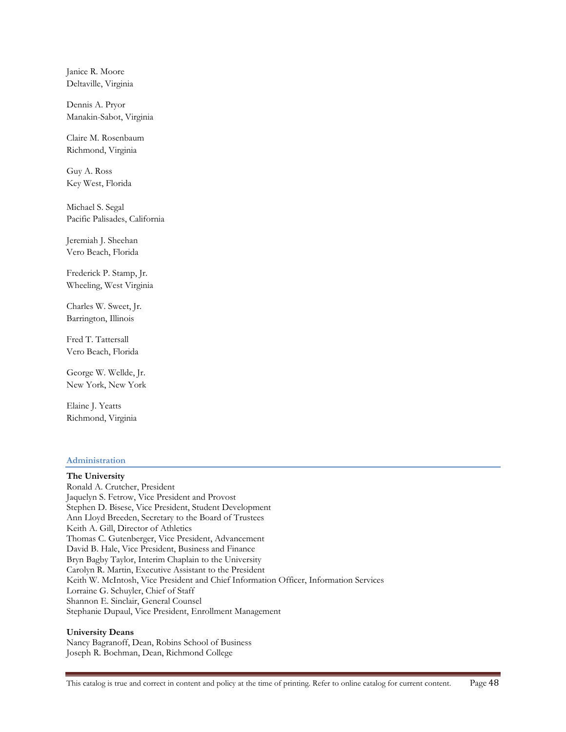Janice R. Moore
Deltaville, Virginia

Dennis A. Pryor
Manakin-Sabot, Virginia

Claire M. Rosenbaum
Richmond, Virginia

Guy A. Ross
Key West, Florida

Michael S. Segal
Pacific Palisades, California

Jeremiah J. Sheehan
Vero Beach, Florida

Frederick P. Stamp, Jr.
Wheeling, West Virginia

Charles W. Sweet, Jr.
Barrington, Illinois

Fred T. Tattersall
Vero Beach, Florida

George W. Wellde, Jr.
New York, New York

Elaine J. Yeatts
Richmond, Virginia

## Administration

**The University**
Ronald A. Crutcher, President
Jaquelyn S. Fetrow, Vice President and Provost
Stephen D. Bisese, Vice President, Student Development
Ann Lloyd Breeden, Secretary to the Board of Trustees
Keith A. Gill, Director of Athletics
Thomas C. Gutenberger, Vice President, Advancement
David B. Hale, Vice President, Business and Finance
Bryn Bagby Taylor, Interim Chaplain to the University
Carolyn R. Martin, Executive Assistant to the President
Keith W. McIntosh, Vice President and Chief Information Officer, Information Services
Lorraine G. Schuyler, Chief of Staff
Shannon E. Sinclair, General Counsel
Stephanie Dupaul, Vice President, Enrollment Management

**University Deans**
Nancy Bagranoff, Dean, Robins School of Business
Joseph R. Boehman, Dean, Richmond College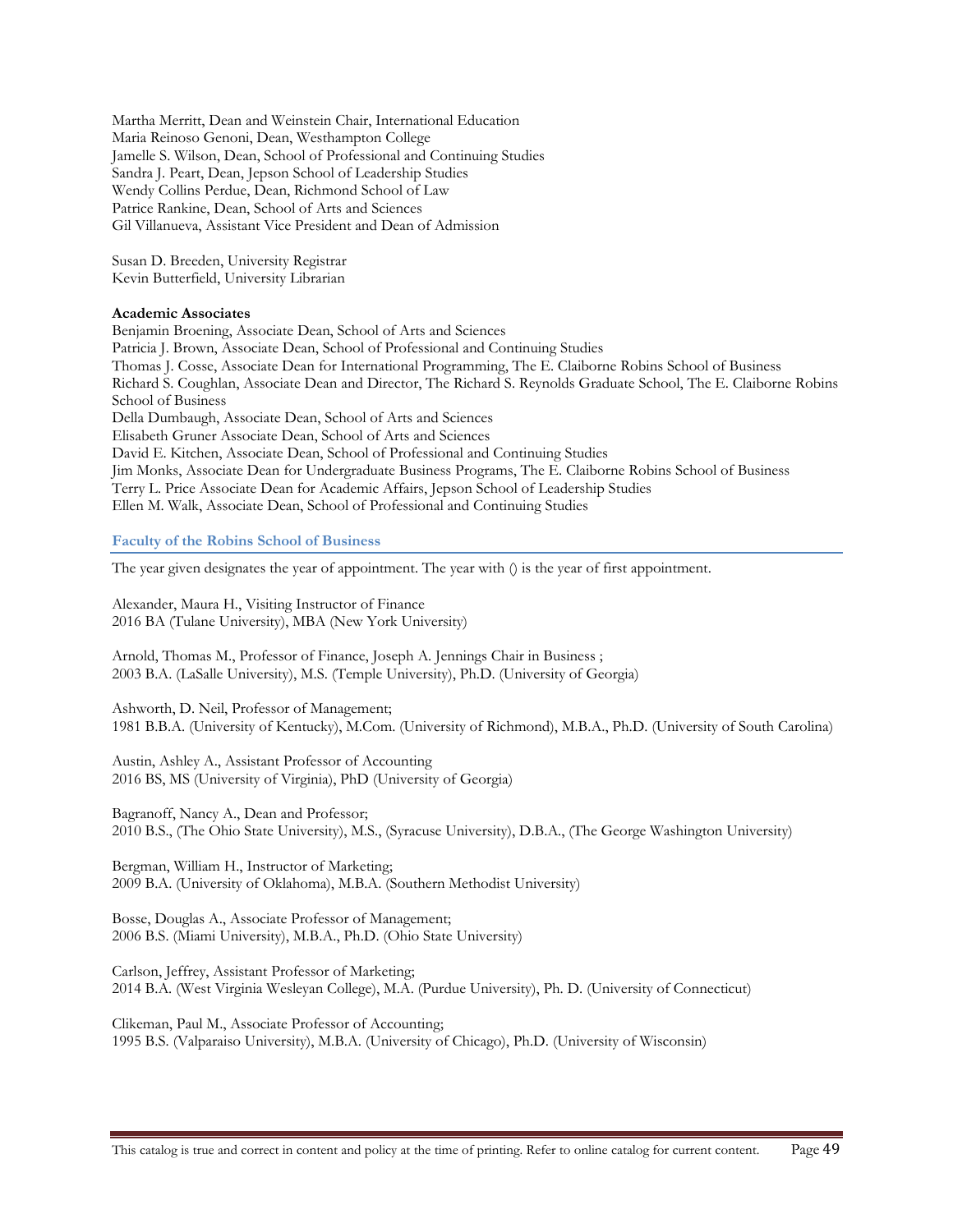Martha Merritt, Dean and Weinstein Chair, International Education
Maria Reinoso Genoni, Dean, Westhampton College
Jamelle S. Wilson, Dean, School of Professional and Continuing Studies
Sandra J. Peart, Dean, Jepson School of Leadership Studies
Wendy Collins Perdue, Dean, Richmond School of Law
Patrice Rankine, Dean, School of Arts and Sciences
Gil Villanueva, Assistant Vice President and Dean of Admission

Susan D. Breeden, University Registrar
Kevin Butterfield, University Librarian

**Academic Associates**
Benjamin Broening, Associate Dean, School of Arts and Sciences
Patricia J. Brown, Associate Dean, School of Professional and Continuing Studies
Thomas J. Cosse, Associate Dean for International Programming, The E. Claiborne Robins School of Business
Richard S. Coughlan, Associate Dean and Director, The Richard S. Reynolds Graduate School, The E. Claiborne Robins School of Business
Della Dumbaugh, Associate Dean, School of Arts and Sciences
Elisabeth Gruner Associate Dean, School of Arts and Sciences
David E. Kitchen, Associate Dean, School of Professional and Continuing Studies
Jim Monks, Associate Dean for Undergraduate Business Programs, The E. Claiborne Robins School of Business
Terry L. Price Associate Dean for Academic Affairs, Jepson School of Leadership Studies
Ellen M. Walk, Associate Dean, School of Professional and Continuing Studies

### Faculty of the Robins School of Business

The year given designates the year of appointment. The year with () is the year of first appointment.

Alexander, Maura H., Visiting Instructor of Finance
2016 BA (Tulane University), MBA (New York University)

Arnold, Thomas M., Professor of Finance, Joseph A. Jennings Chair in Business ;
2003 B.A. (LaSalle University), M.S. (Temple University), Ph.D. (University of Georgia)

Ashworth, D. Neil, Professor of Management;
1981 B.B.A. (University of Kentucky), M.Com. (University of Richmond), M.B.A., Ph.D. (University of South Carolina)

Austin, Ashley A., Assistant Professor of Accounting
2016 BS, MS (University of Virginia), PhD (University of Georgia)

Bagranoff, Nancy A., Dean and Professor;
2010 B.S., (The Ohio State University), M.S., (Syracuse University), D.B.A., (The George Washington University)

Bergman, William H., Instructor of Marketing;
2009 B.A. (University of Oklahoma), M.B.A. (Southern Methodist University)

Bosse, Douglas A., Associate Professor of Management;
2006 B.S. (Miami University), M.B.A., Ph.D. (Ohio State University)

Carlson, Jeffrey, Assistant Professor of Marketing;
2014 B.A. (West Virginia Wesleyan College), M.A. (Purdue University), Ph. D. (University of Connecticut)

Clikeman, Paul M., Associate Professor of Accounting;
1995 B.S. (Valparaiso University), M.B.A. (University of Chicago), Ph.D. (University of Wisconsin)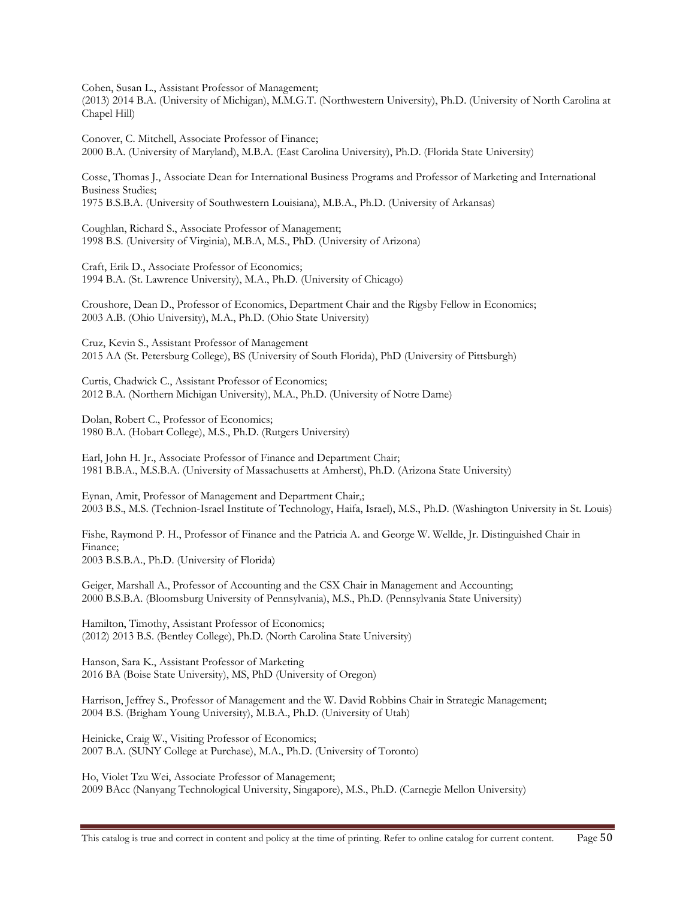Cohen, Susan L., Assistant Professor of Management;
(2013) 2014 B.A. (University of Michigan), M.M.G.T. (Northwestern University), Ph.D. (University of North Carolina at Chapel Hill)

Conover, C. Mitchell, Associate Professor of Finance;
2000 B.A. (University of Maryland), M.B.A. (East Carolina University), Ph.D. (Florida State University)

Cosse, Thomas J., Associate Dean for International Business Programs and Professor of Marketing and International Business Studies;
1975 B.S.B.A. (University of Southwestern Louisiana), M.B.A., Ph.D. (University of Arkansas)

Coughlan, Richard S., Associate Professor of Management;
1998 B.S. (University of Virginia), M.B.A, M.S., PhD. (University of Arizona)

Craft, Erik D., Associate Professor of Economics;
1994 B.A. (St. Lawrence University), M.A., Ph.D. (University of Chicago)

Croushore, Dean D., Professor of Economics, Department Chair and the Rigsby Fellow in Economics;
2003 A.B. (Ohio University), M.A., Ph.D. (Ohio State University)

Cruz, Kevin S., Assistant Professor of Management
2015 AA (St. Petersburg College), BS (University of South Florida), PhD (University of Pittsburgh)

Curtis, Chadwick C., Assistant Professor of Economics;
2012 B.A. (Northern Michigan University), M.A., Ph.D. (University of Notre Dame)

Dolan, Robert C., Professor of Economics;
1980 B.A. (Hobart College), M.S., Ph.D. (Rutgers University)

Earl, John H. Jr., Associate Professor of Finance and Department Chair;
1981 B.B.A., M.S.B.A. (University of Massachusetts at Amherst), Ph.D. (Arizona State University)

Eynan, Amit, Professor of Management and Department Chair,;
2003 B.S., M.S. (Technion-Israel Institute of Technology, Haifa, Israel), M.S., Ph.D. (Washington University in St. Louis)

Fishe, Raymond P. H., Professor of Finance and the Patricia A. and George W. Wellde, Jr. Distinguished Chair in Finance;
2003 B.S.B.A., Ph.D. (University of Florida)

Geiger, Marshall A., Professor of Accounting and the CSX Chair in Management and Accounting;
2000 B.S.B.A. (Bloomsburg University of Pennsylvania), M.S., Ph.D. (Pennsylvania State University)

Hamilton, Timothy, Assistant Professor of Economics;
(2012) 2013 B.S. (Bentley College), Ph.D. (North Carolina State University)

Hanson, Sara K., Assistant Professor of Marketing
2016 BA (Boise State University), MS, PhD (University of Oregon)

Harrison, Jeffrey S., Professor of Management and the W. David Robbins Chair in Strategic Management;
2004 B.S. (Brigham Young University), M.B.A., Ph.D. (University of Utah)

Heinicke, Craig W., Visiting Professor of Economics;
2007 B.A. (SUNY College at Purchase), M.A., Ph.D. (University of Toronto)

Ho, Violet Tzu Wei, Associate Professor of Management;
2009 BAcc (Nanyang Technological University, Singapore), M.S., Ph.D. (Carnegie Mellon University)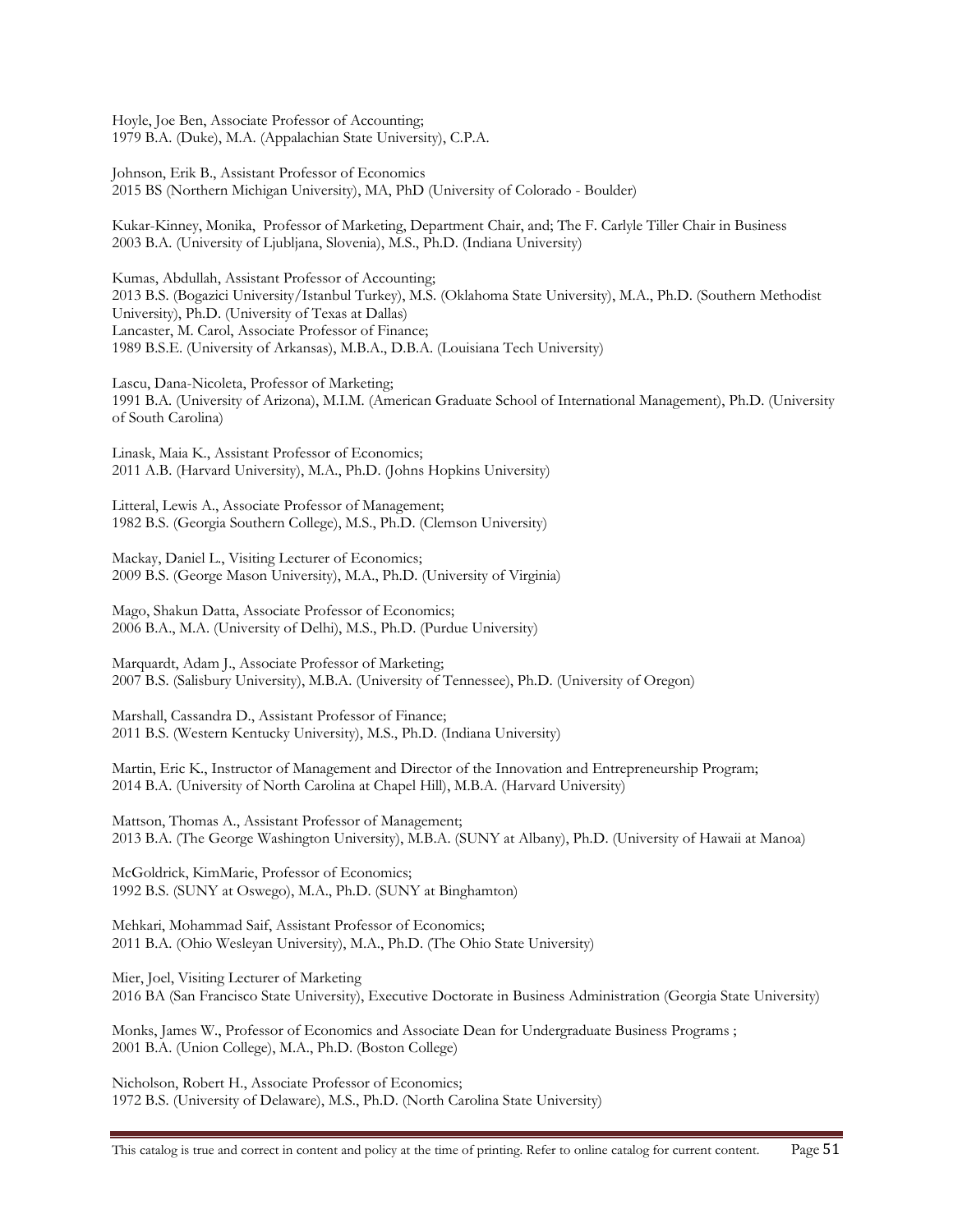Hoyle, Joe Ben, Associate Professor of Accounting;
1979 B.A. (Duke), M.A. (Appalachian State University), C.P.A.

Johnson, Erik B., Assistant Professor of Economics
2015 BS (Northern Michigan University), MA, PhD (University of Colorado - Boulder)

Kukar-Kinney, Monika, Professor of Marketing, Department Chair, and; The F. Carlyle Tiller Chair in Business
2003 B.A. (University of Ljubljana, Slovenia), M.S., Ph.D. (Indiana University)

Kumas, Abdullah, Assistant Professor of Accounting;
2013 B.S. (Bogazici University/Istanbul Turkey), M.S. (Oklahoma State University), M.A., Ph.D. (Southern Methodist University), Ph.D. (University of Texas at Dallas)

Lancaster, M. Carol, Associate Professor of Finance;
1989 B.S.E. (University of Arkansas), M.B.A., D.B.A. (Louisiana Tech University)

Lascu, Dana-Nicoleta, Professor of Marketing;
1991 B.A. (University of Arizona), M.I.M. (American Graduate School of International Management), Ph.D. (University of South Carolina)

Linask, Maia K., Assistant Professor of Economics;
2011 A.B. (Harvard University), M.A., Ph.D. (Johns Hopkins University)

Litteral, Lewis A., Associate Professor of Management;
1982 B.S. (Georgia Southern College), M.S., Ph.D. (Clemson University)

Mackay, Daniel L., Visiting Lecturer of Economics;
2009 B.S. (George Mason University), M.A., Ph.D. (University of Virginia)

Mago, Shakun Datta, Associate Professor of Economics;
2006 B.A., M.A. (University of Delhi), M.S., Ph.D. (Purdue University)

Marquardt, Adam J., Associate Professor of Marketing;
2007 B.S. (Salisbury University), M.B.A. (University of Tennessee), Ph.D. (University of Oregon)

Marshall, Cassandra D., Assistant Professor of Finance;
2011 B.S. (Western Kentucky University), M.S., Ph.D. (Indiana University)

Martin, Eric K., Instructor of Management and Director of the Innovation and Entrepreneurship Program;
2014 B.A. (University of North Carolina at Chapel Hill), M.B.A. (Harvard University)

Mattson, Thomas A., Assistant Professor of Management;
2013 B.A. (The George Washington University), M.B.A. (SUNY at Albany), Ph.D. (University of Hawaii at Manoa)

McGoldrick, KimMarie, Professor of Economics;
1992 B.S. (SUNY at Oswego), M.A., Ph.D. (SUNY at Binghamton)

Mehkari, Mohammad Saif, Assistant Professor of Economics;
2011 B.A. (Ohio Wesleyan University), M.A., Ph.D. (The Ohio State University)

Mier, Joel, Visiting Lecturer of Marketing
2016 BA (San Francisco State University), Executive Doctorate in Business Administration (Georgia State University)

Monks, James W., Professor of Economics and Associate Dean for Undergraduate Business Programs ;
2001 B.A. (Union College), M.A., Ph.D. (Boston College)

Nicholson, Robert H., Associate Professor of Economics;
1972 B.S. (University of Delaware), M.S., Ph.D. (North Carolina State University)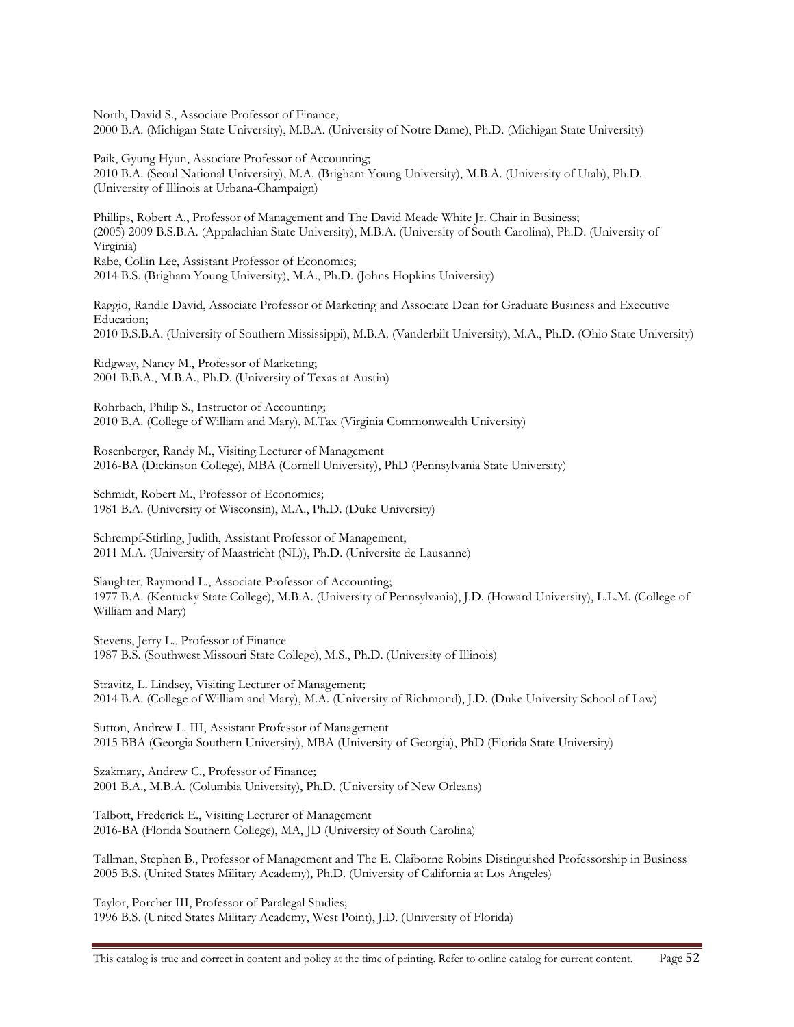North, David S., Associate Professor of Finance;
2000 B.A. (Michigan State University), M.B.A. (University of Notre Dame), Ph.D. (Michigan State University)

Paik, Gyung Hyun, Associate Professor of Accounting;
2010 B.A. (Seoul National University), M.A. (Brigham Young University), M.B.A. (University of Utah), Ph.D. (University of Illinois at Urbana-Champaign)

Phillips, Robert A., Professor of Management and The David Meade White Jr. Chair in Business;
(2005) 2009 B.S.B.A. (Appalachian State University), M.B.A. (University of South Carolina), Ph.D. (University of Virginia)
Rabe, Collin Lee, Assistant Professor of Economics;
2014 B.S. (Brigham Young University), M.A., Ph.D. (Johns Hopkins University)

Raggio, Randle David, Associate Professor of Marketing and Associate Dean for Graduate Business and Executive Education;
2010 B.S.B.A. (University of Southern Mississippi), M.B.A. (Vanderbilt University), M.A., Ph.D. (Ohio State University)

Ridgway, Nancy M., Professor of Marketing;
2001 B.B.A., M.B.A., Ph.D. (University of Texas at Austin)

Rohrbach, Philip S., Instructor of Accounting;
2010 B.A. (College of William and Mary), M.Tax (Virginia Commonwealth University)

Rosenberger, Randy M., Visiting Lecturer of Management
2016-BA (Dickinson College), MBA (Cornell University), PhD (Pennsylvania State University)

Schmidt, Robert M., Professor of Economics;
1981 B.A. (University of Wisconsin), M.A., Ph.D. (Duke University)

Schrempf-Stirling, Judith, Assistant Professor of Management;
2011 M.A. (University of Maastricht (NL)), Ph.D. (Universite de Lausanne)

Slaughter, Raymond L., Associate Professor of Accounting;
1977 B.A. (Kentucky State College), M.B.A. (University of Pennsylvania), J.D. (Howard University), L.L.M. (College of William and Mary)

Stevens, Jerry L., Professor of Finance
1987 B.S. (Southwest Missouri State College), M.S., Ph.D. (University of Illinois)

Stravitz, L. Lindsey, Visiting Lecturer of Management;
2014 B.A. (College of William and Mary), M.A. (University of Richmond), J.D. (Duke University School of Law)

Sutton, Andrew L. III, Assistant Professor of Management
2015 BBA (Georgia Southern University), MBA (University of Georgia), PhD (Florida State University)

Szakmary, Andrew C., Professor of Finance;
2001 B.A., M.B.A. (Columbia University), Ph.D. (University of New Orleans)

Talbott, Frederick E., Visiting Lecturer of Management
2016-BA (Florida Southern College), MA, JD (University of South Carolina)

Tallman, Stephen B., Professor of Management and The E. Claiborne Robins Distinguished Professorship in Business
2005 B.S. (United States Military Academy), Ph.D. (University of California at Los Angeles)

Taylor, Porcher III, Professor of Paralegal Studies;
1996 B.S. (United States Military Academy, West Point), J.D. (University of Florida)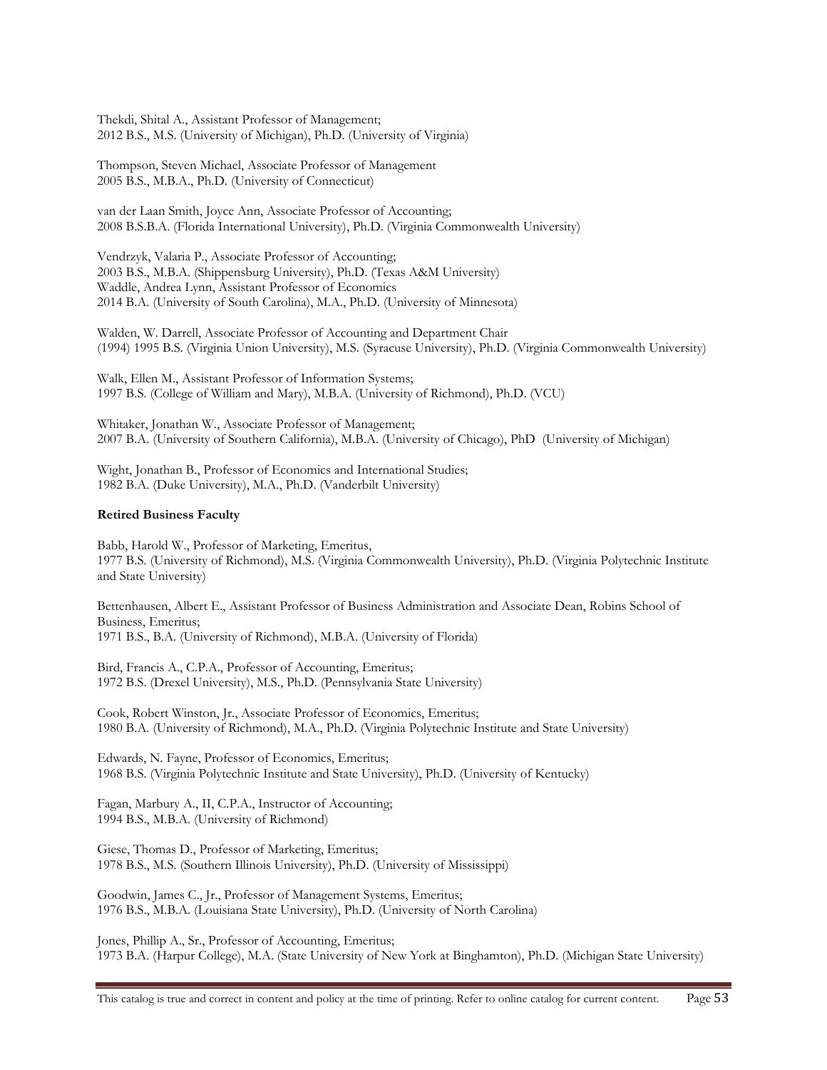Thekdi, Shital A., Assistant Professor of Management;
2012 B.S., M.S. (University of Michigan), Ph.D. (University of Virginia)

Thompson, Steven Michael, Associate Professor of Management
2005 B.S., M.B.A., Ph.D. (University of Connecticut)

van der Laan Smith, Joyce Ann, Associate Professor of Accounting;
2008 B.S.B.A. (Florida International University), Ph.D. (Virginia Commonwealth University)

Vendrzyk, Valaria P., Associate Professor of Accounting;
2003 B.S., M.B.A. (Shippensburg University), Ph.D. (Texas A&M University)
Waddle, Andrea Lynn, Assistant Professor of Economics
2014 B.A. (University of South Carolina), M.A., Ph.D. (University of Minnesota)

Walden, W. Darrell, Associate Professor of Accounting and Department Chair
(1994) 1995 B.S. (Virginia Union University), M.S. (Syracuse University), Ph.D. (Virginia Commonwealth University)

Walk, Ellen M., Assistant Professor of Information Systems;
1997 B.S. (College of William and Mary), M.B.A. (University of Richmond), Ph.D. (VCU)

Whitaker, Jonathan W., Associate Professor of Management;
2007 B.A. (University of Southern California), M.B.A. (University of Chicago), PhD (University of Michigan)

Wight, Jonathan B., Professor of Economics and International Studies;
1982 B.A. (Duke University), M.A., Ph.D. (Vanderbilt University)

**Retired Business Faculty**

Babb, Harold W., Professor of Marketing, Emeritus,
1977 B.S. (University of Richmond), M.S. (Virginia Commonwealth University), Ph.D. (Virginia Polytechnic Institute and State University)

Bettenhausen, Albert E., Assistant Professor of Business Administration and Associate Dean, Robins School of Business, Emeritus;
1971 B.S., B.A. (University of Richmond), M.B.A. (University of Florida)

Bird, Francis A., C.P.A., Professor of Accounting, Emeritus;
1972 B.S. (Drexel University), M.S., Ph.D. (Pennsylvania State University)

Cook, Robert Winston, Jr., Associate Professor of Economics, Emeritus;
1980 B.A. (University of Richmond), M.A., Ph.D. (Virginia Polytechnic Institute and State University)

Edwards, N. Fayne, Professor of Economics, Emeritus;
1968 B.S. (Virginia Polytechnic Institute and State University), Ph.D. (University of Kentucky)

Fagan, Marbury A., II, C.P.A., Instructor of Accounting;
1994 B.S., M.B.A. (University of Richmond)

Giese, Thomas D., Professor of Marketing, Emeritus;
1978 B.S., M.S. (Southern Illinois University), Ph.D. (University of Mississippi)

Goodwin, James C., Jr., Professor of Management Systems, Emeritus;
1976 B.S., M.B.A. (Louisiana State University), Ph.D. (University of North Carolina)

Jones, Phillip A., Sr., Professor of Accounting, Emeritus;
1973 B.A. (Harpur College), M.A. (State University of New York at Binghamton), Ph.D. (Michigan State University)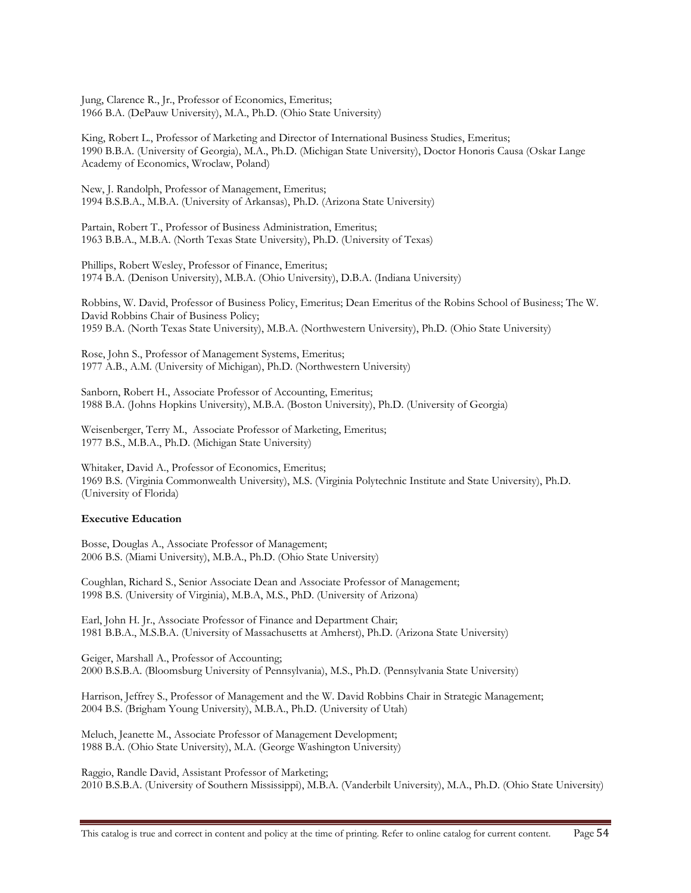Jung, Clarence R., Jr., Professor of Economics, Emeritus;
1966 B.A. (DePauw University), M.A., Ph.D. (Ohio State University)

King, Robert L., Professor of Marketing and Director of International Business Studies, Emeritus;
1990 B.B.A. (University of Georgia), M.A., Ph.D. (Michigan State University), Doctor Honoris Causa (Oskar Lange Academy of Economics, Wroclaw, Poland)

New, J. Randolph, Professor of Management, Emeritus;
1994 B.S.B.A., M.B.A. (University of Arkansas), Ph.D. (Arizona State University)

Partain, Robert T., Professor of Business Administration, Emeritus;
1963 B.B.A., M.B.A. (North Texas State University), Ph.D. (University of Texas)

Phillips, Robert Wesley, Professor of Finance, Emeritus;
1974 B.A. (Denison University), M.B.A. (Ohio University), D.B.A. (Indiana University)

Robbins, W. David, Professor of Business Policy, Emeritus; Dean Emeritus of the Robins School of Business; The W. David Robbins Chair of Business Policy;
1959 B.A. (North Texas State University), M.B.A. (Northwestern University), Ph.D. (Ohio State University)

Rose, John S., Professor of Management Systems, Emeritus;
1977 A.B., A.M. (University of Michigan), Ph.D. (Northwestern University)

Sanborn, Robert H., Associate Professor of Accounting, Emeritus;
1988 B.A. (Johns Hopkins University), M.B.A. (Boston University), Ph.D. (University of Georgia)

Weisenberger, Terry M., Associate Professor of Marketing, Emeritus;
1977 B.S., M.B.A., Ph.D. (Michigan State University)

Whitaker, David A., Professor of Economics, Emeritus;
1969 B.S. (Virginia Commonwealth University), M.S. (Virginia Polytechnic Institute and State University), Ph.D. (University of Florida)

**Executive Education**

Bosse, Douglas A., Associate Professor of Management;
2006 B.S. (Miami University), M.B.A., Ph.D. (Ohio State University)

Coughlan, Richard S., Senior Associate Dean and Associate Professor of Management;
1998 B.S. (University of Virginia), M.B.A, M.S., PhD. (University of Arizona)

Earl, John H. Jr., Associate Professor of Finance and Department Chair;
1981 B.B.A., M.S.B.A. (University of Massachusetts at Amherst), Ph.D. (Arizona State University)

Geiger, Marshall A., Professor of Accounting;
2000 B.S.B.A. (Bloomsburg University of Pennsylvania), M.S., Ph.D. (Pennsylvania State University)

Harrison, Jeffrey S., Professor of Management and the W. David Robbins Chair in Strategic Management;
2004 B.S. (Brigham Young University), M.B.A., Ph.D. (University of Utah)

Meluch, Jeanette M., Associate Professor of Management Development;
1988 B.A. (Ohio State University), M.A. (George Washington University)

Raggio, Randle David, Assistant Professor of Marketing;
2010 B.S.B.A. (University of Southern Mississippi), M.B.A. (Vanderbilt University), M.A., Ph.D. (Ohio State University)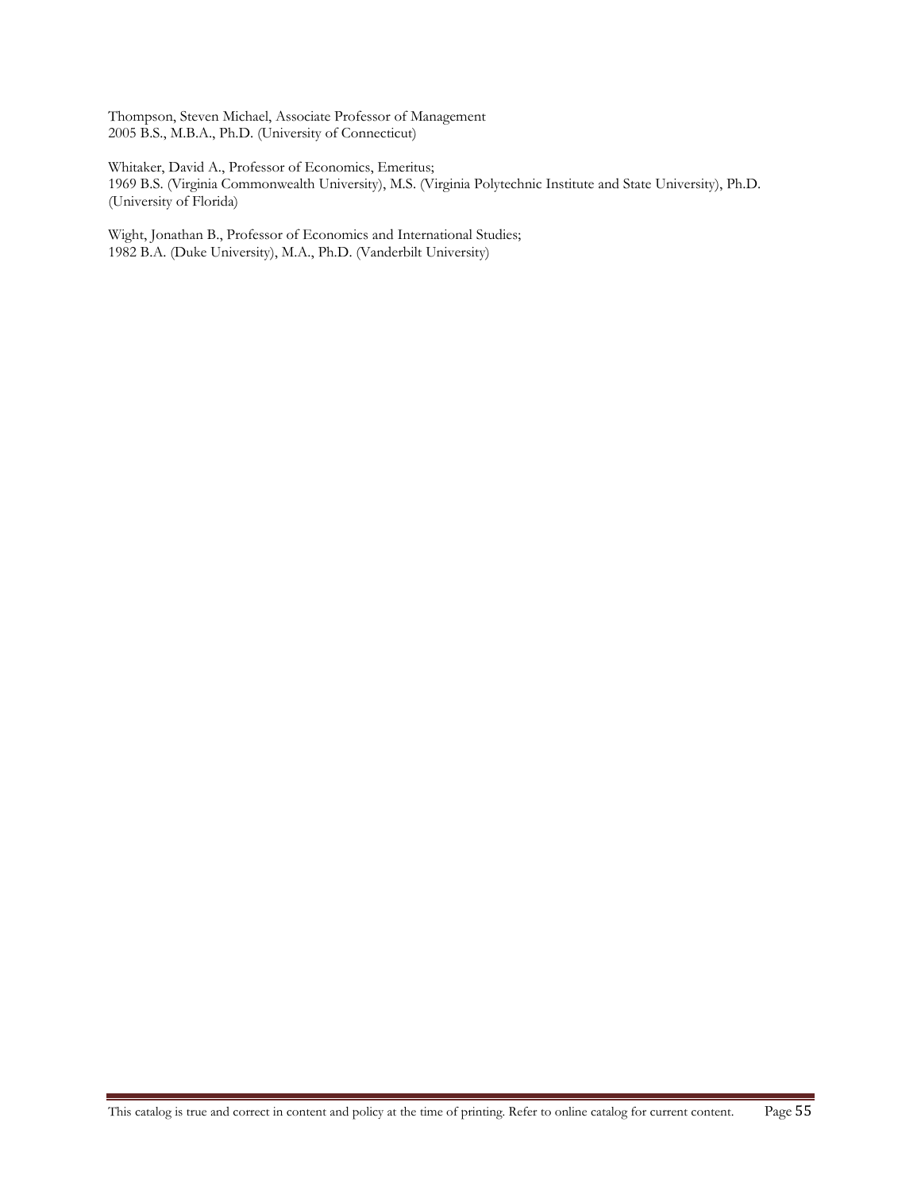Thompson, Steven Michael, Associate Professor of Management
2005 B.S., M.B.A., Ph.D. (University of Connecticut)

Whitaker, David A., Professor of Economics, Emeritus;
1969 B.S. (Virginia Commonwealth University), M.S. (Virginia Polytechnic Institute and State University), Ph.D. (University of Florida)

Wight, Jonathan B., Professor of Economics and International Studies;
1982 B.A. (Duke University), M.A., Ph.D. (Vanderbilt University)